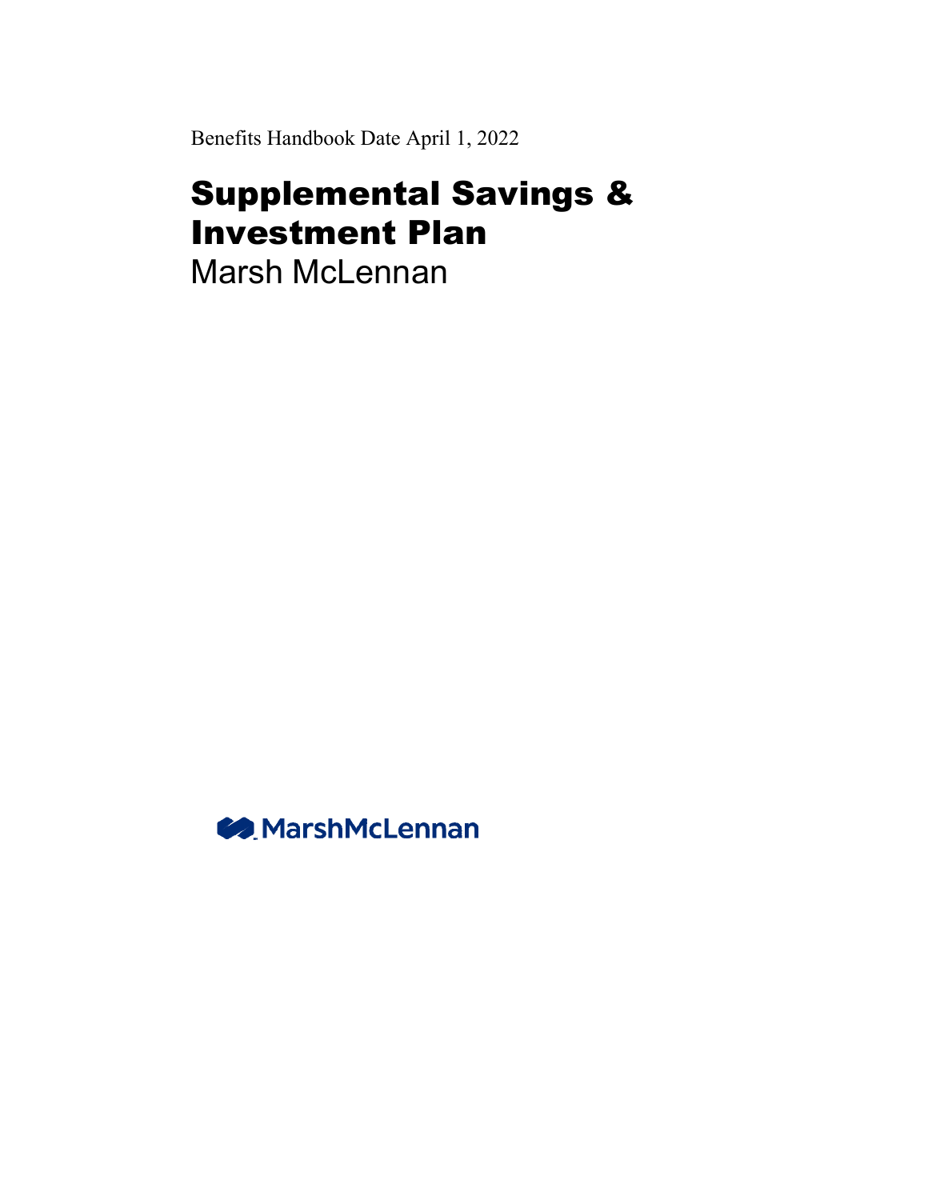Benefits Handbook Date April 1, 2022

# Supplemental Savings & Investment Plan

Marsh McLennan

MarshMcLennan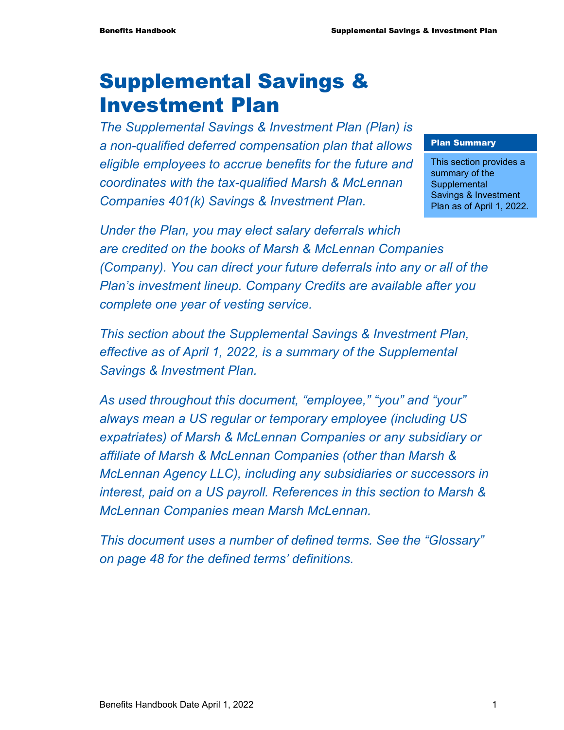# Supplemental Savings & Investment Plan

*The Supplemental Savings & Investment Plan (Plan) is a non-qualified deferred compensation plan that allows eligible employees to accrue benefits for the future and coordinates with the tax-qualified Marsh & McLennan Companies 401(k) Savings & Investment Plan.*

**Plan Summary**

This section provides a summary of the Supplemental Savings & Investment Plan as of April 1, 2022.

*Under the Plan, you may elect salary deferrals which are credited on the books of Marsh & McLennan Companies (Company). You can direct your future deferrals into any or all of the Plan's investment lineup. Company Credits are available after you complete one year of vesting service.*

*This section about the Supplemental Savings & Investment Plan, effective as of April 1, 2022, is a summary of the Supplemental Savings & Investment Plan.*

*As used throughout this document, "employee," "you" and "your" always mean a US regular or temporary employee (including US expatriates) of Marsh & McLennan Companies or any subsidiary or affiliate of Marsh & McLennan Companies (other than Marsh & McLennan Agency LLC), including any subsidiaries or successors in interest, paid on a US payroll. References in this section to Marsh & McLennan Companies mean Marsh McLennan.*

*This document uses a number of defined terms. See the "Glossary" on page 48 for the defined terms' definitions.*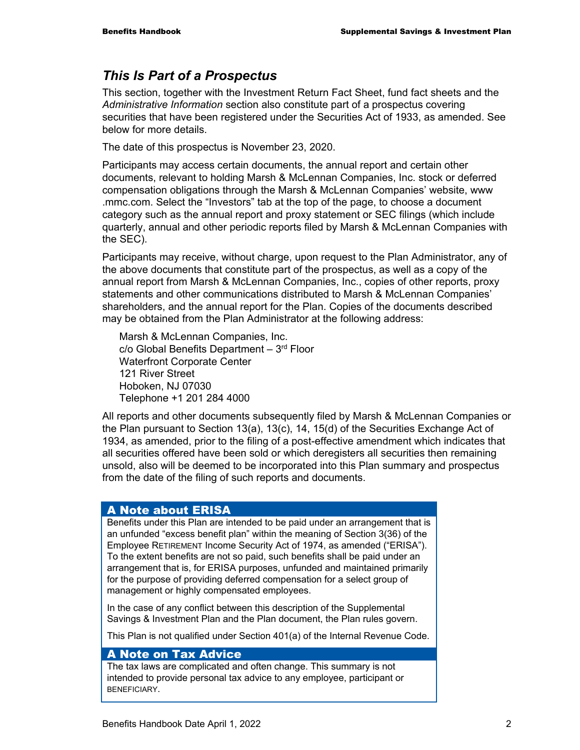## *This Is Part of a Prospectus*

This section, together with the Investment Return Fact Sheet, fund fact sheets and the *Administrative Information* section also constitute part of a prospectus covering securities that have been registered under the Securities Act of 1933, as amended. See below for more details.

The date of this prospectus is November 23, 2020.

Participants may access certain documents, the annual report and certain other documents, relevant to holding Marsh & McLennan Companies, Inc. stock or deferred compensation obligations through the Marsh & McLennan Companies' website, www.mmc.com. Select the "Investors" tab at the top of the page, to choose a document category such as the annual report and proxy statement or SEC filings (which include quarterly, annual and other periodic reports filed by Marsh & McLennan Companies with the SEC).

Participants may receive, without charge, upon request to the Plan Administrator, any of the above documents that constitute part of the prospectus, as well as a copy of the annual report from Marsh & McLennan Companies, Inc., copies of other reports, proxy statements and other communications distributed to Marsh & McLennan Companies' shareholders, and the annual report for the Plan. Copies of the documents described may be obtained from the Plan Administrator at the following address:

Marsh & McLennan Companies, Inc.
c/o Global Benefits Department – 3rd Floor
Waterfront Corporate Center
121 River Street
Hoboken, NJ 07030
Telephone +1 201 284 4000

All reports and other documents subsequently filed by Marsh & McLennan Companies or the Plan pursuant to Section 13(a), 13(c), 14, 15(d) of the Securities Exchange Act of 1934, as amended, prior to the filing of a post-effective amendment which indicates that all securities offered have been sold or which deregisters all securities then remaining unsold, also will be deemed to be incorporated into this Plan summary and prospectus from the date of the filing of such reports and documents.

### A Note about ERISA

Benefits under this Plan are intended to be paid under an arrangement that is an unfunded "excess benefit plan" within the meaning of Section 3(36) of the Employee RETIREMENT Income Security Act of 1974, as amended ("ERISA"). To the extent benefits are not so paid, such benefits shall be paid under an arrangement that is, for ERISA purposes, unfunded and maintained primarily for the purpose of providing deferred compensation for a select group of management or highly compensated employees.

In the case of any conflict between this description of the Supplemental Savings & Investment Plan and the Plan document, the Plan rules govern.

This Plan is not qualified under Section 401(a) of the Internal Revenue Code.

### A Note on Tax Advice

The tax laws are complicated and often change. This summary is not intended to provide personal tax advice to any employee, participant or BENEFICIARY.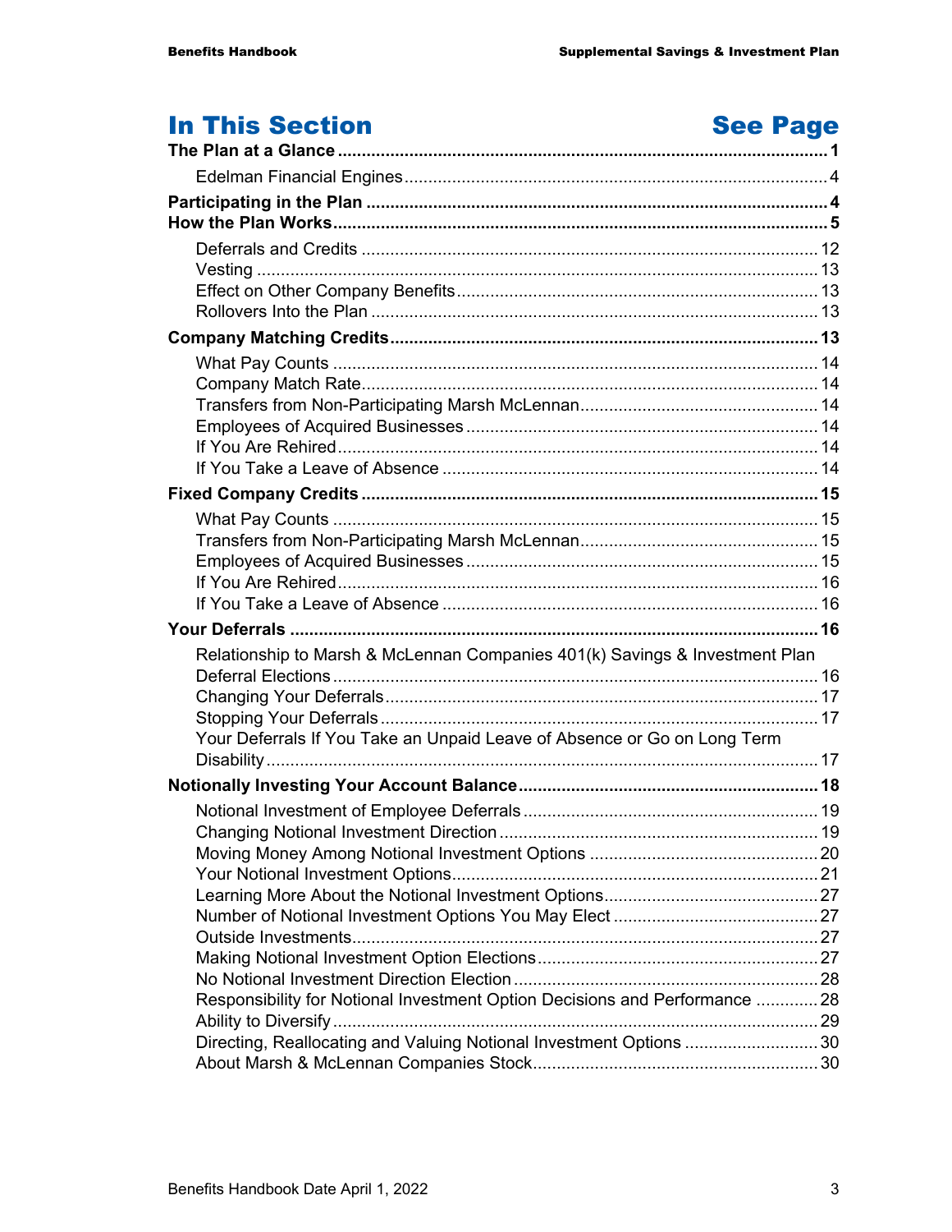| In This Section | See Page |
|---|---|
| **The Plan at a Glance** | **1** |
| Edelman Financial Engines | 4 |
| **Participating in the Plan** | **4** |
| **How the Plan Works** | **5** |
| Deferrals and Credits | 12 |
| Vesting | 13 |
| Effect on Other Company Benefits | 13 |
| Rollovers Into the Plan | 13 |
| **Company Matching Credits** | **13** |
| What Pay Counts | 14 |
| Company Match Rate | 14 |
| Transfers from Non-Participating Marsh McLennan | 14 |
| Employees of Acquired Businesses | 14 |
| If You Are Rehired | 14 |
| If You Take a Leave of Absence | 14 |
| **Fixed Company Credits** | **15** |
| What Pay Counts | 15 |
| Transfers from Non-Participating Marsh McLennan | 15 |
| Employees of Acquired Businesses | 15 |
| If You Are Rehired | 16 |
| If You Take a Leave of Absence | 16 |
| **Your Deferrals** | **16** |
| Relationship to Marsh & McLennan Companies 401(k) Savings & Investment Plan Deferral Elections | 16 |
| Changing Your Deferrals | 17 |
| Stopping Your Deferrals | 17 |
| Your Deferrals If You Take an Unpaid Leave of Absence or Go on Long Term Disability | 17 |
| **Notionally Investing Your Account Balance** | **18** |
| Notional Investment of Employee Deferrals | 19 |
| Changing Notional Investment Direction | 19 |
| Moving Money Among Notional Investment Options | 20 |
| Your Notional Investment Options | 21 |
| Learning More About the Notional Investment Options | 27 |
| Number of Notional Investment Options You May Elect | 27 |
| Outside Investments | 27 |
| Making Notional Investment Option Elections | 27 |
| No Notional Investment Direction Election | 28 |
| Responsibility for Notional Investment Option Decisions and Performance | 28 |
| Ability to Diversify | 29 |
| Directing, Reallocating and Valuing Notional Investment Options | 30 |
| About Marsh & McLennan Companies Stock | 30 |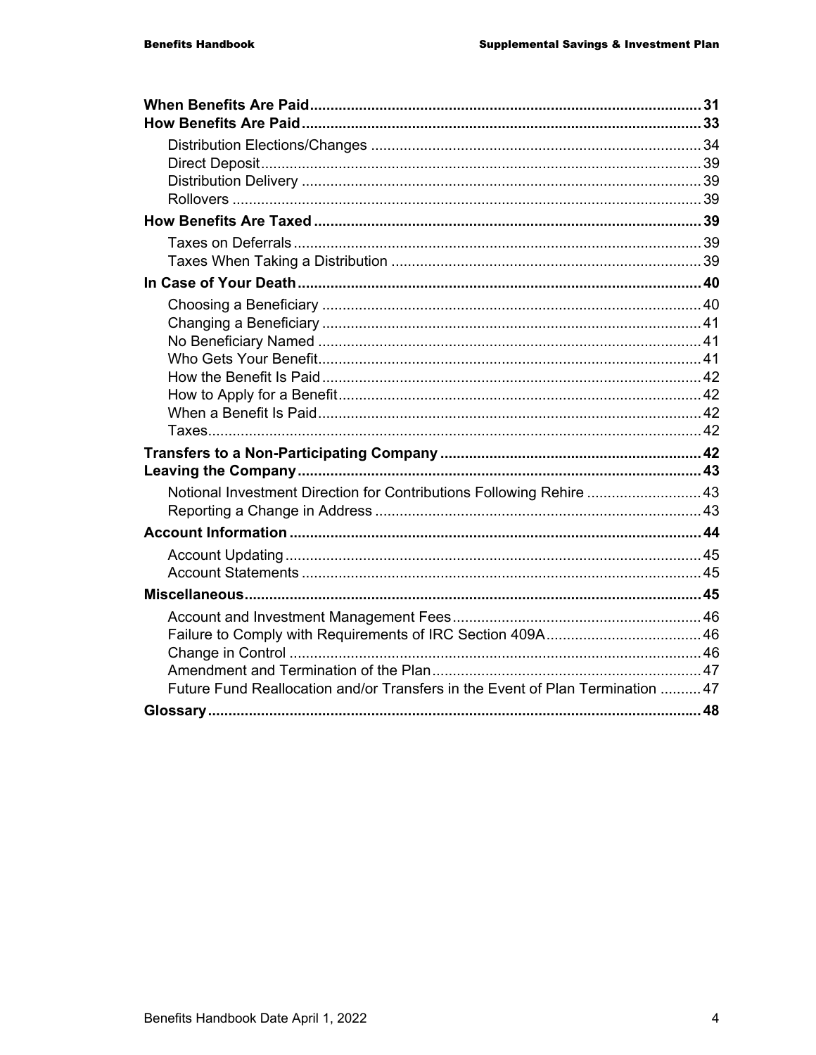**When Benefits Are Paid** ..... 31
**How Benefits Are Paid** ..... 33

- Distribution Elections/Changes ..... 34
- Direct Deposit ..... 39
- Distribution Delivery ..... 39
- Rollovers ..... 39

**How Benefits Are Taxed** ..... 39

- Taxes on Deferrals ..... 39
- Taxes When Taking a Distribution ..... 39

**In Case of Your Death** ..... 40

- Choosing a Beneficiary ..... 40
- Changing a Beneficiary ..... 41
- No Beneficiary Named ..... 41
- Who Gets Your Benefit ..... 41
- How the Benefit Is Paid ..... 42
- How to Apply for a Benefit ..... 42
- When a Benefit Is Paid ..... 42
- Taxes ..... 42

**Transfers to a Non-Participating Company** ..... 42
**Leaving the Company** ..... 43

- Notional Investment Direction for Contributions Following Rehire ..... 43
- Reporting a Change in Address ..... 43

**Account Information** ..... 44

- Account Updating ..... 45
- Account Statements ..... 45

**Miscellaneous** ..... 45

- Account and Investment Management Fees ..... 46
- Failure to Comply with Requirements of IRC Section 409A ..... 46
- Change in Control ..... 46
- Amendment and Termination of the Plan ..... 47
- Future Fund Reallocation and/or Transfers in the Event of Plan Termination ..... 47

**Glossary** ..... 48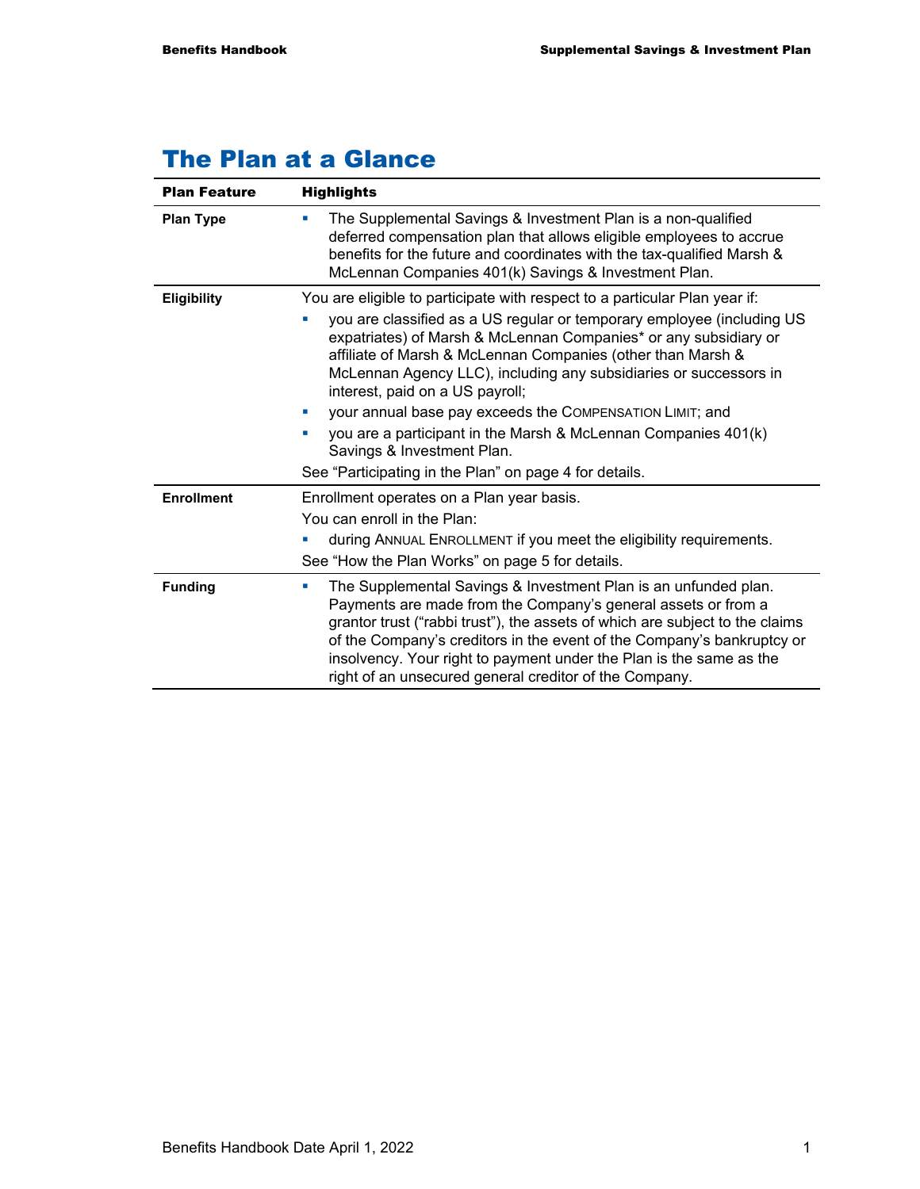# The Plan at a Glance

| Plan Feature | Highlights |
|---|---|
| **Plan Type** | ▪ The Supplemental Savings & Investment Plan is a non-qualified deferred compensation plan that allows eligible employees to accrue benefits for the future and coordinates with the tax-qualified Marsh & McLennan Companies 401(k) Savings & Investment Plan. |
| **Eligibility** | You are eligible to participate with respect to a particular Plan year if:<br>▪ you are classified as a US regular or temporary employee (including US expatriates) of Marsh & McLennan Companies* or any subsidiary or affiliate of Marsh & McLennan Companies (other than Marsh & McLennan Agency LLC), including any subsidiaries or successors in interest, paid on a US payroll;<br>▪ your annual base pay exceeds the COMPENSATION LIMIT; and<br>▪ you are a participant in the Marsh & McLennan Companies 401(k) Savings & Investment Plan.<br>See "Participating in the Plan" on page 4 for details. |
| **Enrollment** | Enrollment operates on a Plan year basis.<br>You can enroll in the Plan:<br>▪ during ANNUAL ENROLLMENT if you meet the eligibility requirements.<br>See "How the Plan Works" on page 5 for details. |
| **Funding** | ▪ The Supplemental Savings & Investment Plan is an unfunded plan. Payments are made from the Company's general assets or from a grantor trust ("rabbi trust"), the assets of which are subject to the claims of the Company's creditors in the event of the Company's bankruptcy or insolvency. Your right to payment under the Plan is the same as the right of an unsecured general creditor of the Company. |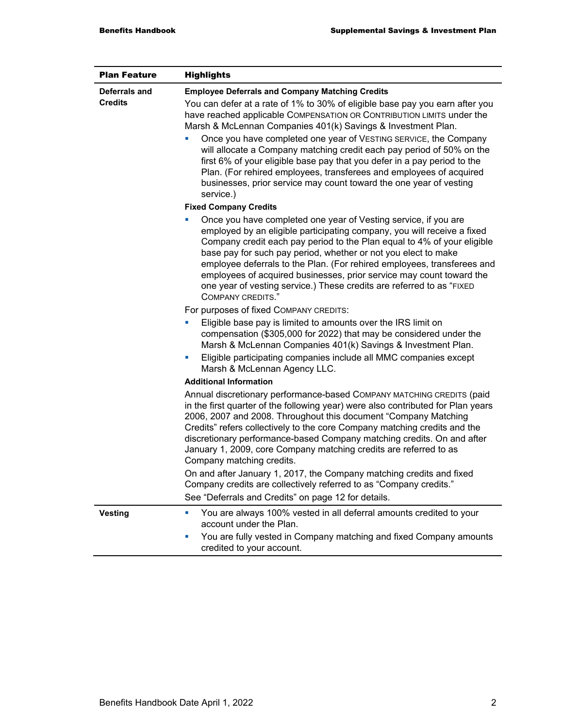| Plan Feature | Highlights |
| --- | --- |
| **Deferrals and Credits** | **Employee Deferrals and Company Matching Credits**<br><br>You can defer at a rate of 1% to 30% of eligible base pay you earn after you have reached applicable COMPENSATION OR CONTRIBUTION LIMITS under the Marsh & McLennan Companies 401(k) Savings & Investment Plan.<br><br>▪ Once you have completed one year of VESTING SERVICE, the Company will allocate a Company matching credit each pay period of 50% on the first 6% of your eligible base pay that you defer in a pay period to the Plan. (For rehired employees, transferees and employees of acquired businesses, prior service may count toward the one year of vesting service.)<br><br>**Fixed Company Credits**<br><br>▪ Once you have completed one year of Vesting service, if you are employed by an eligible participating company, you will receive a fixed Company credit each pay period to the Plan equal to 4% of your eligible base pay for such pay period, whether or not you elect to make employee deferrals to the Plan. (For rehired employees, transferees and employees of acquired businesses, prior service may count toward the one year of vesting service.) These credits are referred to as "FIXED COMPANY CREDITS."<br><br>For purposes of fixed COMPANY CREDITS:<br><br>▪ Eligible base pay is limited to amounts over the IRS limit on compensation ($305,000 for 2022) that may be considered under the Marsh & McLennan Companies 401(k) Savings & Investment Plan.<br>▪ Eligible participating companies include all MMC companies except Marsh & McLennan Agency LLC.<br><br>**Additional Information**<br><br>Annual discretionary performance-based COMPANY MATCHING CREDITS (paid in the first quarter of the following year) were also contributed for Plan years 2006, 2007 and 2008. Throughout this document "Company Matching Credits" refers collectively to the core Company matching credits and the discretionary performance-based Company matching credits. On and after January 1, 2009, core Company matching credits are referred to as Company matching credits.<br><br>On and after January 1, 2017, the Company matching credits and fixed Company credits are collectively referred to as "Company credits."<br><br>See "Deferrals and Credits" on page 12 for details. |
| **Vesting** | ▪ You are always 100% vested in all deferral amounts credited to your account under the Plan.<br>▪ You are fully vested in Company matching and fixed Company amounts credited to your account. |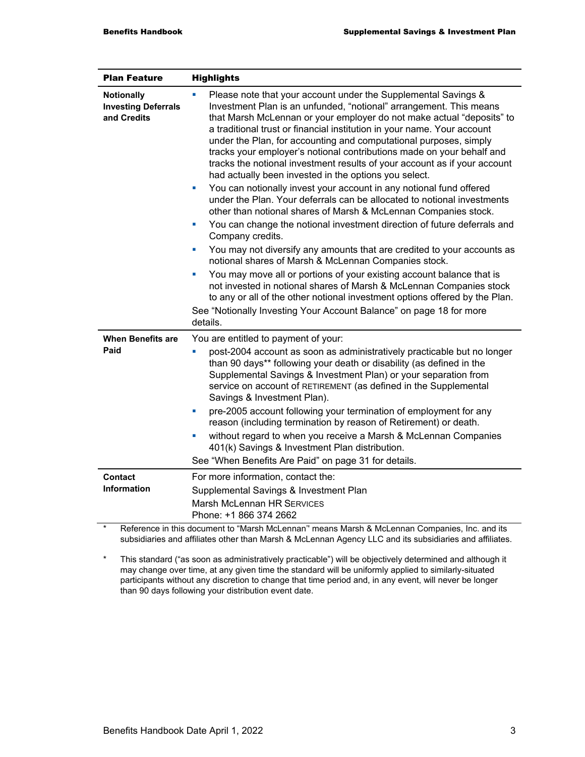| Plan Feature | Highlights |
|---|---|
| **Notionally Investing Deferrals and Credits** | ▪ Please note that your account under the Supplemental Savings & Investment Plan is an unfunded, "notional" arrangement. This means that Marsh McLennan or your employer do not make actual "deposits" to a traditional trust or financial institution in your name. Your account under the Plan, for accounting and computational purposes, simply tracks your employer's notional contributions made on your behalf and tracks the notional investment results of your account as if your account had actually been invested in the options you select.<br>▪ You can notionally invest your account in any notional fund offered under the Plan. Your deferrals can be allocated to notional investments other than notional shares of Marsh & McLennan Companies stock.<br>▪ You can change the notional investment direction of future deferrals and Company credits.<br>▪ You may not diversify any amounts that are credited to your accounts as notional shares of Marsh & McLennan Companies stock.<br>▪ You may move all or portions of your existing account balance that is not invested in notional shares of Marsh & McLennan Companies stock to any or all of the other notional investment options offered by the Plan.<br>See "Notionally Investing Your Account Balance" on page 18 for more details. |
| **When Benefits are Paid** | You are entitled to payment of your:<br>▪ post-2004 account as soon as administratively practicable but no longer than 90 days** following your death or disability (as defined in the Supplemental Savings & Investment Plan) or your separation from service on account of RETIREMENT (as defined in the Supplemental Savings & Investment Plan).<br>▪ pre-2005 account following your termination of employment for any reason (including termination by reason of Retirement) or death.<br>▪ without regard to when you receive a Marsh & McLennan Companies 401(k) Savings & Investment Plan distribution.<br>See "When Benefits Are Paid" on page 31 for details. |
| **Contact Information** | For more information, contact the:<br>Supplemental Savings & Investment Plan<br>Marsh McLennan HR SERVICES<br>Phone: +1 866 374 2662 |

\* Reference in this document to "Marsh McLennan" means Marsh & McLennan Companies, Inc. and its subsidiaries and affiliates other than Marsh & McLennan Agency LLC and its subsidiaries and affiliates.

\* This standard ("as soon as administratively practicable") will be objectively determined and although it may change over time, at any given time the standard will be uniformly applied to similarly-situated participants without any discretion to change that time period and, in any event, will never be longer than 90 days following your distribution event date.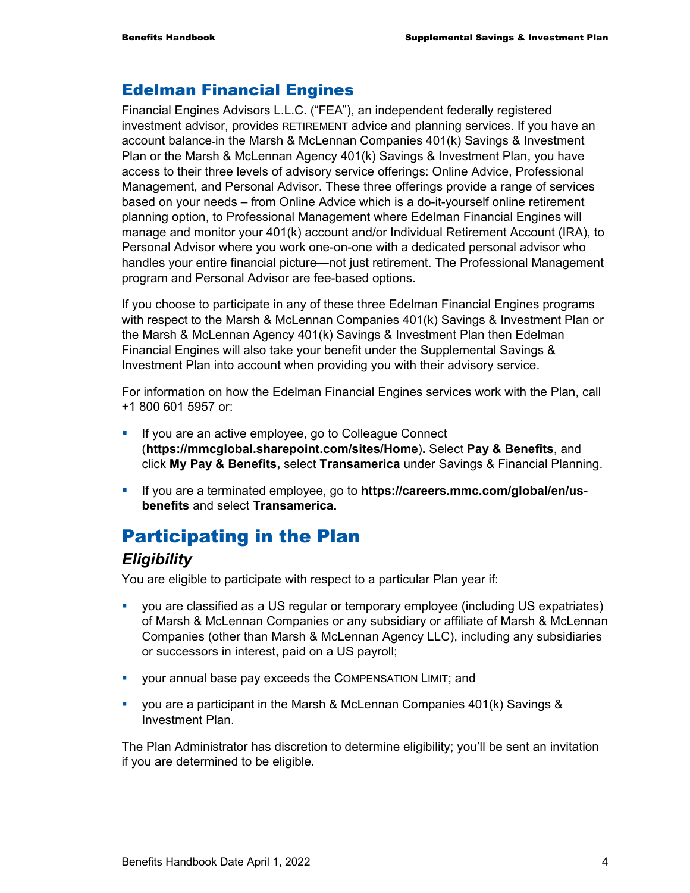## Edelman Financial Engines

Financial Engines Advisors L.L.C. ("FEA"), an independent federally registered investment advisor, provides RETIREMENT advice and planning services. If you have an account balance in the Marsh & McLennan Companies 401(k) Savings & Investment Plan or the Marsh & McLennan Agency 401(k) Savings & Investment Plan, you have access to their three levels of advisory service offerings: Online Advice, Professional Management, and Personal Advisor. These three offerings provide a range of services based on your needs – from Online Advice which is a do-it-yourself online retirement planning option, to Professional Management where Edelman Financial Engines will manage and monitor your 401(k) account and/or Individual Retirement Account (IRA), to Personal Advisor where you work one-on-one with a dedicated personal advisor who handles your entire financial picture—not just retirement. The Professional Management program and Personal Advisor are fee-based options.

If you choose to participate in any of these three Edelman Financial Engines programs with respect to the Marsh & McLennan Companies 401(k) Savings & Investment Plan or the Marsh & McLennan Agency 401(k) Savings & Investment Plan then Edelman Financial Engines will also take your benefit under the Supplemental Savings & Investment Plan into account when providing you with their advisory service.

For information on how the Edelman Financial Engines services work with the Plan, call +1 800 601 5957 or:

- If you are an active employee, go to Colleague Connect (**https://mmcglobal.sharepoint.com/sites/Home**)**.** Select **Pay & Benefits**, and click **My Pay & Benefits,** select **Transamerica** under Savings & Financial Planning.
- If you are a terminated employee, go to **https://careers.mmc.com/global/en/us-benefits** and select **Transamerica.**

# Participating in the Plan

### *Eligibility*

You are eligible to participate with respect to a particular Plan year if:

- you are classified as a US regular or temporary employee (including US expatriates) of Marsh & McLennan Companies or any subsidiary or affiliate of Marsh & McLennan Companies (other than Marsh & McLennan Agency LLC), including any subsidiaries or successors in interest, paid on a US payroll;
- your annual base pay exceeds the COMPENSATION LIMIT; and
- you are a participant in the Marsh & McLennan Companies 401(k) Savings & Investment Plan.

The Plan Administrator has discretion to determine eligibility; you'll be sent an invitation if you are determined to be eligible.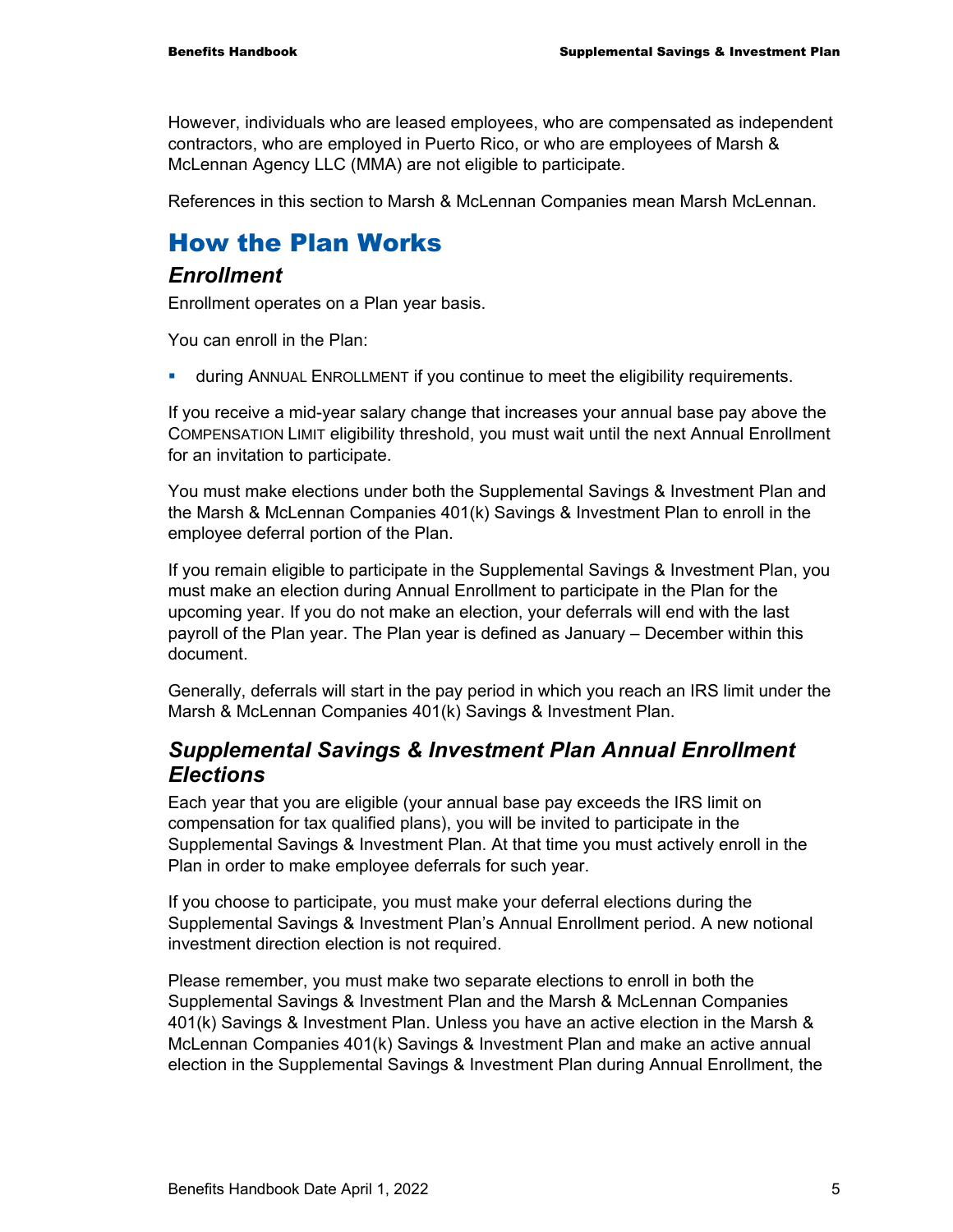However, individuals who are leased employees, who are compensated as independent contractors, who are employed in Puerto Rico, or who are employees of Marsh & McLennan Agency LLC (MMA) are not eligible to participate.

References in this section to Marsh & McLennan Companies mean Marsh McLennan.

# How the Plan Works

## *Enrollment*

Enrollment operates on a Plan year basis.

You can enroll in the Plan:

- during ANNUAL ENROLLMENT if you continue to meet the eligibility requirements.

If you receive a mid-year salary change that increases your annual base pay above the COMPENSATION LIMIT eligibility threshold, you must wait until the next Annual Enrollment for an invitation to participate.

You must make elections under both the Supplemental Savings & Investment Plan and the Marsh & McLennan Companies 401(k) Savings & Investment Plan to enroll in the employee deferral portion of the Plan.

If you remain eligible to participate in the Supplemental Savings & Investment Plan, you must make an election during Annual Enrollment to participate in the Plan for the upcoming year. If you do not make an election, your deferrals will end with the last payroll of the Plan year. The Plan year is defined as January – December within this document.

Generally, deferrals will start in the pay period in which you reach an IRS limit under the Marsh & McLennan Companies 401(k) Savings & Investment Plan.

## *Supplemental Savings & Investment Plan Annual Enrollment Elections*

Each year that you are eligible (your annual base pay exceeds the IRS limit on compensation for tax qualified plans), you will be invited to participate in the Supplemental Savings & Investment Plan. At that time you must actively enroll in the Plan in order to make employee deferrals for such year.

If you choose to participate, you must make your deferral elections during the Supplemental Savings & Investment Plan's Annual Enrollment period. A new notional investment direction election is not required.

Please remember, you must make two separate elections to enroll in both the Supplemental Savings & Investment Plan and the Marsh & McLennan Companies 401(k) Savings & Investment Plan. Unless you have an active election in the Marsh & McLennan Companies 401(k) Savings & Investment Plan and make an active annual election in the Supplemental Savings & Investment Plan during Annual Enrollment, the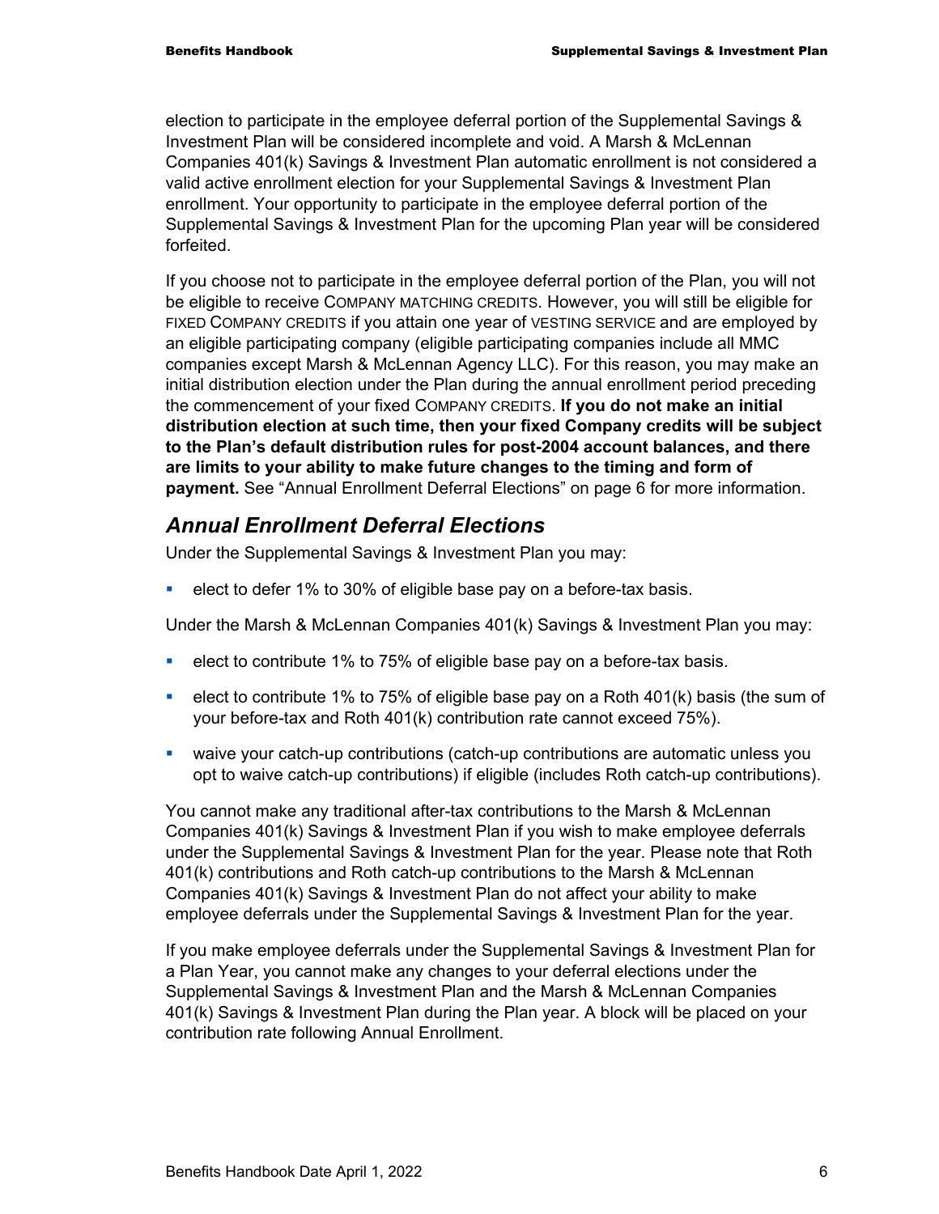election to participate in the employee deferral portion of the Supplemental Savings & Investment Plan will be considered incomplete and void. A Marsh & McLennan Companies 401(k) Savings & Investment Plan automatic enrollment is not considered a valid active enrollment election for your Supplemental Savings & Investment Plan enrollment. Your opportunity to participate in the employee deferral portion of the Supplemental Savings & Investment Plan for the upcoming Plan year will be considered forfeited.

If you choose not to participate in the employee deferral portion of the Plan, you will not be eligible to receive COMPANY MATCHING CREDITS. However, you will still be eligible for FIXED COMPANY CREDITS if you attain one year of VESTING SERVICE and are employed by an eligible participating company (eligible participating companies include all MMC companies except Marsh & McLennan Agency LLC). For this reason, you may make an initial distribution election under the Plan during the annual enrollment period preceding the commencement of your fixed COMPANY CREDITS. **If you do not make an initial distribution election at such time, then your fixed Company credits will be subject to the Plan's default distribution rules for post-2004 account balances, and there are limits to your ability to make future changes to the timing and form of payment.** See "Annual Enrollment Deferral Elections" on page 6 for more information.

## *Annual Enrollment Deferral Elections*

Under the Supplemental Savings & Investment Plan you may:

- elect to defer 1% to 30% of eligible base pay on a before-tax basis.

Under the Marsh & McLennan Companies 401(k) Savings & Investment Plan you may:

- elect to contribute 1% to 75% of eligible base pay on a before-tax basis.
- elect to contribute 1% to 75% of eligible base pay on a Roth 401(k) basis (the sum of your before-tax and Roth 401(k) contribution rate cannot exceed 75%).
- waive your catch-up contributions (catch-up contributions are automatic unless you opt to waive catch-up contributions) if eligible (includes Roth catch-up contributions).

You cannot make any traditional after-tax contributions to the Marsh & McLennan Companies 401(k) Savings & Investment Plan if you wish to make employee deferrals under the Supplemental Savings & Investment Plan for the year. Please note that Roth 401(k) contributions and Roth catch-up contributions to the Marsh & McLennan Companies 401(k) Savings & Investment Plan do not affect your ability to make employee deferrals under the Supplemental Savings & Investment Plan for the year.

If you make employee deferrals under the Supplemental Savings & Investment Plan for a Plan Year, you cannot make any changes to your deferral elections under the Supplemental Savings & Investment Plan and the Marsh & McLennan Companies 401(k) Savings & Investment Plan during the Plan year. A block will be placed on your contribution rate following Annual Enrollment.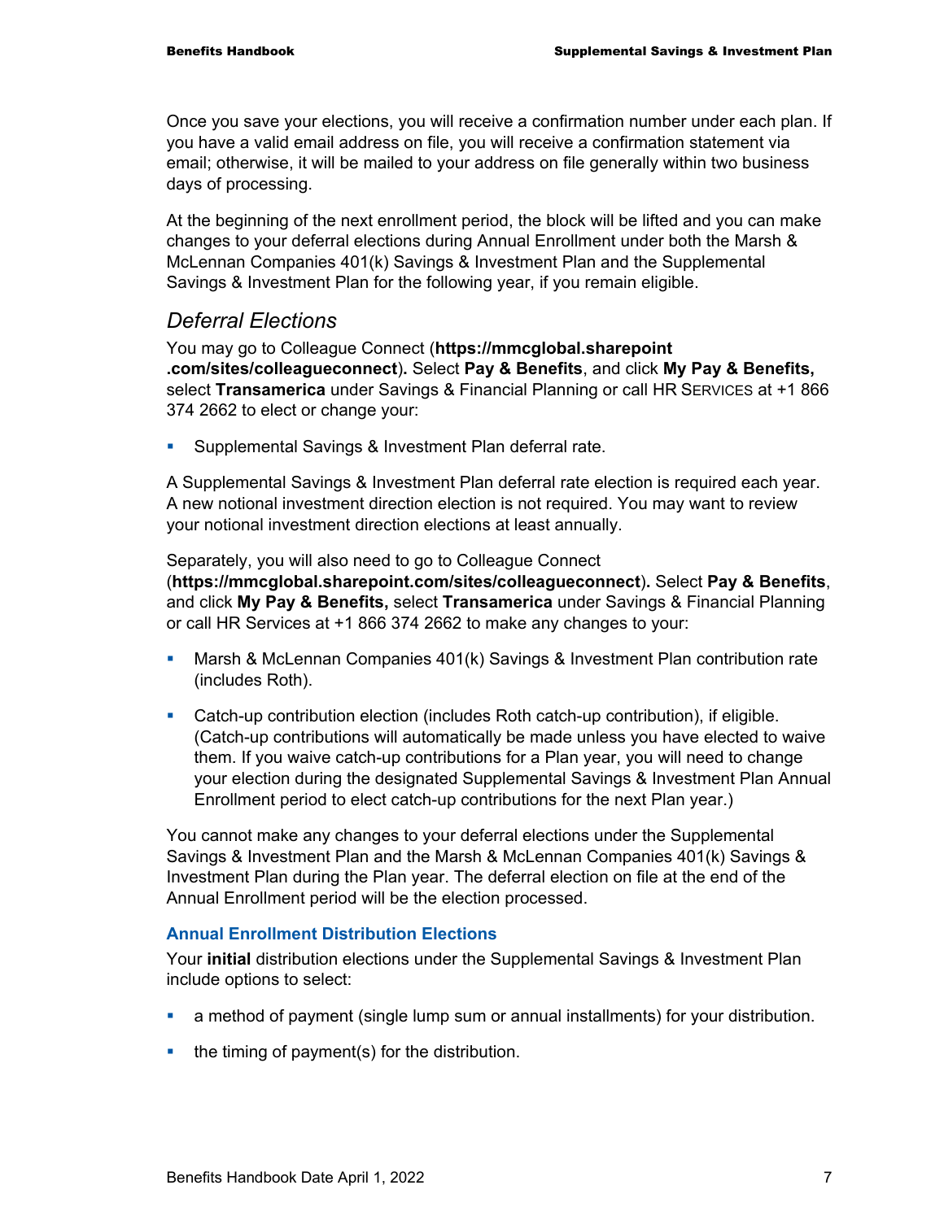Once you save your elections, you will receive a confirmation number under each plan. If you have a valid email address on file, you will receive a confirmation statement via email; otherwise, it will be mailed to your address on file generally within two business days of processing.

At the beginning of the next enrollment period, the block will be lifted and you can make changes to your deferral elections during Annual Enrollment under both the Marsh & McLennan Companies 401(k) Savings & Investment Plan and the Supplemental Savings & Investment Plan for the following year, if you remain eligible.

## *Deferral Elections*

You may go to Colleague Connect (**https://mmcglobal.sharepoint .com/sites/colleagueconnect**). Select **Pay & Benefits**, and click **My Pay & Benefits,** select **Transamerica** under Savings & Financial Planning or call HR SERVICES at +1 866 374 2662 to elect or change your:

- Supplemental Savings & Investment Plan deferral rate.

A Supplemental Savings & Investment Plan deferral rate election is required each year. A new notional investment direction election is not required. You may want to review your notional investment direction elections at least annually.

Separately, you will also need to go to Colleague Connect (**https://mmcglobal.sharepoint.com/sites/colleagueconnect**)**.** Select **Pay & Benefits**, and click **My Pay & Benefits,** select **Transamerica** under Savings & Financial Planning or call HR Services at +1 866 374 2662 to make any changes to your:

- Marsh & McLennan Companies 401(k) Savings & Investment Plan contribution rate (includes Roth).
- Catch-up contribution election (includes Roth catch-up contribution), if eligible. (Catch-up contributions will automatically be made unless you have elected to waive them. If you waive catch-up contributions for a Plan year, you will need to change your election during the designated Supplemental Savings & Investment Plan Annual Enrollment period to elect catch-up contributions for the next Plan year.)

You cannot make any changes to your deferral elections under the Supplemental Savings & Investment Plan and the Marsh & McLennan Companies 401(k) Savings & Investment Plan during the Plan year. The deferral election on file at the end of the Annual Enrollment period will be the election processed.

### Annual Enrollment Distribution Elections

Your **initial** distribution elections under the Supplemental Savings & Investment Plan include options to select:

- a method of payment (single lump sum or annual installments) for your distribution.
- the timing of payment(s) for the distribution.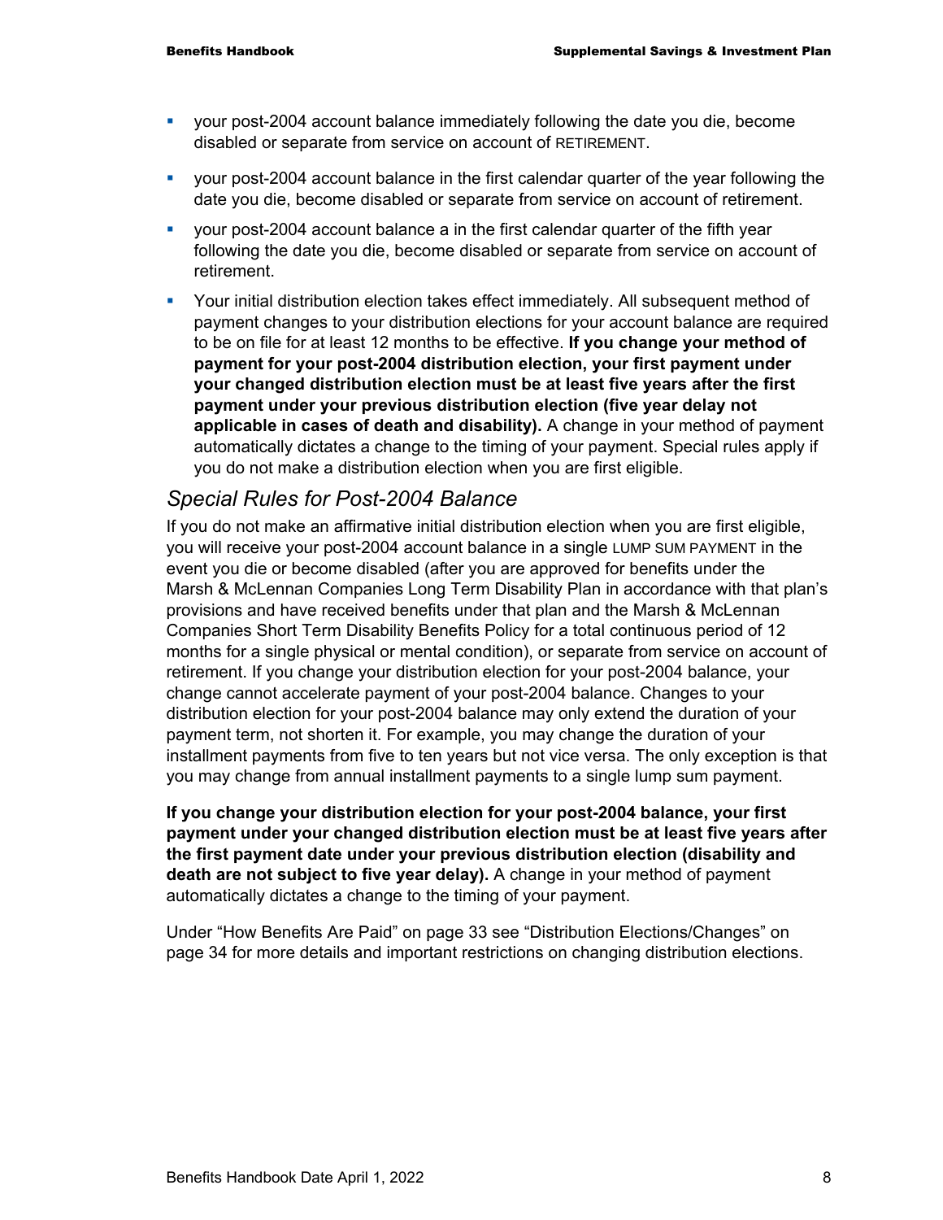- your post-2004 account balance immediately following the date you die, become disabled or separate from service on account of RETIREMENT.
- your post-2004 account balance in the first calendar quarter of the year following the date you die, become disabled or separate from service on account of retirement.
- your post-2004 account balance a in the first calendar quarter of the fifth year following the date you die, become disabled or separate from service on account of retirement.
- Your initial distribution election takes effect immediately. All subsequent method of payment changes to your distribution elections for your account balance are required to be on file for at least 12 months to be effective. **If you change your method of payment for your post-2004 distribution election, your first payment under your changed distribution election must be at least five years after the first payment under your previous distribution election (five year delay not applicable in cases of death and disability).** A change in your method of payment automatically dictates a change to the timing of your payment. Special rules apply if you do not make a distribution election when you are first eligible.

### *Special Rules for Post-2004 Balance*

If you do not make an affirmative initial distribution election when you are first eligible, you will receive your post-2004 account balance in a single LUMP SUM PAYMENT in the event you die or become disabled (after you are approved for benefits under the Marsh & McLennan Companies Long Term Disability Plan in accordance with that plan's provisions and have received benefits under that plan and the Marsh & McLennan Companies Short Term Disability Benefits Policy for a total continuous period of 12 months for a single physical or mental condition), or separate from service on account of retirement. If you change your distribution election for your post-2004 balance, your change cannot accelerate payment of your post-2004 balance. Changes to your distribution election for your post-2004 balance may only extend the duration of your payment term, not shorten it. For example, you may change the duration of your installment payments from five to ten years but not vice versa. The only exception is that you may change from annual installment payments to a single lump sum payment.

**If you change your distribution election for your post-2004 balance, your first payment under your changed distribution election must be at least five years after the first payment date under your previous distribution election (disability and death are not subject to five year delay).** A change in your method of payment automatically dictates a change to the timing of your payment.

Under "How Benefits Are Paid" on page 33 see "Distribution Elections/Changes" on page 34 for more details and important restrictions on changing distribution elections.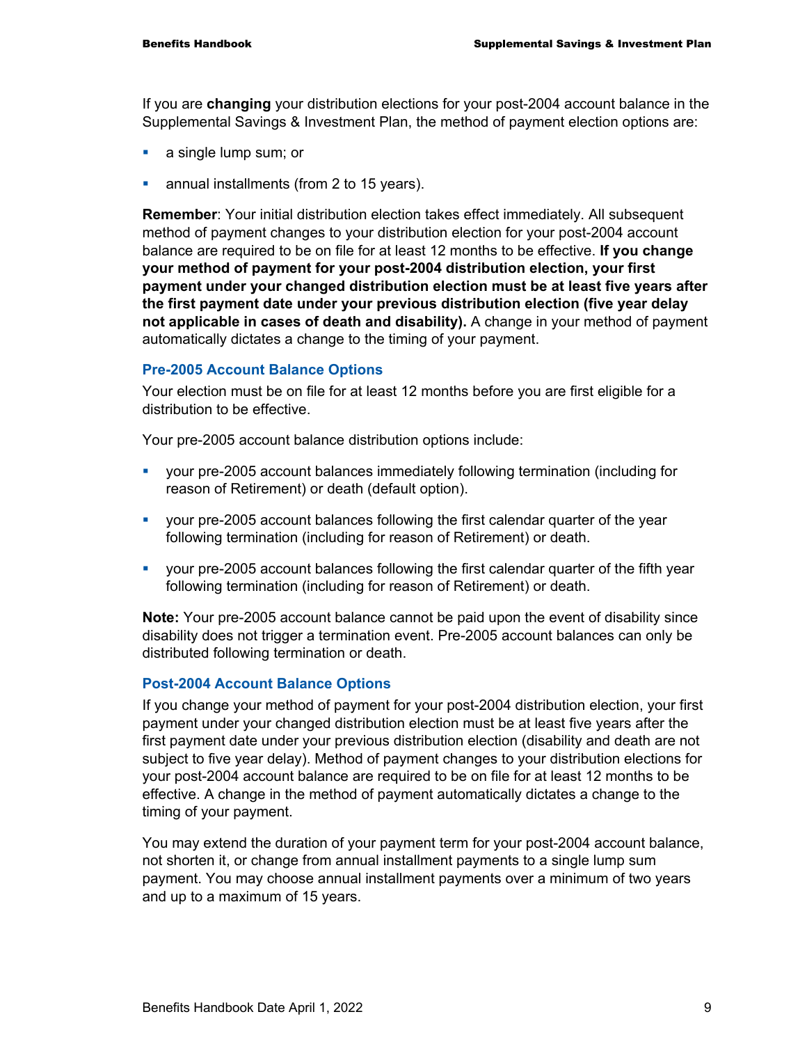If you are **changing** your distribution elections for your post-2004 account balance in the Supplemental Savings & Investment Plan, the method of payment election options are:

- a single lump sum; or
- annual installments (from 2 to 15 years).

**Remember**: Your initial distribution election takes effect immediately. All subsequent method of payment changes to your distribution election for your post-2004 account balance are required to be on file for at least 12 months to be effective. **If you change your method of payment for your post-2004 distribution election, your first payment under your changed distribution election must be at least five years after the first payment date under your previous distribution election (five year delay not applicable in cases of death and disability).** A change in your method of payment automatically dictates a change to the timing of your payment.

### Pre-2005 Account Balance Options

Your election must be on file for at least 12 months before you are first eligible for a distribution to be effective.

Your pre-2005 account balance distribution options include:

- your pre-2005 account balances immediately following termination (including for reason of Retirement) or death (default option).
- your pre-2005 account balances following the first calendar quarter of the year following termination (including for reason of Retirement) or death.
- your pre-2005 account balances following the first calendar quarter of the fifth year following termination (including for reason of Retirement) or death.

**Note:** Your pre-2005 account balance cannot be paid upon the event of disability since disability does not trigger a termination event. Pre-2005 account balances can only be distributed following termination or death.

### Post-2004 Account Balance Options

If you change your method of payment for your post-2004 distribution election, your first payment under your changed distribution election must be at least five years after the first payment date under your previous distribution election (disability and death are not subject to five year delay). Method of payment changes to your distribution elections for your post-2004 account balance are required to be on file for at least 12 months to be effective. A change in the method of payment automatically dictates a change to the timing of your payment.

You may extend the duration of your payment term for your post-2004 account balance, not shorten it, or change from annual installment payments to a single lump sum payment. You may choose annual installment payments over a minimum of two years and up to a maximum of 15 years.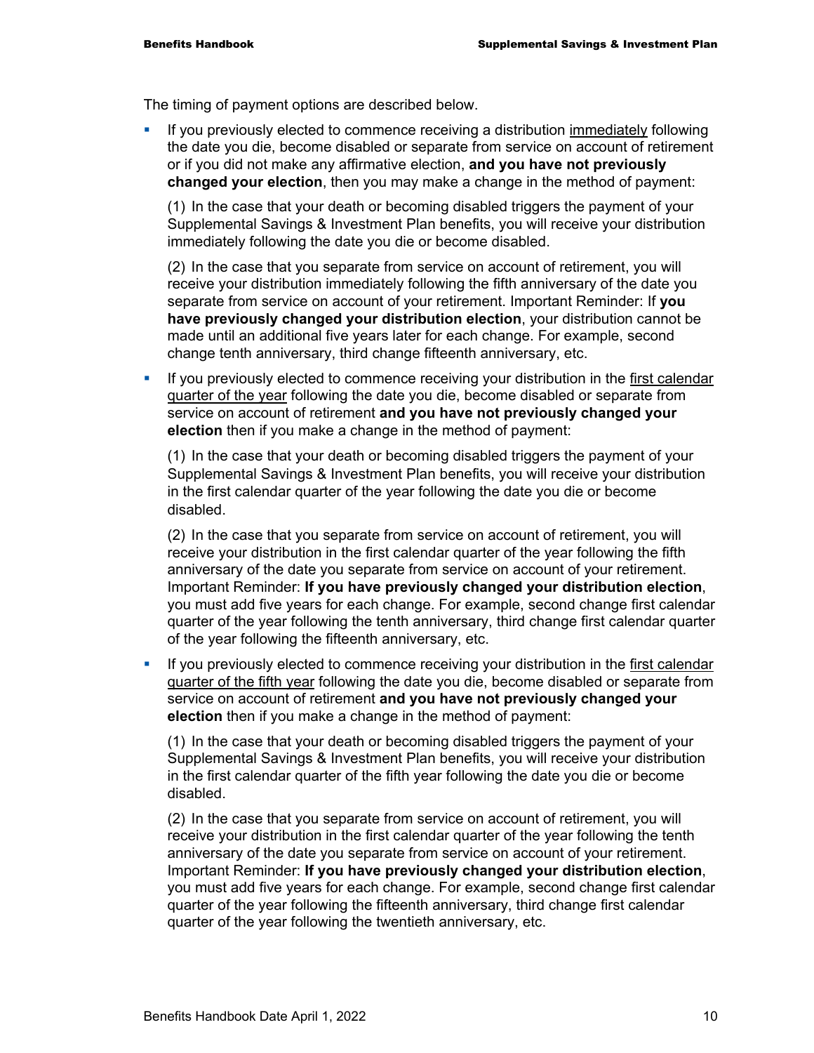The timing of payment options are described below.

- If you previously elected to commence receiving a distribution immediately following the date you die, become disabled or separate from service on account of retirement or if you did not make any affirmative election, **and you have not previously changed your election**, then you may make a change in the method of payment:

  (1) In the case that your death or becoming disabled triggers the payment of your Supplemental Savings & Investment Plan benefits, you will receive your distribution immediately following the date you die or become disabled.

  (2) In the case that you separate from service on account of retirement, you will receive your distribution immediately following the fifth anniversary of the date you separate from service on account of your retirement. Important Reminder: If **you have previously changed your distribution election**, your distribution cannot be made until an additional five years later for each change. For example, second change tenth anniversary, third change fifteenth anniversary, etc.

- If you previously elected to commence receiving your distribution in the first calendar quarter of the year following the date you die, become disabled or separate from service on account of retirement **and you have not previously changed your election** then if you make a change in the method of payment:

  (1) In the case that your death or becoming disabled triggers the payment of your Supplemental Savings & Investment Plan benefits, you will receive your distribution in the first calendar quarter of the year following the date you die or become disabled.

  (2) In the case that you separate from service on account of retirement, you will receive your distribution in the first calendar quarter of the year following the fifth anniversary of the date you separate from service on account of your retirement. Important Reminder: **If you have previously changed your distribution election**, you must add five years for each change. For example, second change first calendar quarter of the year following the tenth anniversary, third change first calendar quarter of the year following the fifteenth anniversary, etc.

- If you previously elected to commence receiving your distribution in the first calendar quarter of the fifth year following the date you die, become disabled or separate from service on account of retirement **and you have not previously changed your election** then if you make a change in the method of payment:

  (1) In the case that your death or becoming disabled triggers the payment of your Supplemental Savings & Investment Plan benefits, you will receive your distribution in the first calendar quarter of the fifth year following the date you die or become disabled.

  (2) In the case that you separate from service on account of retirement, you will receive your distribution in the first calendar quarter of the year following the tenth anniversary of the date you separate from service on account of your retirement. Important Reminder: **If you have previously changed your distribution election**, you must add five years for each change. For example, second change first calendar quarter of the year following the fifteenth anniversary, third change first calendar quarter of the year following the twentieth anniversary, etc.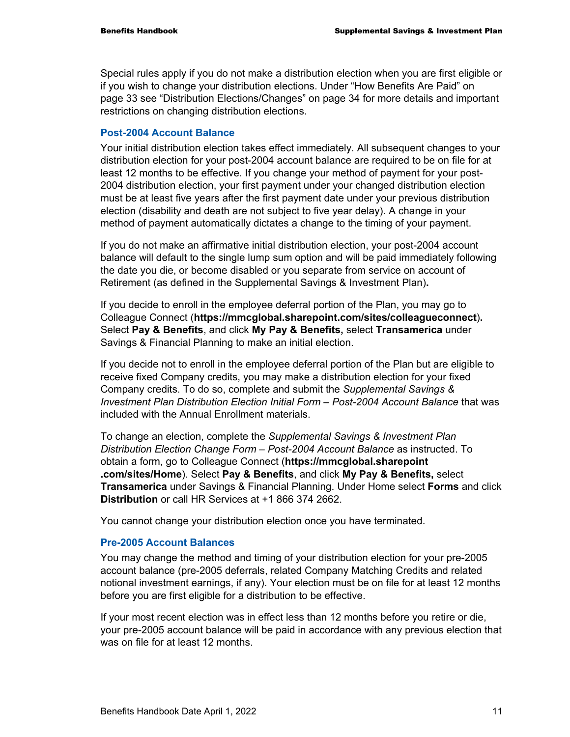Special rules apply if you do not make a distribution election when you are first eligible or if you wish to change your distribution elections. Under "How Benefits Are Paid" on page 33 see "Distribution Elections/Changes" on page 34 for more details and important restrictions on changing distribution elections.

### Post-2004 Account Balance

Your initial distribution election takes effect immediately. All subsequent changes to your distribution election for your post-2004 account balance are required to be on file for at least 12 months to be effective. If you change your method of payment for your post-2004 distribution election, your first payment under your changed distribution election must be at least five years after the first payment date under your previous distribution election (disability and death are not subject to five year delay). A change in your method of payment automatically dictates a change to the timing of your payment.

If you do not make an affirmative initial distribution election, your post-2004 account balance will default to the single lump sum option and will be paid immediately following the date you die, or become disabled or you separate from service on account of Retirement (as defined in the Supplemental Savings & Investment Plan)**.**

If you decide to enroll in the employee deferral portion of the Plan, you may go to Colleague Connect (**https://mmcglobal.sharepoint.com/sites/colleagueconnect**)**.** Select **Pay & Benefits**, and click **My Pay & Benefits,** select **Transamerica** under Savings & Financial Planning to make an initial election.

If you decide not to enroll in the employee deferral portion of the Plan but are eligible to receive fixed Company credits, you may make a distribution election for your fixed Company credits. To do so, complete and submit the *Supplemental Savings & Investment Plan Distribution Election Initial Form – Post-2004 Account Balance* that was included with the Annual Enrollment materials.

To change an election, complete the *Supplemental Savings & Investment Plan Distribution Election Change Form – Post-2004 Account Balance* as instructed. To obtain a form, go to Colleague Connect (**https://mmcglobal.sharepoint.com/sites/Home**). Select **Pay & Benefits**, and click **My Pay & Benefits,** select **Transamerica** under Savings & Financial Planning. Under Home select **Forms** and click **Distribution** or call HR Services at +1 866 374 2662.

You cannot change your distribution election once you have terminated.

### Pre-2005 Account Balances

You may change the method and timing of your distribution election for your pre-2005 account balance (pre-2005 deferrals, related Company Matching Credits and related notional investment earnings, if any). Your election must be on file for at least 12 months before you are first eligible for a distribution to be effective.

If your most recent election was in effect less than 12 months before you retire or die, your pre-2005 account balance will be paid in accordance with any previous election that was on file for at least 12 months.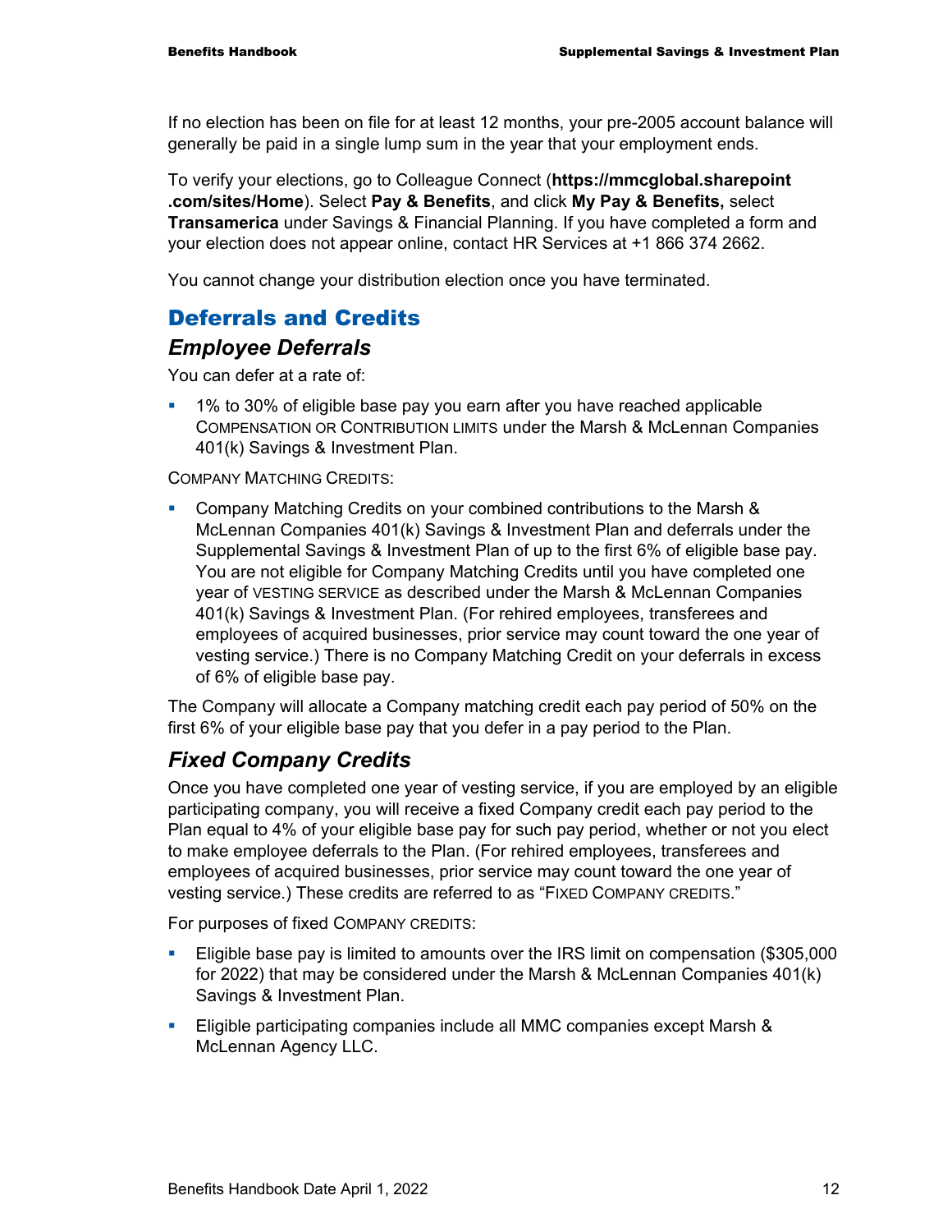If no election has been on file for at least 12 months, your pre-2005 account balance will generally be paid in a single lump sum in the year that your employment ends.

To verify your elections, go to Colleague Connect (**https://mmcglobal.sharepoint .com/sites/Home**). Select **Pay & Benefits**, and click **My Pay & Benefits,** select **Transamerica** under Savings & Financial Planning. If you have completed a form and your election does not appear online, contact HR Services at +1 866 374 2662.

You cannot change your distribution election once you have terminated.

## Deferrals and Credits

### *Employee Deferrals*

You can defer at a rate of:

- 1% to 30% of eligible base pay you earn after you have reached applicable COMPENSATION OR CONTRIBUTION LIMITS under the Marsh & McLennan Companies 401(k) Savings & Investment Plan.

COMPANY MATCHING CREDITS:

- Company Matching Credits on your combined contributions to the Marsh & McLennan Companies 401(k) Savings & Investment Plan and deferrals under the Supplemental Savings & Investment Plan of up to the first 6% of eligible base pay. You are not eligible for Company Matching Credits until you have completed one year of VESTING SERVICE as described under the Marsh & McLennan Companies 401(k) Savings & Investment Plan. (For rehired employees, transferees and employees of acquired businesses, prior service may count toward the one year of vesting service.) There is no Company Matching Credit on your deferrals in excess of 6% of eligible base pay.

The Company will allocate a Company matching credit each pay period of 50% on the first 6% of your eligible base pay that you defer in a pay period to the Plan.

### *Fixed Company Credits*

Once you have completed one year of vesting service, if you are employed by an eligible participating company, you will receive a fixed Company credit each pay period to the Plan equal to 4% of your eligible base pay for such pay period, whether or not you elect to make employee deferrals to the Plan. (For rehired employees, transferees and employees of acquired businesses, prior service may count toward the one year of vesting service.) These credits are referred to as "FIXED COMPANY CREDITS."

For purposes of fixed COMPANY CREDITS:

- Eligible base pay is limited to amounts over the IRS limit on compensation ($305,000 for 2022) that may be considered under the Marsh & McLennan Companies 401(k) Savings & Investment Plan.
- Eligible participating companies include all MMC companies except Marsh & McLennan Agency LLC.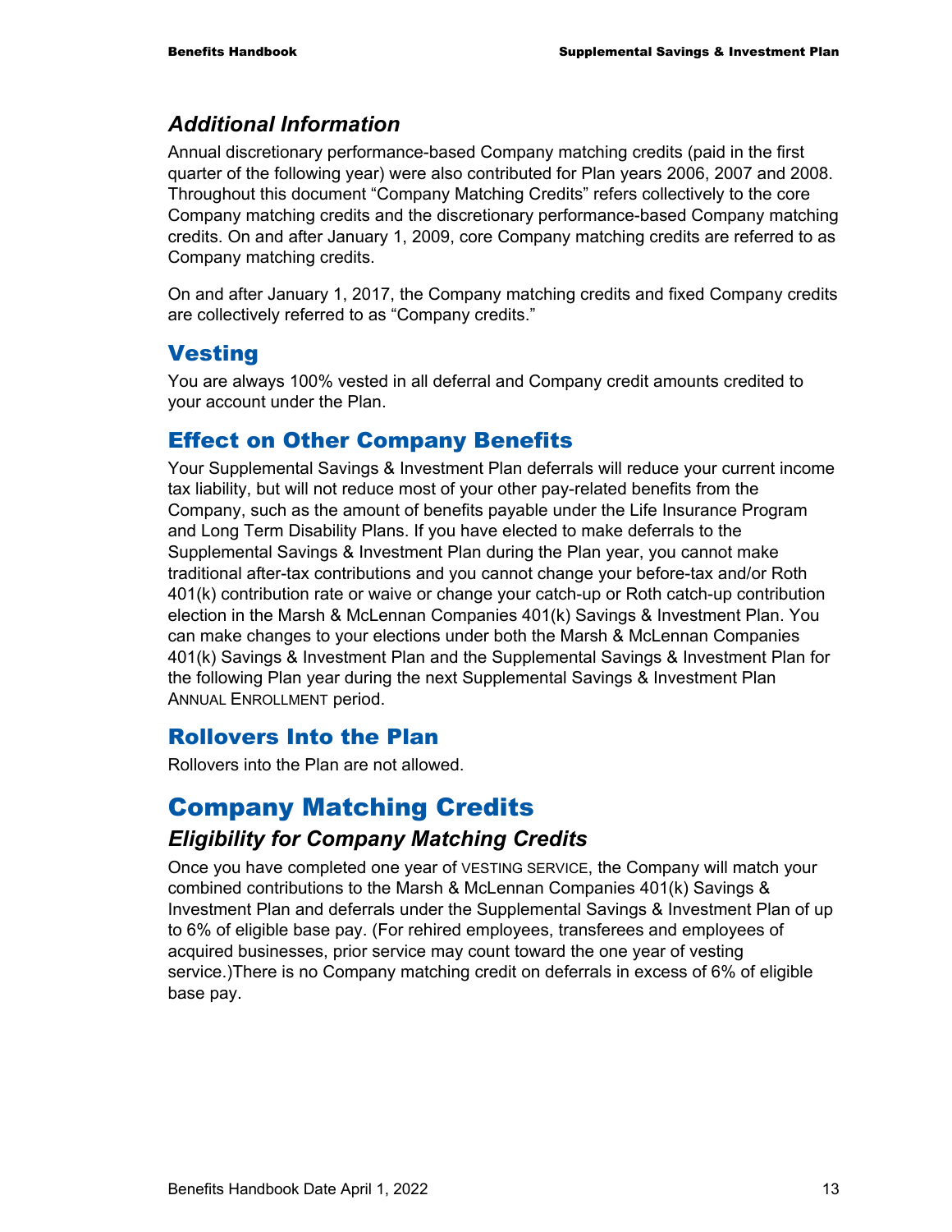### *Additional Information*

Annual discretionary performance-based Company matching credits (paid in the first quarter of the following year) were also contributed for Plan years 2006, 2007 and 2008. Throughout this document "Company Matching Credits" refers collectively to the core Company matching credits and the discretionary performance-based Company matching credits. On and after January 1, 2009, core Company matching credits are referred to as Company matching credits.

On and after January 1, 2017, the Company matching credits and fixed Company credits are collectively referred to as "Company credits."

## Vesting

You are always 100% vested in all deferral and Company credit amounts credited to your account under the Plan.

## Effect on Other Company Benefits

Your Supplemental Savings & Investment Plan deferrals will reduce your current income tax liability, but will not reduce most of your other pay-related benefits from the Company, such as the amount of benefits payable under the Life Insurance Program and Long Term Disability Plans. If you have elected to make deferrals to the Supplemental Savings & Investment Plan during the Plan year, you cannot make traditional after-tax contributions and you cannot change your before-tax and/or Roth 401(k) contribution rate or waive or change your catch-up or Roth catch-up contribution election in the Marsh & McLennan Companies 401(k) Savings & Investment Plan. You can make changes to your elections under both the Marsh & McLennan Companies 401(k) Savings & Investment Plan and the Supplemental Savings & Investment Plan for the following Plan year during the next Supplemental Savings & Investment Plan ANNUAL ENROLLMENT period.

## Rollovers Into the Plan

Rollovers into the Plan are not allowed.

# Company Matching Credits

### *Eligibility for Company Matching Credits*

Once you have completed one year of VESTING SERVICE, the Company will match your combined contributions to the Marsh & McLennan Companies 401(k) Savings & Investment Plan and deferrals under the Supplemental Savings & Investment Plan of up to 6% of eligible base pay. (For rehired employees, transferees and employees of acquired businesses, prior service may count toward the one year of vesting service.)There is no Company matching credit on deferrals in excess of 6% of eligible base pay.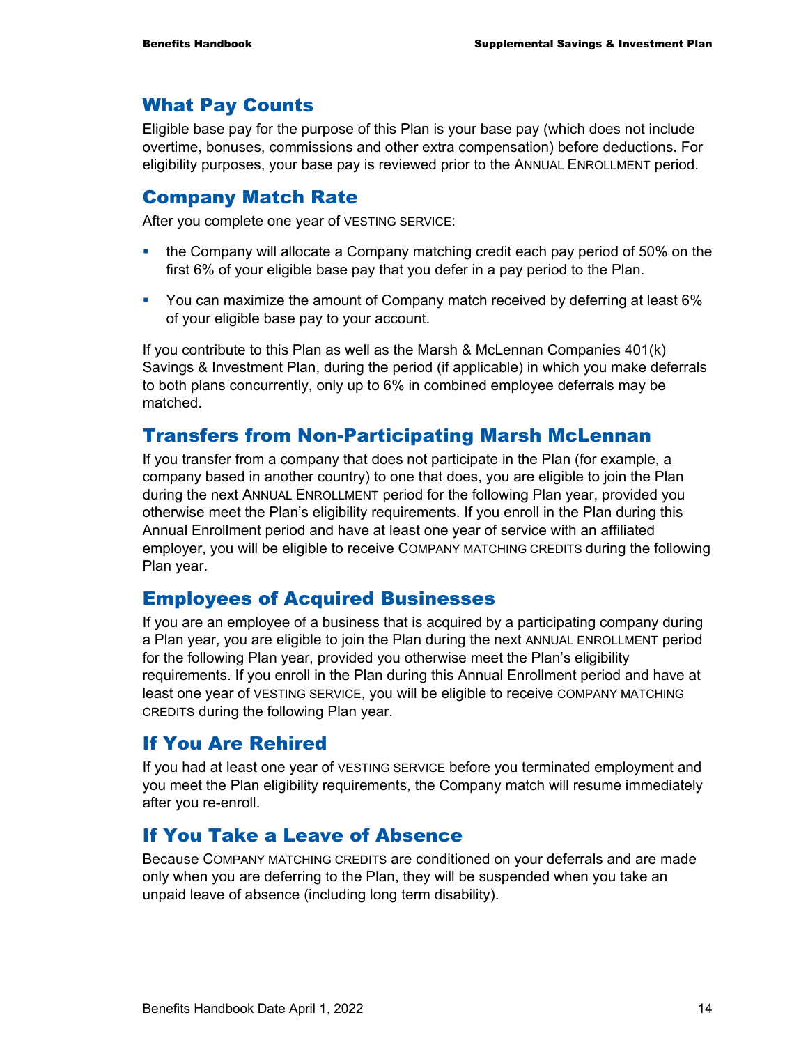## What Pay Counts

Eligible base pay for the purpose of this Plan is your base pay (which does not include overtime, bonuses, commissions and other extra compensation) before deductions. For eligibility purposes, your base pay is reviewed prior to the ANNUAL ENROLLMENT period.

## Company Match Rate

After you complete one year of VESTING SERVICE:

- the Company will allocate a Company matching credit each pay period of 50% on the first 6% of your eligible base pay that you defer in a pay period to the Plan.
- You can maximize the amount of Company match received by deferring at least 6% of your eligible base pay to your account.

If you contribute to this Plan as well as the Marsh & McLennan Companies 401(k) Savings & Investment Plan, during the period (if applicable) in which you make deferrals to both plans concurrently, only up to 6% in combined employee deferrals may be matched.

## Transfers from Non-Participating Marsh McLennan

If you transfer from a company that does not participate in the Plan (for example, a company based in another country) to one that does, you are eligible to join the Plan during the next ANNUAL ENROLLMENT period for the following Plan year, provided you otherwise meet the Plan's eligibility requirements. If you enroll in the Plan during this Annual Enrollment period and have at least one year of service with an affiliated employer, you will be eligible to receive COMPANY MATCHING CREDITS during the following Plan year.

## Employees of Acquired Businesses

If you are an employee of a business that is acquired by a participating company during a Plan year, you are eligible to join the Plan during the next ANNUAL ENROLLMENT period for the following Plan year, provided you otherwise meet the Plan's eligibility requirements. If you enroll in the Plan during this Annual Enrollment period and have at least one year of VESTING SERVICE, you will be eligible to receive COMPANY MATCHING CREDITS during the following Plan year.

## If You Are Rehired

If you had at least one year of VESTING SERVICE before you terminated employment and you meet the Plan eligibility requirements, the Company match will resume immediately after you re-enroll.

## If You Take a Leave of Absence

Because COMPANY MATCHING CREDITS are conditioned on your deferrals and are made only when you are deferring to the Plan, they will be suspended when you take an unpaid leave of absence (including long term disability).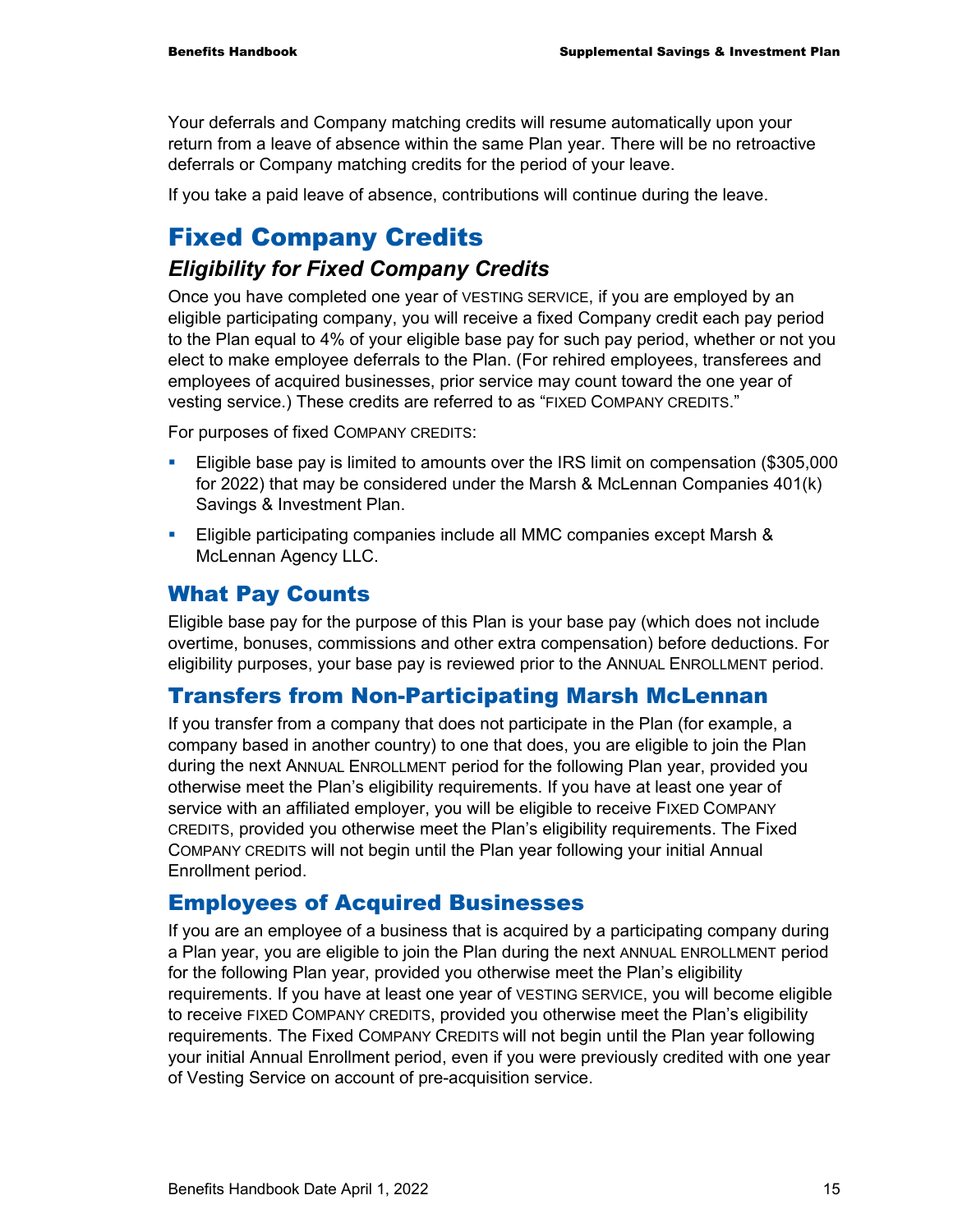Your deferrals and Company matching credits will resume automatically upon your return from a leave of absence within the same Plan year. There will be no retroactive deferrals or Company matching credits for the period of your leave.

If you take a paid leave of absence, contributions will continue during the leave.

# Fixed Company Credits

## *Eligibility for Fixed Company Credits*

Once you have completed one year of VESTING SERVICE, if you are employed by an eligible participating company, you will receive a fixed Company credit each pay period to the Plan equal to 4% of your eligible base pay for such pay period, whether or not you elect to make employee deferrals to the Plan. (For rehired employees, transferees and employees of acquired businesses, prior service may count toward the one year of vesting service.) These credits are referred to as "FIXED COMPANY CREDITS."

For purposes of fixed COMPANY CREDITS:

- Eligible base pay is limited to amounts over the IRS limit on compensation ($305,000 for 2022) that may be considered under the Marsh & McLennan Companies 401(k) Savings & Investment Plan.
- Eligible participating companies include all MMC companies except Marsh & McLennan Agency LLC.

## What Pay Counts

Eligible base pay for the purpose of this Plan is your base pay (which does not include overtime, bonuses, commissions and other extra compensation) before deductions. For eligibility purposes, your base pay is reviewed prior to the ANNUAL ENROLLMENT period.

## Transfers from Non-Participating Marsh McLennan

If you transfer from a company that does not participate in the Plan (for example, a company based in another country) to one that does, you are eligible to join the Plan during the next ANNUAL ENROLLMENT period for the following Plan year, provided you otherwise meet the Plan's eligibility requirements. If you have at least one year of service with an affiliated employer, you will be eligible to receive FIXED COMPANY CREDITS, provided you otherwise meet the Plan's eligibility requirements. The Fixed COMPANY CREDITS will not begin until the Plan year following your initial Annual Enrollment period.

## Employees of Acquired Businesses

If you are an employee of a business that is acquired by a participating company during a Plan year, you are eligible to join the Plan during the next ANNUAL ENROLLMENT period for the following Plan year, provided you otherwise meet the Plan's eligibility requirements. If you have at least one year of VESTING SERVICE, you will become eligible to receive FIXED COMPANY CREDITS, provided you otherwise meet the Plan's eligibility requirements. The Fixed COMPANY CREDITS will not begin until the Plan year following your initial Annual Enrollment period, even if you were previously credited with one year of Vesting Service on account of pre-acquisition service.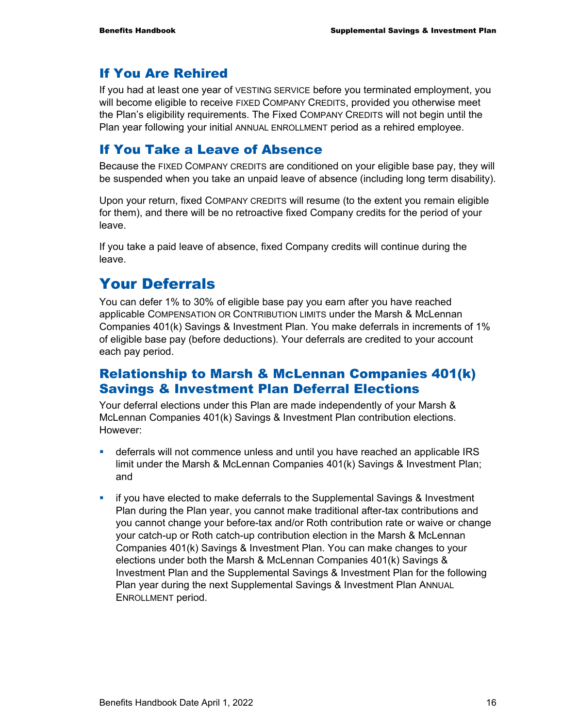## If You Are Rehired

If you had at least one year of VESTING SERVICE before you terminated employment, you will become eligible to receive FIXED COMPANY CREDITS, provided you otherwise meet the Plan's eligibility requirements. The Fixed COMPANY CREDITS will not begin until the Plan year following your initial ANNUAL ENROLLMENT period as a rehired employee.

## If You Take a Leave of Absence

Because the FIXED COMPANY CREDITS are conditioned on your eligible base pay, they will be suspended when you take an unpaid leave of absence (including long term disability).

Upon your return, fixed COMPANY CREDITS will resume (to the extent you remain eligible for them), and there will be no retroactive fixed Company credits for the period of your leave.

If you take a paid leave of absence, fixed Company credits will continue during the leave.

# Your Deferrals

You can defer 1% to 30% of eligible base pay you earn after you have reached applicable COMPENSATION OR CONTRIBUTION LIMITS under the Marsh & McLennan Companies 401(k) Savings & Investment Plan. You make deferrals in increments of 1% of eligible base pay (before deductions). Your deferrals are credited to your account each pay period.

## Relationship to Marsh & McLennan Companies 401(k) Savings & Investment Plan Deferral Elections

Your deferral elections under this Plan are made independently of your Marsh & McLennan Companies 401(k) Savings & Investment Plan contribution elections. However:

- deferrals will not commence unless and until you have reached an applicable IRS limit under the Marsh & McLennan Companies 401(k) Savings & Investment Plan; and
- if you have elected to make deferrals to the Supplemental Savings & Investment Plan during the Plan year, you cannot make traditional after-tax contributions and you cannot change your before-tax and/or Roth contribution rate or waive or change your catch-up or Roth catch-up contribution election in the Marsh & McLennan Companies 401(k) Savings & Investment Plan. You can make changes to your elections under both the Marsh & McLennan Companies 401(k) Savings & Investment Plan and the Supplemental Savings & Investment Plan for the following Plan year during the next Supplemental Savings & Investment Plan ANNUAL ENROLLMENT period.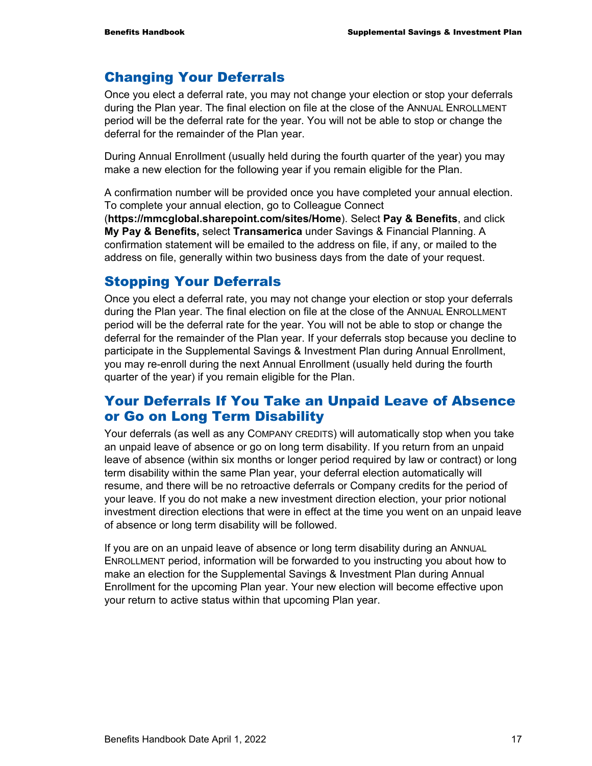## Changing Your Deferrals

Once you elect a deferral rate, you may not change your election or stop your deferrals during the Plan year. The final election on file at the close of the ANNUAL ENROLLMENT period will be the deferral rate for the year. You will not be able to stop or change the deferral for the remainder of the Plan year.

During Annual Enrollment (usually held during the fourth quarter of the year) you may make a new election for the following year if you remain eligible for the Plan.

A confirmation number will be provided once you have completed your annual election. To complete your annual election, go to Colleague Connect (**https://mmcglobal.sharepoint.com/sites/Home**). Select **Pay & Benefits**, and click **My Pay & Benefits,** select **Transamerica** under Savings & Financial Planning. A confirmation statement will be emailed to the address on file, if any, or mailed to the address on file, generally within two business days from the date of your request.

## Stopping Your Deferrals

Once you elect a deferral rate, you may not change your election or stop your deferrals during the Plan year. The final election on file at the close of the ANNUAL ENROLLMENT period will be the deferral rate for the year. You will not be able to stop or change the deferral for the remainder of the Plan year. If your deferrals stop because you decline to participate in the Supplemental Savings & Investment Plan during Annual Enrollment, you may re-enroll during the next Annual Enrollment (usually held during the fourth quarter of the year) if you remain eligible for the Plan.

## Your Deferrals If You Take an Unpaid Leave of Absence or Go on Long Term Disability

Your deferrals (as well as any COMPANY CREDITS) will automatically stop when you take an unpaid leave of absence or go on long term disability. If you return from an unpaid leave of absence (within six months or longer period required by law or contract) or long term disability within the same Plan year, your deferral election automatically will resume, and there will be no retroactive deferrals or Company credits for the period of your leave. If you do not make a new investment direction election, your prior notional investment direction elections that were in effect at the time you went on an unpaid leave of absence or long term disability will be followed.

If you are on an unpaid leave of absence or long term disability during an ANNUAL ENROLLMENT period, information will be forwarded to you instructing you about how to make an election for the Supplemental Savings & Investment Plan during Annual Enrollment for the upcoming Plan year. Your new election will become effective upon your return to active status within that upcoming Plan year.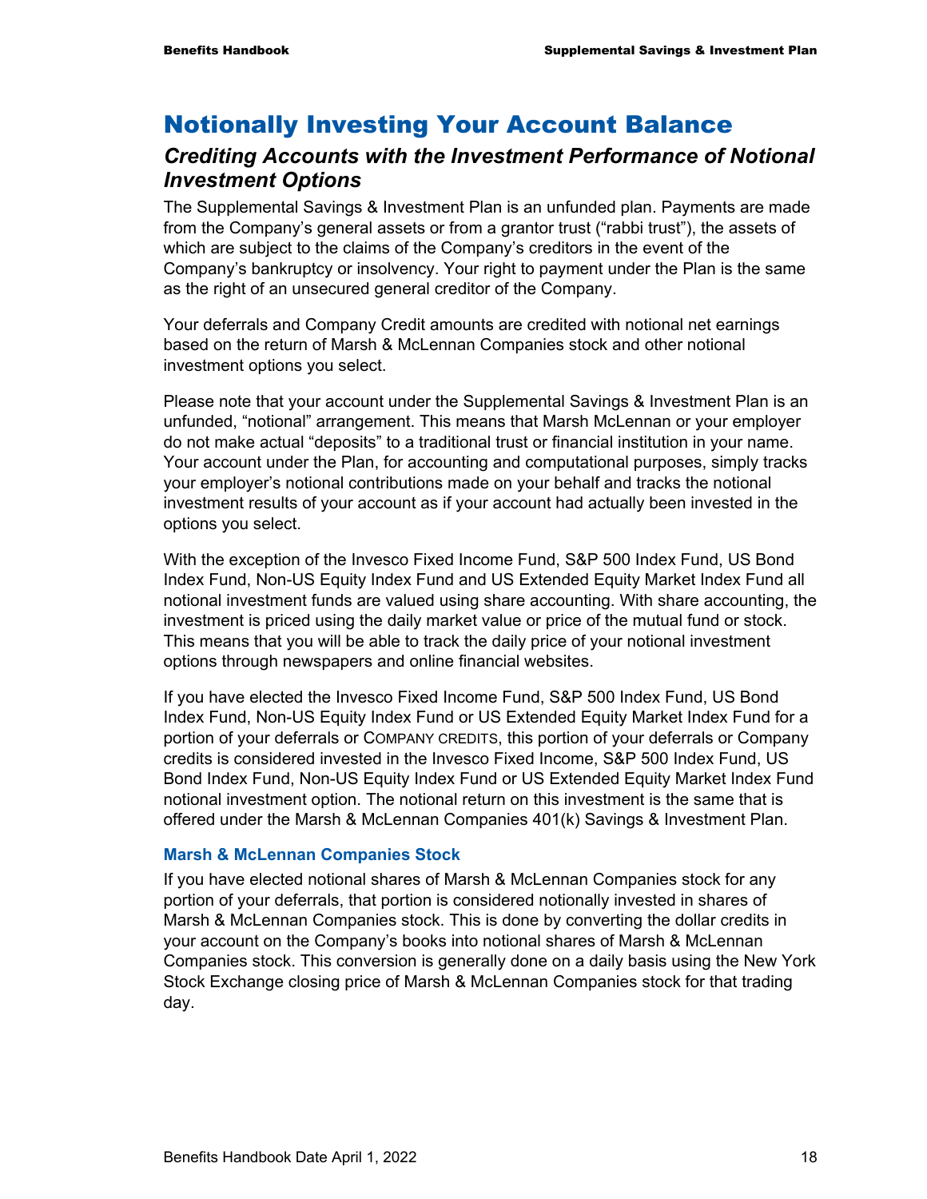# Notionally Investing Your Account Balance

## *Crediting Accounts with the Investment Performance of Notional Investment Options*

The Supplemental Savings & Investment Plan is an unfunded plan. Payments are made from the Company's general assets or from a grantor trust ("rabbi trust"), the assets of which are subject to the claims of the Company's creditors in the event of the Company's bankruptcy or insolvency. Your right to payment under the Plan is the same as the right of an unsecured general creditor of the Company.

Your deferrals and Company Credit amounts are credited with notional net earnings based on the return of Marsh & McLennan Companies stock and other notional investment options you select.

Please note that your account under the Supplemental Savings & Investment Plan is an unfunded, "notional" arrangement. This means that Marsh McLennan or your employer do not make actual "deposits" to a traditional trust or financial institution in your name. Your account under the Plan, for accounting and computational purposes, simply tracks your employer's notional contributions made on your behalf and tracks the notional investment results of your account as if your account had actually been invested in the options you select.

With the exception of the Invesco Fixed Income Fund, S&P 500 Index Fund, US Bond Index Fund, Non-US Equity Index Fund and US Extended Equity Market Index Fund all notional investment funds are valued using share accounting. With share accounting, the investment is priced using the daily market value or price of the mutual fund or stock. This means that you will be able to track the daily price of your notional investment options through newspapers and online financial websites.

If you have elected the Invesco Fixed Income Fund, S&P 500 Index Fund, US Bond Index Fund, Non-US Equity Index Fund or US Extended Equity Market Index Fund for a portion of your deferrals or COMPANY CREDITS, this portion of your deferrals or Company credits is considered invested in the Invesco Fixed Income, S&P 500 Index Fund, US Bond Index Fund, Non-US Equity Index Fund or US Extended Equity Market Index Fund notional investment option. The notional return on this investment is the same that is offered under the Marsh & McLennan Companies 401(k) Savings & Investment Plan.

### Marsh & McLennan Companies Stock

If you have elected notional shares of Marsh & McLennan Companies stock for any portion of your deferrals, that portion is considered notionally invested in shares of Marsh & McLennan Companies stock. This is done by converting the dollar credits in your account on the Company's books into notional shares of Marsh & McLennan Companies stock. This conversion is generally done on a daily basis using the New York Stock Exchange closing price of Marsh & McLennan Companies stock for that trading day.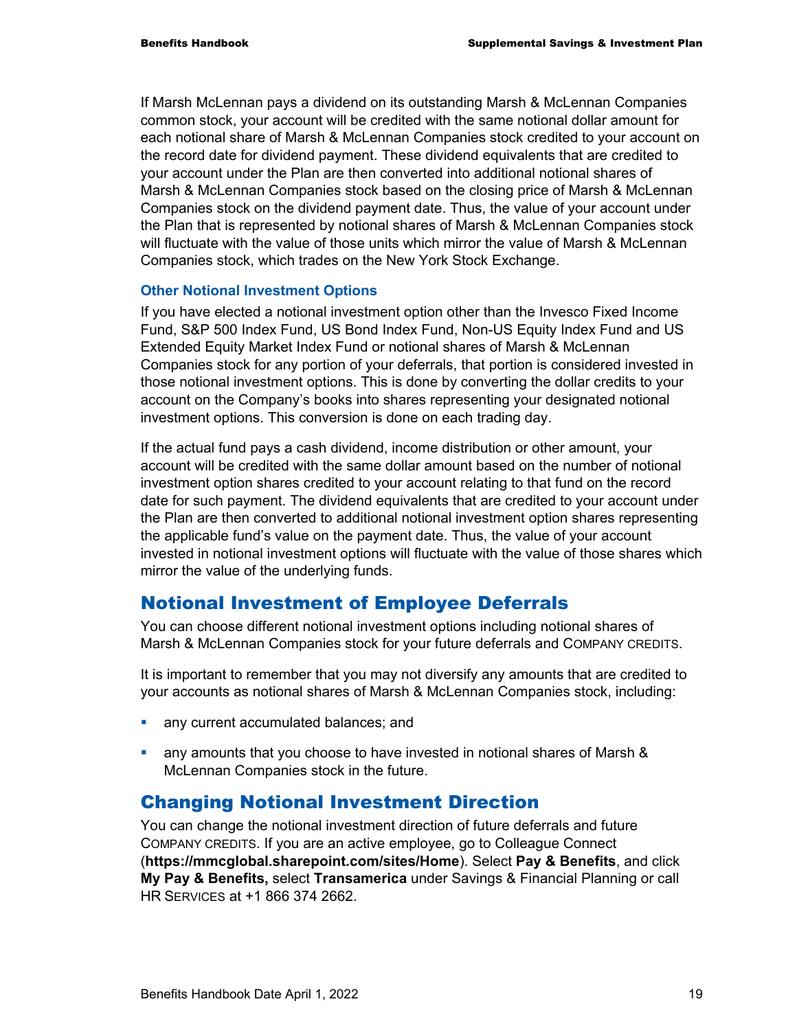If Marsh McLennan pays a dividend on its outstanding Marsh & McLennan Companies common stock, your account will be credited with the same notional dollar amount for each notional share of Marsh & McLennan Companies stock credited to your account on the record date for dividend payment. These dividend equivalents that are credited to your account under the Plan are then converted into additional notional shares of Marsh & McLennan Companies stock based on the closing price of Marsh & McLennan Companies stock on the dividend payment date. Thus, the value of your account under the Plan that is represented by notional shares of Marsh & McLennan Companies stock will fluctuate with the value of those units which mirror the value of Marsh & McLennan Companies stock, which trades on the New York Stock Exchange.

### Other Notional Investment Options

If you have elected a notional investment option other than the Invesco Fixed Income Fund, S&P 500 Index Fund, US Bond Index Fund, Non-US Equity Index Fund and US Extended Equity Market Index Fund or notional shares of Marsh & McLennan Companies stock for any portion of your deferrals, that portion is considered invested in those notional investment options. This is done by converting the dollar credits to your account on the Company's books into shares representing your designated notional investment options. This conversion is done on each trading day.

If the actual fund pays a cash dividend, income distribution or other amount, your account will be credited with the same dollar amount based on the number of notional investment option shares credited to your account relating to that fund on the record date for such payment. The dividend equivalents that are credited to your account under the Plan are then converted to additional notional investment option shares representing the applicable fund's value on the payment date. Thus, the value of your account invested in notional investment options will fluctuate with the value of those shares which mirror the value of the underlying funds.

## Notional Investment of Employee Deferrals

You can choose different notional investment options including notional shares of Marsh & McLennan Companies stock for your future deferrals and COMPANY CREDITS.

It is important to remember that you may not diversify any amounts that are credited to your accounts as notional shares of Marsh & McLennan Companies stock, including:

- any current accumulated balances; and
- any amounts that you choose to have invested in notional shares of Marsh & McLennan Companies stock in the future.

## Changing Notional Investment Direction

You can change the notional investment direction of future deferrals and future COMPANY CREDITS. If you are an active employee, go to Colleague Connect (**https://mmcglobal.sharepoint.com/sites/Home**). Select **Pay & Benefits**, and click **My Pay & Benefits,** select **Transamerica** under Savings & Financial Planning or call HR SERVICES at +1 866 374 2662.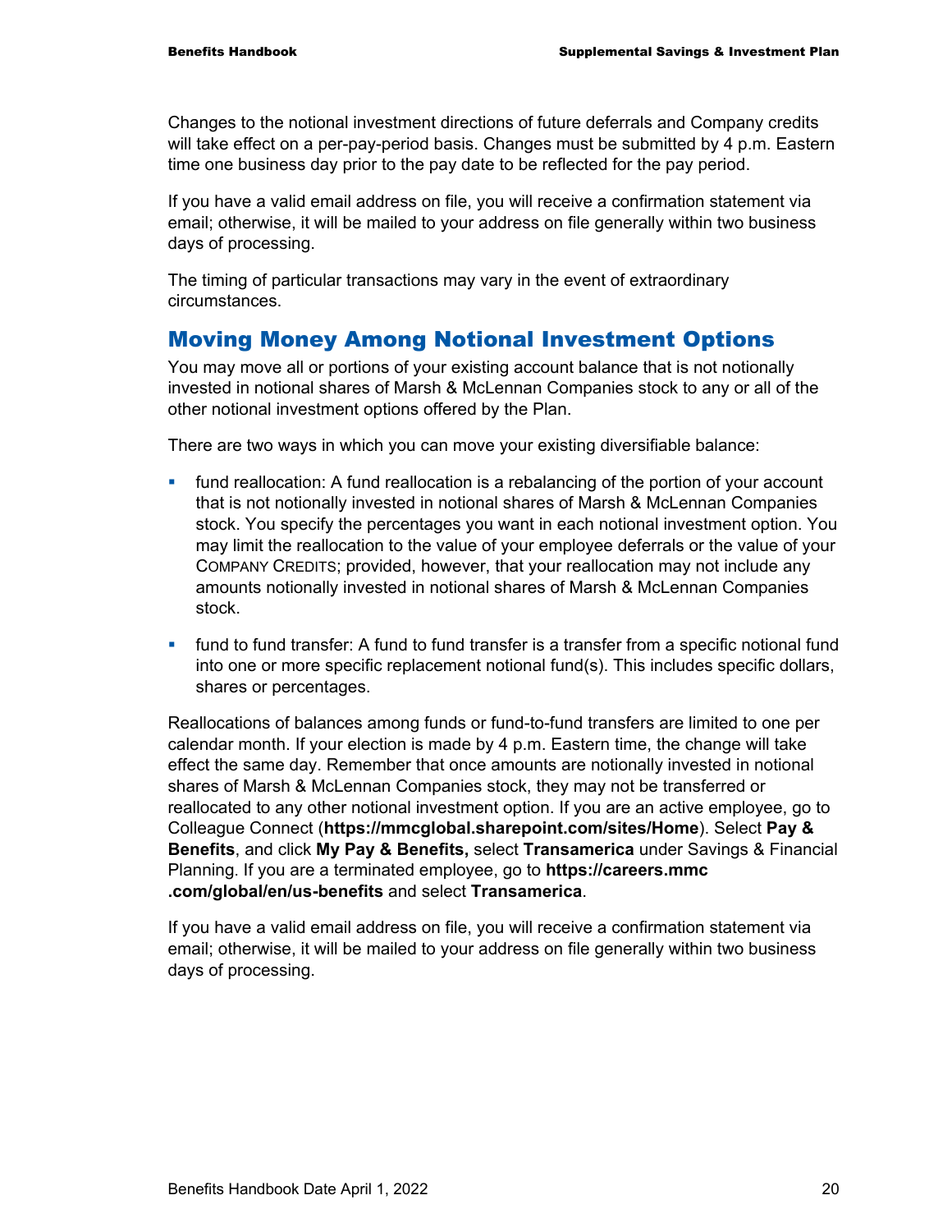Changes to the notional investment directions of future deferrals and Company credits will take effect on a per-pay-period basis. Changes must be submitted by 4 p.m. Eastern time one business day prior to the pay date to be reflected for the pay period.

If you have a valid email address on file, you will receive a confirmation statement via email; otherwise, it will be mailed to your address on file generally within two business days of processing.

The timing of particular transactions may vary in the event of extraordinary circumstances.

## Moving Money Among Notional Investment Options

You may move all or portions of your existing account balance that is not notionally invested in notional shares of Marsh & McLennan Companies stock to any or all of the other notional investment options offered by the Plan.

There are two ways in which you can move your existing diversifiable balance:

- fund reallocation: A fund reallocation is a rebalancing of the portion of your account that is not notionally invested in notional shares of Marsh & McLennan Companies stock. You specify the percentages you want in each notional investment option. You may limit the reallocation to the value of your employee deferrals or the value of your COMPANY CREDITS; provided, however, that your reallocation may not include any amounts notionally invested in notional shares of Marsh & McLennan Companies stock.
- fund to fund transfer: A fund to fund transfer is a transfer from a specific notional fund into one or more specific replacement notional fund(s). This includes specific dollars, shares or percentages.

Reallocations of balances among funds or fund-to-fund transfers are limited to one per calendar month. If your election is made by 4 p.m. Eastern time, the change will take effect the same day. Remember that once amounts are notionally invested in notional shares of Marsh & McLennan Companies stock, they may not be transferred or reallocated to any other notional investment option. If you are an active employee, go to Colleague Connect (**https://mmcglobal.sharepoint.com/sites/Home**). Select **Pay & Benefits**, and click **My Pay & Benefits,** select **Transamerica** under Savings & Financial Planning. If you are a terminated employee, go to **https://careers.mmc.com/global/en/us-benefits** and select **Transamerica**.

If you have a valid email address on file, you will receive a confirmation statement via email; otherwise, it will be mailed to your address on file generally within two business days of processing.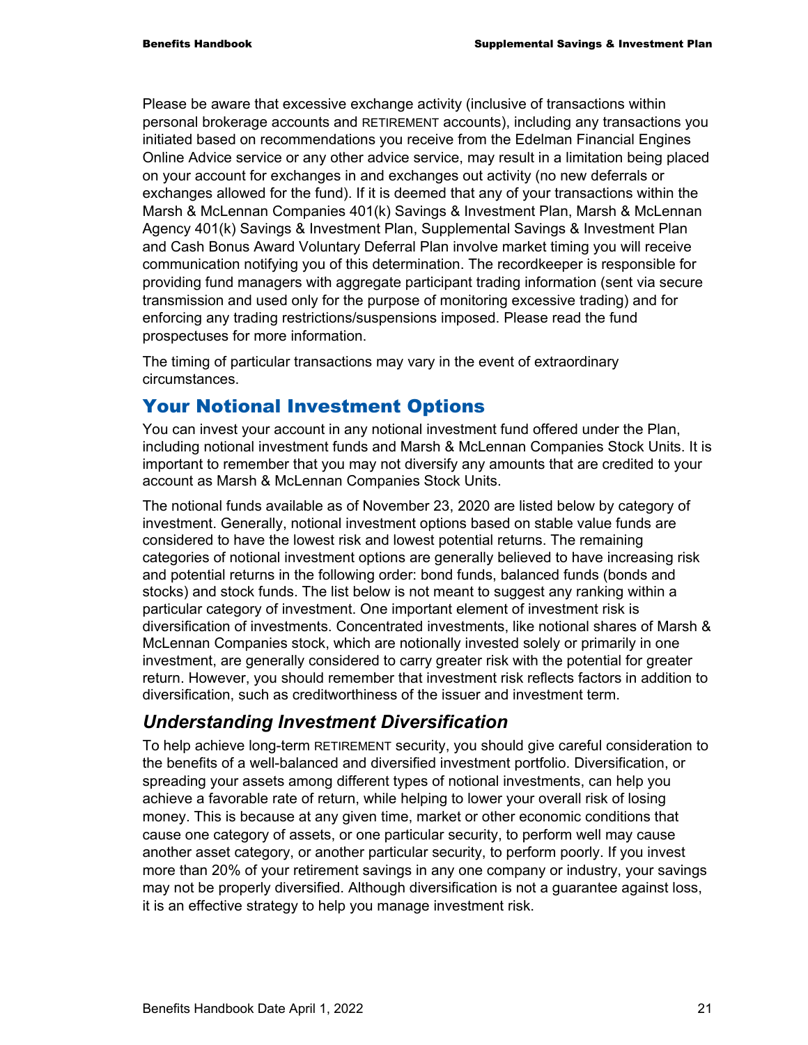Please be aware that excessive exchange activity (inclusive of transactions within personal brokerage accounts and RETIREMENT accounts), including any transactions you initiated based on recommendations you receive from the Edelman Financial Engines Online Advice service or any other advice service, may result in a limitation being placed on your account for exchanges in and exchanges out activity (no new deferrals or exchanges allowed for the fund). If it is deemed that any of your transactions within the Marsh & McLennan Companies 401(k) Savings & Investment Plan, Marsh & McLennan Agency 401(k) Savings & Investment Plan, Supplemental Savings & Investment Plan and Cash Bonus Award Voluntary Deferral Plan involve market timing you will receive communication notifying you of this determination. The recordkeeper is responsible for providing fund managers with aggregate participant trading information (sent via secure transmission and used only for the purpose of monitoring excessive trading) and for enforcing any trading restrictions/suspensions imposed. Please read the fund prospectuses for more information.

The timing of particular transactions may vary in the event of extraordinary circumstances.

## Your Notional Investment Options

You can invest your account in any notional investment fund offered under the Plan, including notional investment funds and Marsh & McLennan Companies Stock Units. It is important to remember that you may not diversify any amounts that are credited to your account as Marsh & McLennan Companies Stock Units.

The notional funds available as of November 23, 2020 are listed below by category of investment. Generally, notional investment options based on stable value funds are considered to have the lowest risk and lowest potential returns. The remaining categories of notional investment options are generally believed to have increasing risk and potential returns in the following order: bond funds, balanced funds (bonds and stocks) and stock funds. The list below is not meant to suggest any ranking within a particular category of investment. One important element of investment risk is diversification of investments. Concentrated investments, like notional shares of Marsh & McLennan Companies stock, which are notionally invested solely or primarily in one investment, are generally considered to carry greater risk with the potential for greater return. However, you should remember that investment risk reflects factors in addition to diversification, such as creditworthiness of the issuer and investment term.

### *Understanding Investment Diversification*

To help achieve long-term RETIREMENT security, you should give careful consideration to the benefits of a well-balanced and diversified investment portfolio. Diversification, or spreading your assets among different types of notional investments, can help you achieve a favorable rate of return, while helping to lower your overall risk of losing money. This is because at any given time, market or other economic conditions that cause one category of assets, or one particular security, to perform well may cause another asset category, or another particular security, to perform poorly. If you invest more than 20% of your retirement savings in any one company or industry, your savings may not be properly diversified. Although diversification is not a guarantee against loss, it is an effective strategy to help you manage investment risk.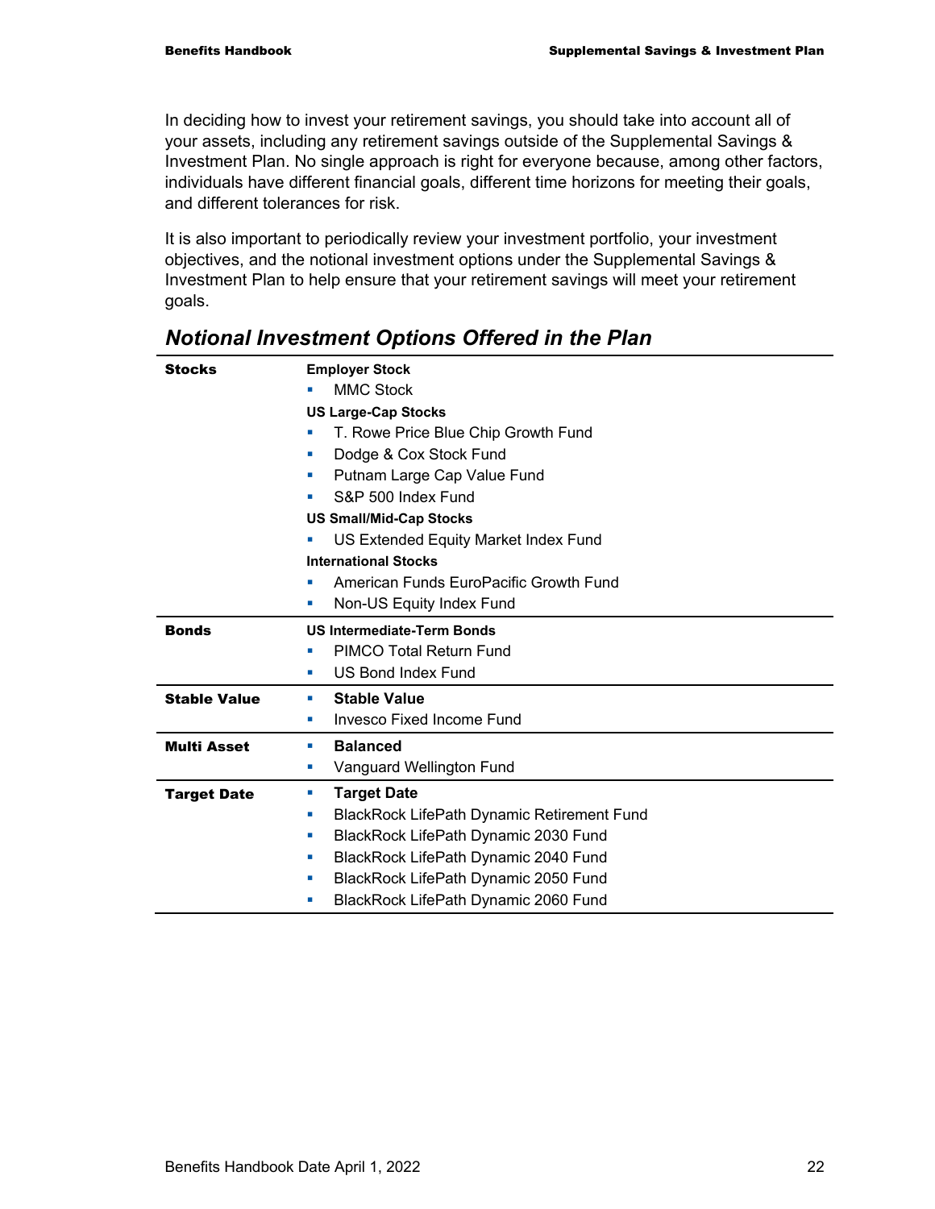In deciding how to invest your retirement savings, you should take into account all of your assets, including any retirement savings outside of the Supplemental Savings & Investment Plan. No single approach is right for everyone because, among other factors, individuals have different financial goals, different time horizons for meeting their goals, and different tolerances for risk.

It is also important to periodically review your investment portfolio, your investment objectives, and the notional investment options under the Supplemental Savings & Investment Plan to help ensure that your retirement savings will meet your retirement goals.

## *Notional Investment Options Offered in the Plan*

| | |
|---|---|
| **Stocks** | **Employer Stock**<br>▪ MMC Stock<br>**US Large-Cap Stocks**<br>▪ T. Rowe Price Blue Chip Growth Fund<br>▪ Dodge & Cox Stock Fund<br>▪ Putnam Large Cap Value Fund<br>▪ S&P 500 Index Fund<br>**US Small/Mid-Cap Stocks**<br>▪ US Extended Equity Market Index Fund<br>**International Stocks**<br>▪ American Funds EuroPacific Growth Fund<br>▪ Non-US Equity Index Fund |
| **Bonds** | **US Intermediate-Term Bonds**<br>▪ PIMCO Total Return Fund<br>▪ US Bond Index Fund |
| **Stable Value** | ▪ **Stable Value**<br>▪ Invesco Fixed Income Fund |
| **Multi Asset** | ▪ **Balanced**<br>▪ Vanguard Wellington Fund |
| **Target Date** | ▪ **Target Date**<br>▪ BlackRock LifePath Dynamic Retirement Fund<br>▪ BlackRock LifePath Dynamic 2030 Fund<br>▪ BlackRock LifePath Dynamic 2040 Fund<br>▪ BlackRock LifePath Dynamic 2050 Fund<br>▪ BlackRock LifePath Dynamic 2060 Fund |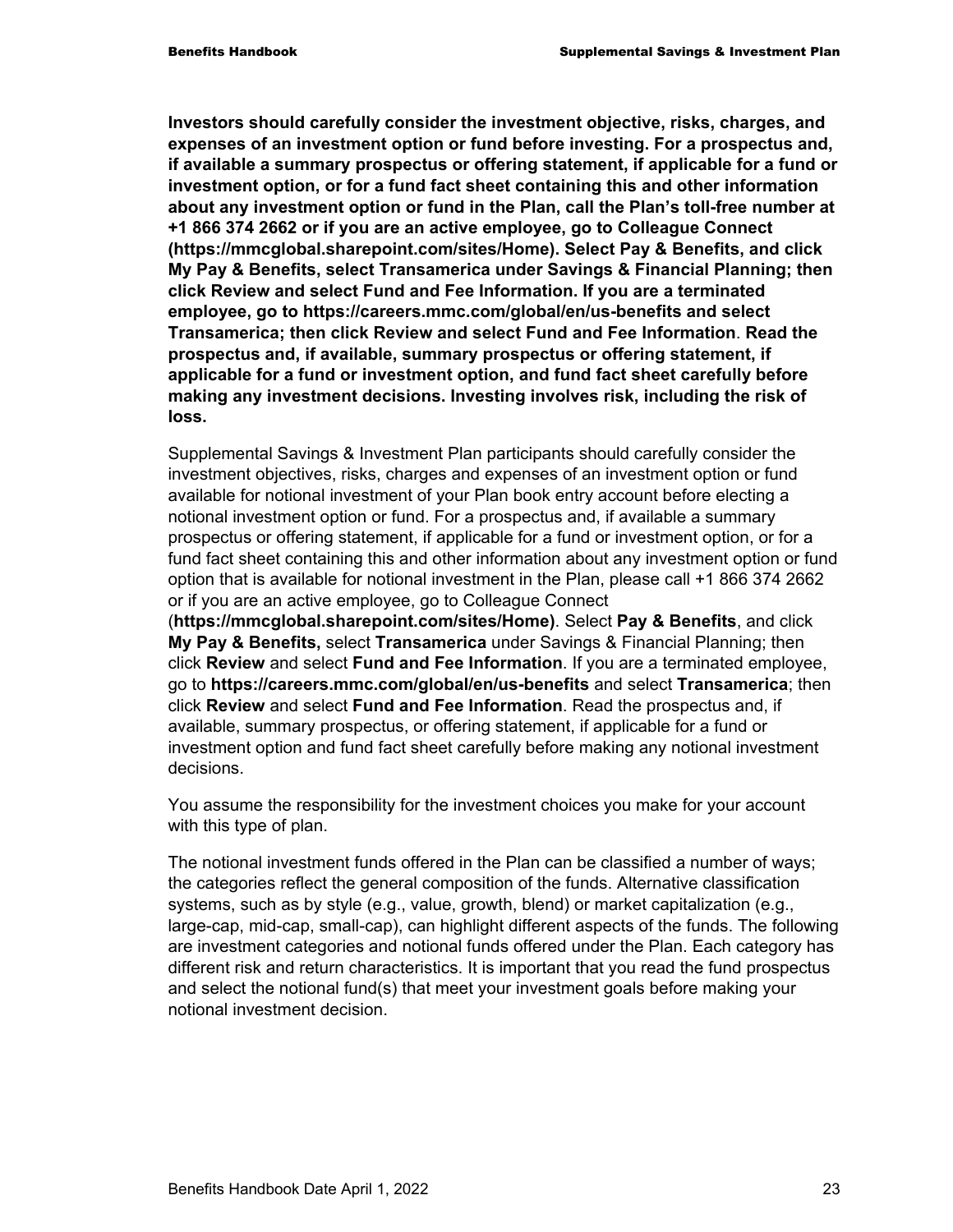**Investors should carefully consider the investment objective, risks, charges, and expenses of an investment option or fund before investing. For a prospectus and, if available a summary prospectus or offering statement, if applicable for a fund or investment option, or for a fund fact sheet containing this and other information about any investment option or fund in the Plan, call the Plan's toll-free number at +1 866 374 2662 or if you are an active employee, go to Colleague Connect (https://mmcglobal.sharepoint.com/sites/Home). Select Pay & Benefits, and click My Pay & Benefits, select Transamerica under Savings & Financial Planning; then click Review and select Fund and Fee Information. If you are a terminated employee, go to https://careers.mmc.com/global/en/us-benefits and select Transamerica; then click Review and select Fund and Fee Information. Read the prospectus and, if available, summary prospectus or offering statement, if applicable for a fund or investment option, and fund fact sheet carefully before making any investment decisions. Investing involves risk, including the risk of loss.**

Supplemental Savings & Investment Plan participants should carefully consider the investment objectives, risks, charges and expenses of an investment option or fund available for notional investment of your Plan book entry account before electing a notional investment option or fund. For a prospectus and, if available a summary prospectus or offering statement, if applicable for a fund or investment option, or for a fund fact sheet containing this and other information about any investment option or fund option that is available for notional investment in the Plan, please call +1 866 374 2662 or if you are an active employee, go to Colleague Connect (**https://mmcglobal.sharepoint.com/sites/Home)**. Select **Pay & Benefits**, and click **My Pay & Benefits,** select **Transamerica** under Savings & Financial Planning; then click **Review** and select **Fund and Fee Information**. If you are a terminated employee, go to **https://careers.mmc.com/global/en/us-benefits** and select **Transamerica**; then click **Review** and select **Fund and Fee Information**. Read the prospectus and, if available, summary prospectus, or offering statement, if applicable for a fund or investment option and fund fact sheet carefully before making any notional investment decisions.

You assume the responsibility for the investment choices you make for your account with this type of plan.

The notional investment funds offered in the Plan can be classified a number of ways; the categories reflect the general composition of the funds. Alternative classification systems, such as by style (e.g., value, growth, blend) or market capitalization (e.g., large-cap, mid-cap, small-cap), can highlight different aspects of the funds. The following are investment categories and notional funds offered under the Plan. Each category has different risk and return characteristics. It is important that you read the fund prospectus and select the notional fund(s) that meet your investment goals before making your notional investment decision.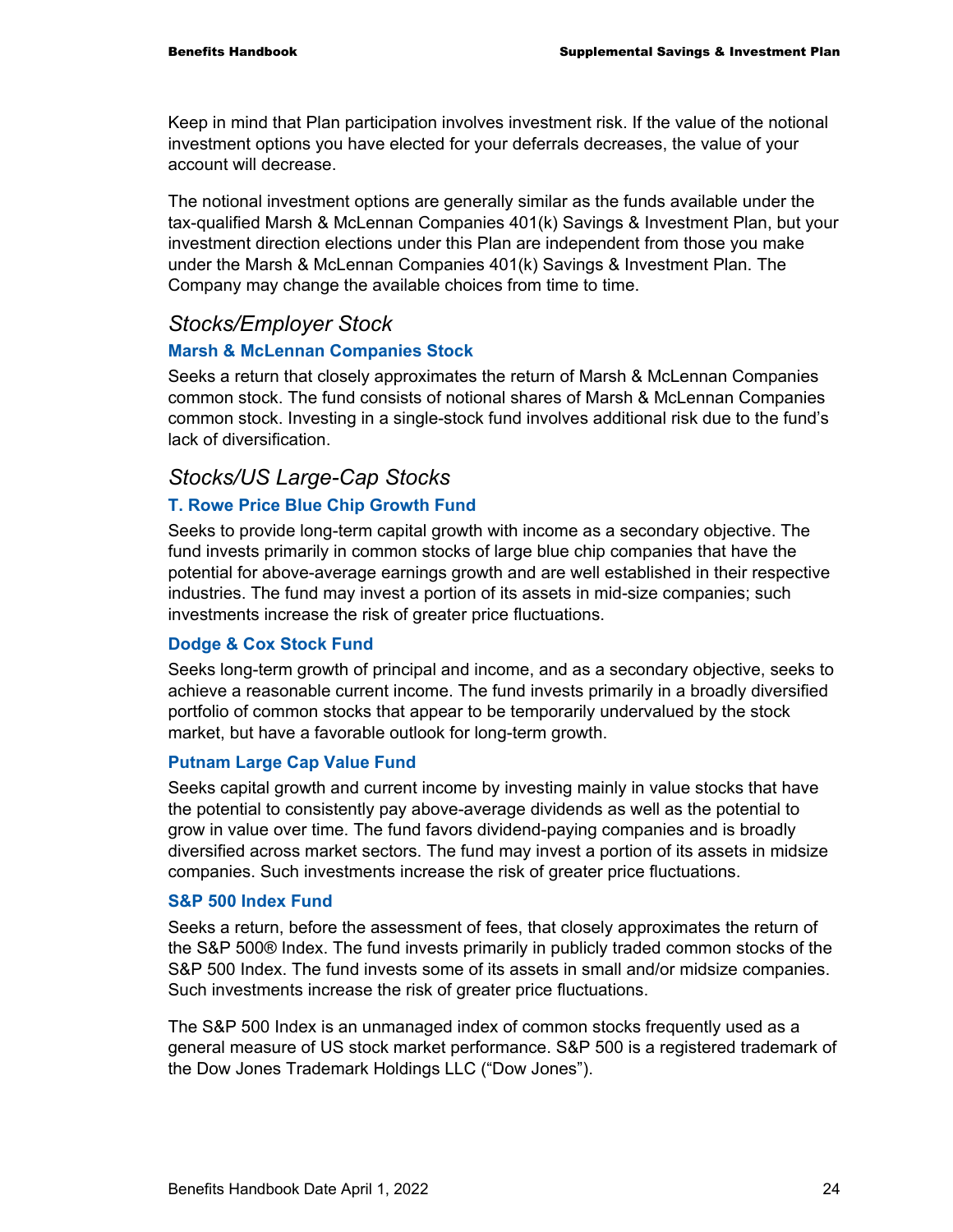Keep in mind that Plan participation involves investment risk. If the value of the notional investment options you have elected for your deferrals decreases, the value of your account will decrease.

The notional investment options are generally similar as the funds available under the tax-qualified Marsh & McLennan Companies 401(k) Savings & Investment Plan, but your investment direction elections under this Plan are independent from those you make under the Marsh & McLennan Companies 401(k) Savings & Investment Plan. The Company may change the available choices from time to time.

## *Stocks/Employer Stock*

### Marsh & McLennan Companies Stock

Seeks a return that closely approximates the return of Marsh & McLennan Companies common stock. The fund consists of notional shares of Marsh & McLennan Companies common stock. Investing in a single-stock fund involves additional risk due to the fund's lack of diversification.

## *Stocks/US Large-Cap Stocks*

### T. Rowe Price Blue Chip Growth Fund

Seeks to provide long-term capital growth with income as a secondary objective. The fund invests primarily in common stocks of large blue chip companies that have the potential for above-average earnings growth and are well established in their respective industries. The fund may invest a portion of its assets in mid-size companies; such investments increase the risk of greater price fluctuations.

### Dodge & Cox Stock Fund

Seeks long-term growth of principal and income, and as a secondary objective, seeks to achieve a reasonable current income. The fund invests primarily in a broadly diversified portfolio of common stocks that appear to be temporarily undervalued by the stock market, but have a favorable outlook for long-term growth.

### Putnam Large Cap Value Fund

Seeks capital growth and current income by investing mainly in value stocks that have the potential to consistently pay above-average dividends as well as the potential to grow in value over time. The fund favors dividend-paying companies and is broadly diversified across market sectors. The fund may invest a portion of its assets in midsize companies. Such investments increase the risk of greater price fluctuations.

### S&P 500 Index Fund

Seeks a return, before the assessment of fees, that closely approximates the return of the S&P 500® Index. The fund invests primarily in publicly traded common stocks of the S&P 500 Index. The fund invests some of its assets in small and/or midsize companies. Such investments increase the risk of greater price fluctuations.

The S&P 500 Index is an unmanaged index of common stocks frequently used as a general measure of US stock market performance. S&P 500 is a registered trademark of the Dow Jones Trademark Holdings LLC ("Dow Jones").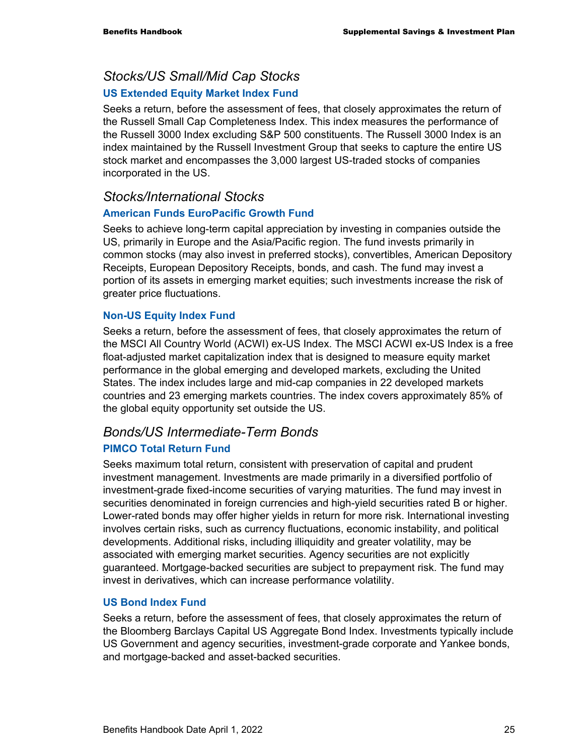## *Stocks/US Small/Mid Cap Stocks*

### US Extended Equity Market Index Fund

Seeks a return, before the assessment of fees, that closely approximates the return of the Russell Small Cap Completeness Index. This index measures the performance of the Russell 3000 Index excluding S&P 500 constituents. The Russell 3000 Index is an index maintained by the Russell Investment Group that seeks to capture the entire US stock market and encompasses the 3,000 largest US-traded stocks of companies incorporated in the US.

## *Stocks/International Stocks*

### American Funds EuroPacific Growth Fund

Seeks to achieve long-term capital appreciation by investing in companies outside the US, primarily in Europe and the Asia/Pacific region. The fund invests primarily in common stocks (may also invest in preferred stocks), convertibles, American Depository Receipts, European Depository Receipts, bonds, and cash. The fund may invest a portion of its assets in emerging market equities; such investments increase the risk of greater price fluctuations.

### Non-US Equity Index Fund

Seeks a return, before the assessment of fees, that closely approximates the return of the MSCI All Country World (ACWI) ex-US Index. The MSCI ACWI ex-US Index is a free float-adjusted market capitalization index that is designed to measure equity market performance in the global emerging and developed markets, excluding the United States. The index includes large and mid-cap companies in 22 developed markets countries and 23 emerging markets countries. The index covers approximately 85% of the global equity opportunity set outside the US.

## *Bonds/US Intermediate-Term Bonds*

### PIMCO Total Return Fund

Seeks maximum total return, consistent with preservation of capital and prudent investment management. Investments are made primarily in a diversified portfolio of investment-grade fixed-income securities of varying maturities. The fund may invest in securities denominated in foreign currencies and high-yield securities rated B or higher. Lower-rated bonds may offer higher yields in return for more risk. International investing involves certain risks, such as currency fluctuations, economic instability, and political developments. Additional risks, including illiquidity and greater volatility, may be associated with emerging market securities. Agency securities are not explicitly guaranteed. Mortgage-backed securities are subject to prepayment risk. The fund may invest in derivatives, which can increase performance volatility.

### US Bond Index Fund

Seeks a return, before the assessment of fees, that closely approximates the return of the Bloomberg Barclays Capital US Aggregate Bond Index. Investments typically include US Government and agency securities, investment-grade corporate and Yankee bonds, and mortgage-backed and asset-backed securities.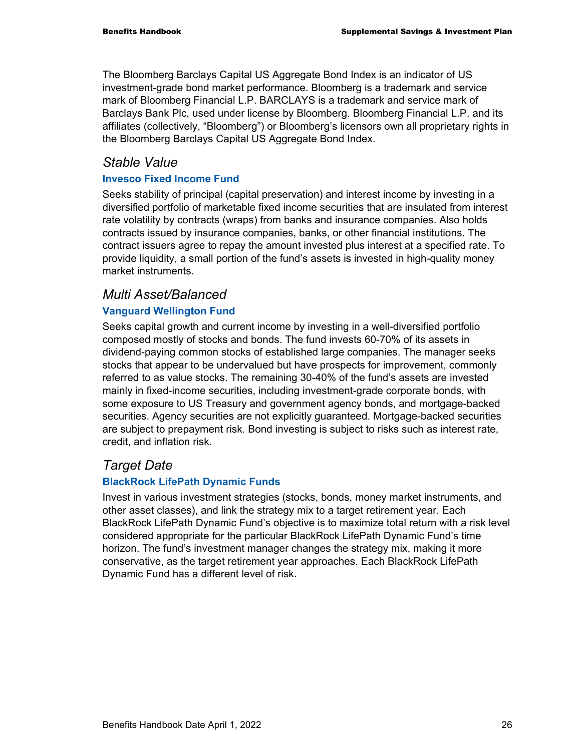The Bloomberg Barclays Capital US Aggregate Bond Index is an indicator of US investment-grade bond market performance. Bloomberg is a trademark and service mark of Bloomberg Financial L.P. BARCLAYS is a trademark and service mark of Barclays Bank Plc, used under license by Bloomberg. Bloomberg Financial L.P. and its affiliates (collectively, "Bloomberg") or Bloomberg's licensors own all proprietary rights in the Bloomberg Barclays Capital US Aggregate Bond Index.

## *Stable Value*

### Invesco Fixed Income Fund

Seeks stability of principal (capital preservation) and interest income by investing in a diversified portfolio of marketable fixed income securities that are insulated from interest rate volatility by contracts (wraps) from banks and insurance companies. Also holds contracts issued by insurance companies, banks, or other financial institutions. The contract issuers agree to repay the amount invested plus interest at a specified rate. To provide liquidity, a small portion of the fund's assets is invested in high-quality money market instruments.

## *Multi Asset/Balanced*

### Vanguard Wellington Fund

Seeks capital growth and current income by investing in a well-diversified portfolio composed mostly of stocks and bonds. The fund invests 60-70% of its assets in dividend-paying common stocks of established large companies. The manager seeks stocks that appear to be undervalued but have prospects for improvement, commonly referred to as value stocks. The remaining 30-40% of the fund's assets are invested mainly in fixed-income securities, including investment-grade corporate bonds, with some exposure to US Treasury and government agency bonds, and mortgage-backed securities. Agency securities are not explicitly guaranteed. Mortgage-backed securities are subject to prepayment risk. Bond investing is subject to risks such as interest rate, credit, and inflation risk.

## *Target Date*

### BlackRock LifePath Dynamic Funds

Invest in various investment strategies (stocks, bonds, money market instruments, and other asset classes), and link the strategy mix to a target retirement year. Each BlackRock LifePath Dynamic Fund's objective is to maximize total return with a risk level considered appropriate for the particular BlackRock LifePath Dynamic Fund's time horizon. The fund's investment manager changes the strategy mix, making it more conservative, as the target retirement year approaches. Each BlackRock LifePath Dynamic Fund has a different level of risk.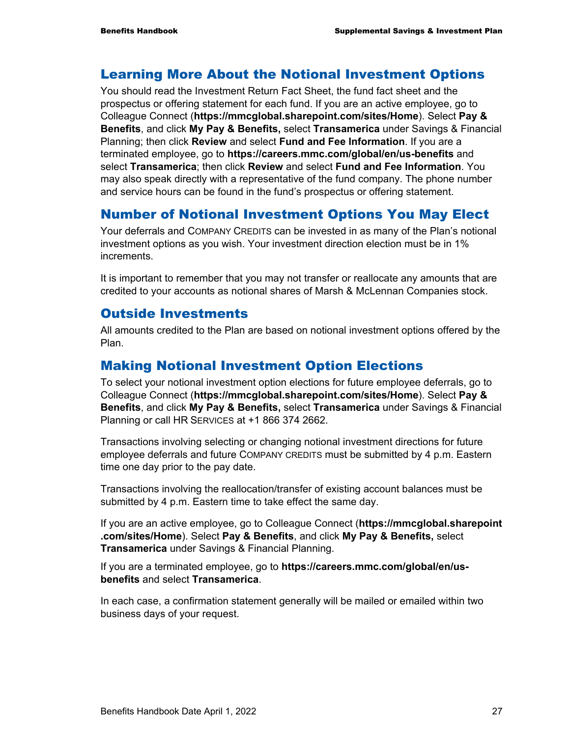## Learning More About the Notional Investment Options

You should read the Investment Return Fact Sheet, the fund fact sheet and the prospectus or offering statement for each fund. If you are an active employee, go to Colleague Connect (**https://mmcglobal.sharepoint.com/sites/Home**). Select **Pay & Benefits**, and click **My Pay & Benefits,** select **Transamerica** under Savings & Financial Planning; then click **Review** and select **Fund and Fee Information**. If you are a terminated employee, go to **https://careers.mmc.com/global/en/us-benefits** and select **Transamerica**; then click **Review** and select **Fund and Fee Information**. You may also speak directly with a representative of the fund company. The phone number and service hours can be found in the fund's prospectus or offering statement.

## Number of Notional Investment Options You May Elect

Your deferrals and COMPANY CREDITS can be invested in as many of the Plan's notional investment options as you wish. Your investment direction election must be in 1% increments.

It is important to remember that you may not transfer or reallocate any amounts that are credited to your accounts as notional shares of Marsh & McLennan Companies stock.

## Outside Investments

All amounts credited to the Plan are based on notional investment options offered by the Plan.

## Making Notional Investment Option Elections

To select your notional investment option elections for future employee deferrals, go to Colleague Connect (**https://mmcglobal.sharepoint.com/sites/Home**). Select **Pay & Benefits**, and click **My Pay & Benefits,** select **Transamerica** under Savings & Financial Planning or call HR SERVICES at +1 866 374 2662.

Transactions involving selecting or changing notional investment directions for future employee deferrals and future COMPANY CREDITS must be submitted by 4 p.m. Eastern time one day prior to the pay date.

Transactions involving the reallocation/transfer of existing account balances must be submitted by 4 p.m. Eastern time to take effect the same day.

If you are an active employee, go to Colleague Connect (**https://mmcglobal.sharepoint.com/sites/Home**). Select **Pay & Benefits**, and click **My Pay & Benefits,** select **Transamerica** under Savings & Financial Planning.

If you are a terminated employee, go to **https://careers.mmc.com/global/en/us-benefits** and select **Transamerica**.

In each case, a confirmation statement generally will be mailed or emailed within two business days of your request.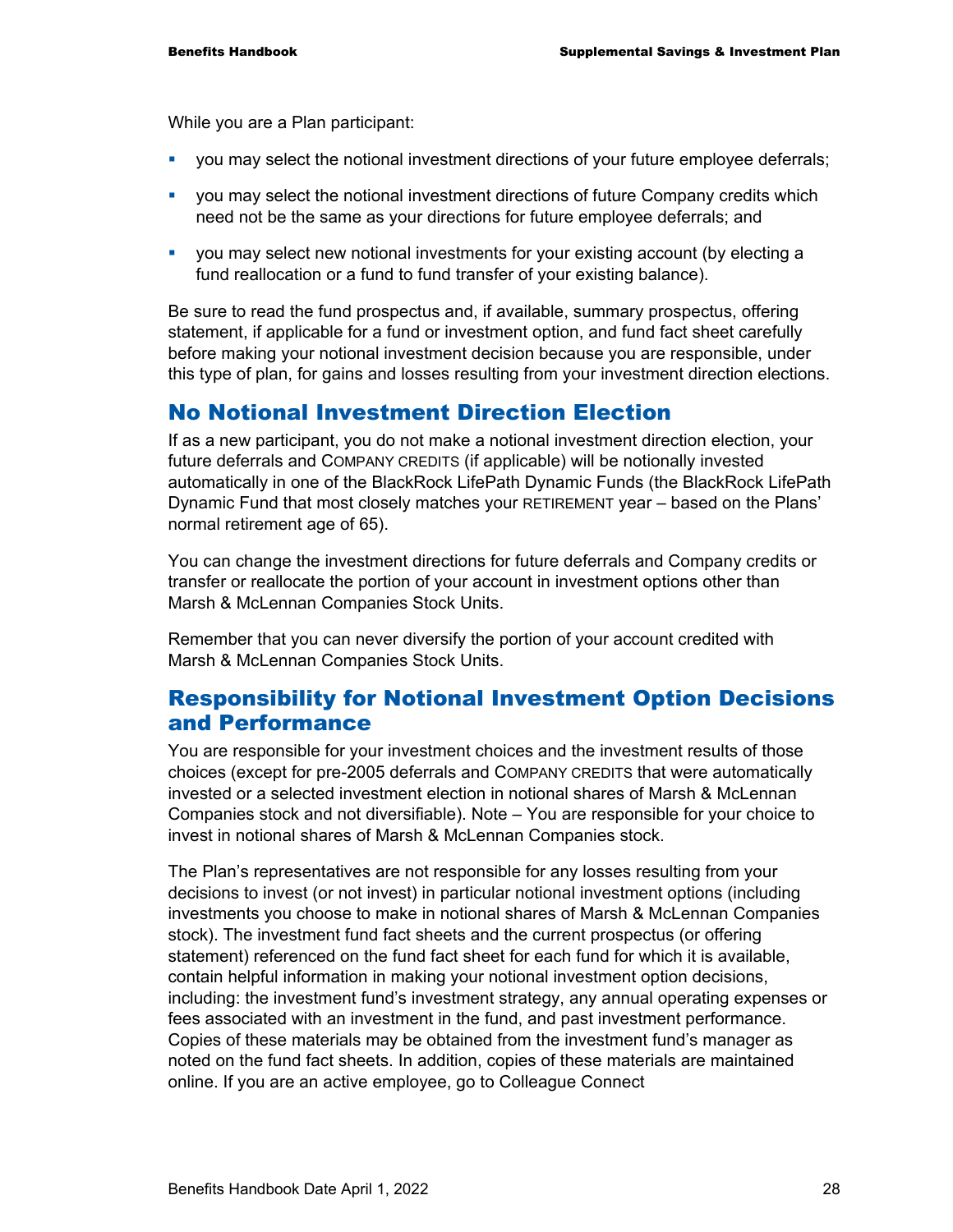While you are a Plan participant:

- you may select the notional investment directions of your future employee deferrals;
- you may select the notional investment directions of future Company credits which need not be the same as your directions for future employee deferrals; and
- you may select new notional investments for your existing account (by electing a fund reallocation or a fund to fund transfer of your existing balance).

Be sure to read the fund prospectus and, if available, summary prospectus, offering statement, if applicable for a fund or investment option, and fund fact sheet carefully before making your notional investment decision because you are responsible, under this type of plan, for gains and losses resulting from your investment direction elections.

## No Notional Investment Direction Election

If as a new participant, you do not make a notional investment direction election, your future deferrals and COMPANY CREDITS (if applicable) will be notionally invested automatically in one of the BlackRock LifePath Dynamic Funds (the BlackRock LifePath Dynamic Fund that most closely matches your RETIREMENT year – based on the Plans' normal retirement age of 65).

You can change the investment directions for future deferrals and Company credits or transfer or reallocate the portion of your account in investment options other than Marsh & McLennan Companies Stock Units.

Remember that you can never diversify the portion of your account credited with Marsh & McLennan Companies Stock Units.

## Responsibility for Notional Investment Option Decisions and Performance

You are responsible for your investment choices and the investment results of those choices (except for pre-2005 deferrals and COMPANY CREDITS that were automatically invested or a selected investment election in notional shares of Marsh & McLennan Companies stock and not diversifiable). Note – You are responsible for your choice to invest in notional shares of Marsh & McLennan Companies stock.

The Plan's representatives are not responsible for any losses resulting from your decisions to invest (or not invest) in particular notional investment options (including investments you choose to make in notional shares of Marsh & McLennan Companies stock). The investment fund fact sheets and the current prospectus (or offering statement) referenced on the fund fact sheet for each fund for which it is available, contain helpful information in making your notional investment option decisions, including: the investment fund's investment strategy, any annual operating expenses or fees associated with an investment in the fund, and past investment performance. Copies of these materials may be obtained from the investment fund's manager as noted on the fund fact sheets. In addition, copies of these materials are maintained online. If you are an active employee, go to Colleague Connect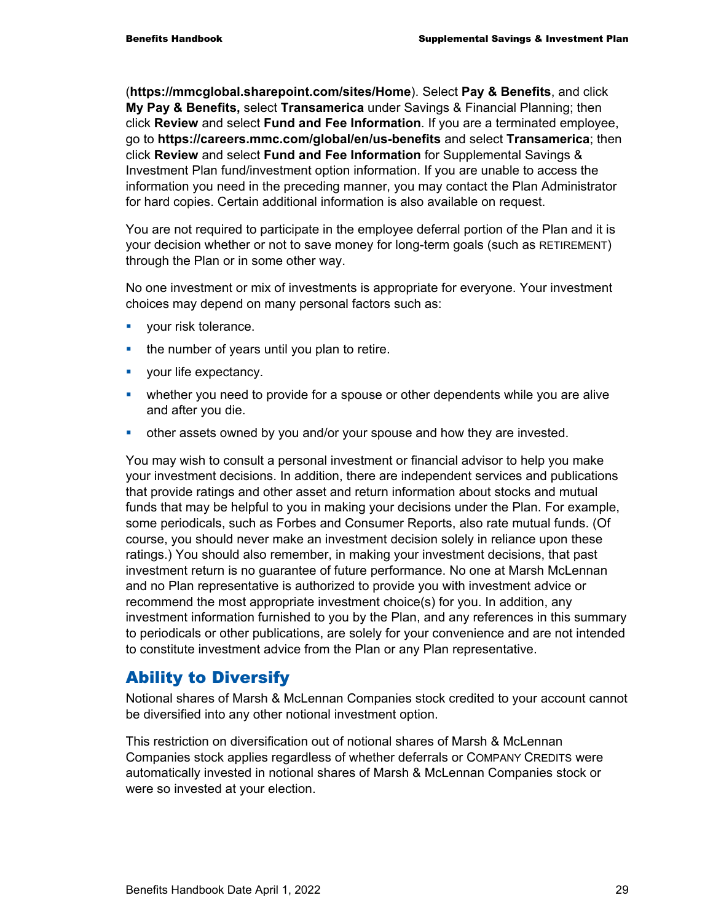(**https://mmcglobal.sharepoint.com/sites/Home**). Select **Pay & Benefits**, and click **My Pay & Benefits,** select **Transamerica** under Savings & Financial Planning; then click **Review** and select **Fund and Fee Information**. If you are a terminated employee, go to **https://careers.mmc.com/global/en/us-benefits** and select **Transamerica**; then click **Review** and select **Fund and Fee Information** for Supplemental Savings & Investment Plan fund/investment option information. If you are unable to access the information you need in the preceding manner, you may contact the Plan Administrator for hard copies. Certain additional information is also available on request.

You are not required to participate in the employee deferral portion of the Plan and it is your decision whether or not to save money for long-term goals (such as RETIREMENT) through the Plan or in some other way.

No one investment or mix of investments is appropriate for everyone. Your investment choices may depend on many personal factors such as:

- your risk tolerance.
- the number of years until you plan to retire.
- your life expectancy.
- whether you need to provide for a spouse or other dependents while you are alive and after you die.
- other assets owned by you and/or your spouse and how they are invested.

You may wish to consult a personal investment or financial advisor to help you make your investment decisions. In addition, there are independent services and publications that provide ratings and other asset and return information about stocks and mutual funds that may be helpful to you in making your decisions under the Plan. For example, some periodicals, such as Forbes and Consumer Reports, also rate mutual funds. (Of course, you should never make an investment decision solely in reliance upon these ratings.) You should also remember, in making your investment decisions, that past investment return is no guarantee of future performance. No one at Marsh McLennan and no Plan representative is authorized to provide you with investment advice or recommend the most appropriate investment choice(s) for you. In addition, any investment information furnished to you by the Plan, and any references in this summary to periodicals or other publications, are solely for your convenience and are not intended to constitute investment advice from the Plan or any Plan representative.

## Ability to Diversify

Notional shares of Marsh & McLennan Companies stock credited to your account cannot be diversified into any other notional investment option.

This restriction on diversification out of notional shares of Marsh & McLennan Companies stock applies regardless of whether deferrals or COMPANY CREDITS were automatically invested in notional shares of Marsh & McLennan Companies stock or were so invested at your election.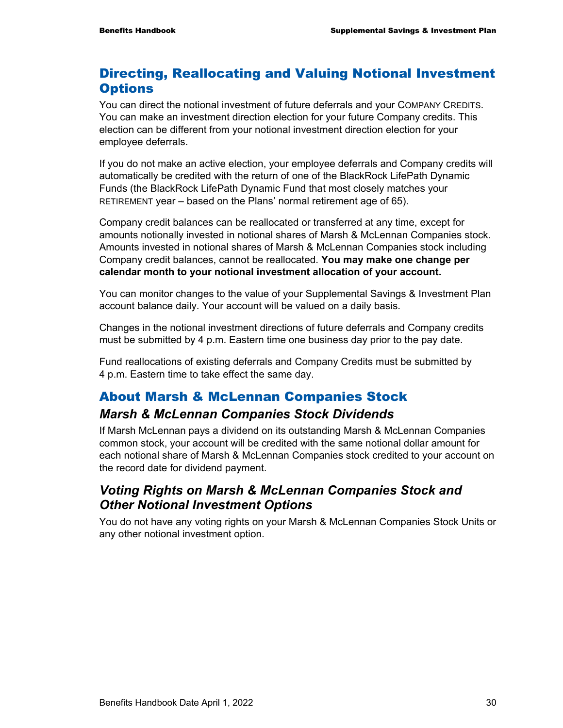## Directing, Reallocating and Valuing Notional Investment Options

You can direct the notional investment of future deferrals and your COMPANY CREDITS. You can make an investment direction election for your future Company credits. This election can be different from your notional investment direction election for your employee deferrals.

If you do not make an active election, your employee deferrals and Company credits will automatically be credited with the return of one of the BlackRock LifePath Dynamic Funds (the BlackRock LifePath Dynamic Fund that most closely matches your RETIREMENT year – based on the Plans' normal retirement age of 65).

Company credit balances can be reallocated or transferred at any time, except for amounts notionally invested in notional shares of Marsh & McLennan Companies stock. Amounts invested in notional shares of Marsh & McLennan Companies stock including Company credit balances, cannot be reallocated. **You may make one change per calendar month to your notional investment allocation of your account.**

You can monitor changes to the value of your Supplemental Savings & Investment Plan account balance daily. Your account will be valued on a daily basis.

Changes in the notional investment directions of future deferrals and Company credits must be submitted by 4 p.m. Eastern time one business day prior to the pay date.

Fund reallocations of existing deferrals and Company Credits must be submitted by 4 p.m. Eastern time to take effect the same day.

## About Marsh & McLennan Companies Stock

### *Marsh & McLennan Companies Stock Dividends*

If Marsh McLennan pays a dividend on its outstanding Marsh & McLennan Companies common stock, your account will be credited with the same notional dollar amount for each notional share of Marsh & McLennan Companies stock credited to your account on the record date for dividend payment.

### *Voting Rights on Marsh & McLennan Companies Stock and Other Notional Investment Options*

You do not have any voting rights on your Marsh & McLennan Companies Stock Units or any other notional investment option.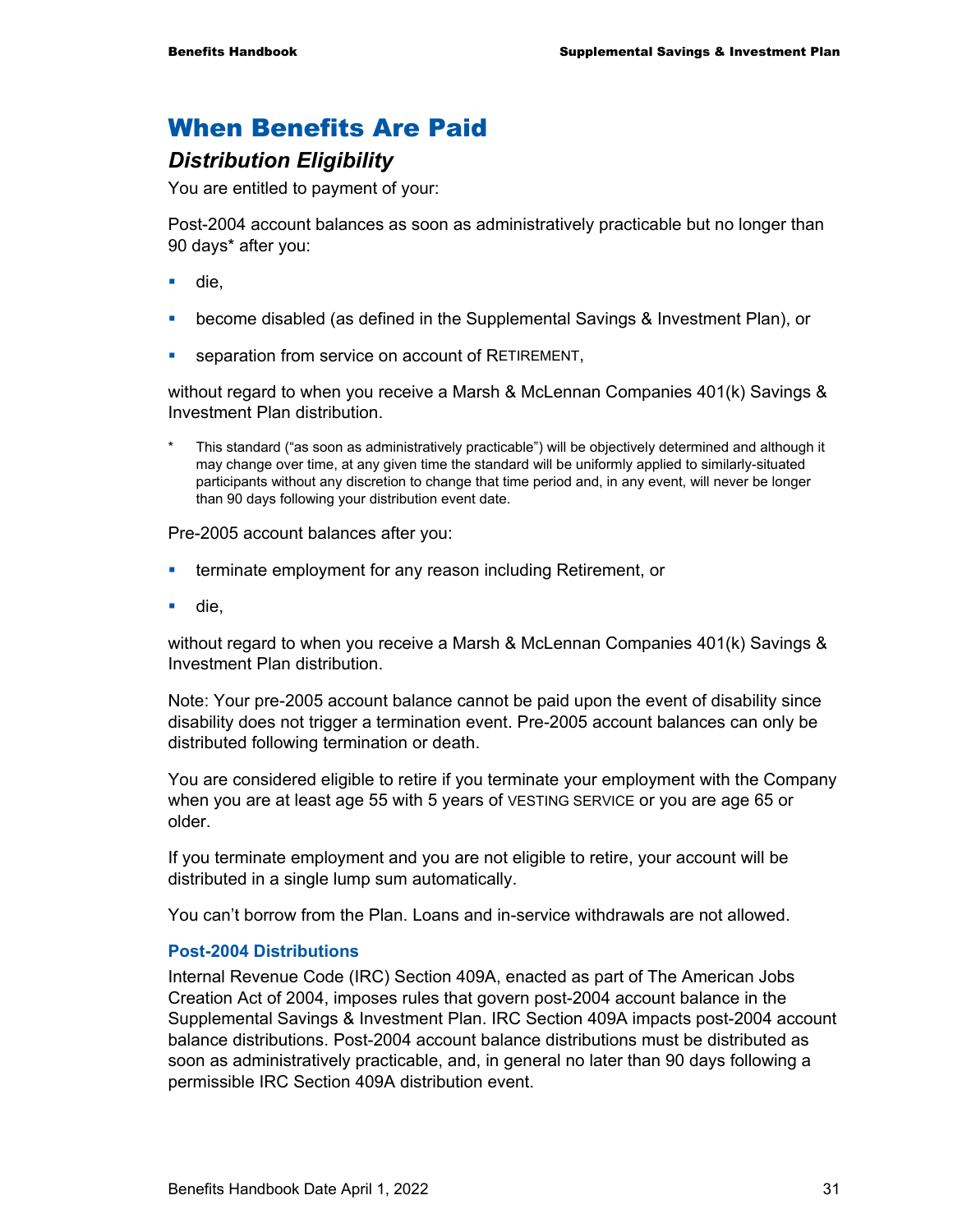# When Benefits Are Paid

## *Distribution Eligibility*

You are entitled to payment of your:

Post-2004 account balances as soon as administratively practicable but no longer than 90 days* after you:

- die,
- become disabled (as defined in the Supplemental Savings & Investment Plan), or
- separation from service on account of RETIREMENT,

without regard to when you receive a Marsh & McLennan Companies 401(k) Savings & Investment Plan distribution.

\* This standard ("as soon as administratively practicable") will be objectively determined and although it may change over time, at any given time the standard will be uniformly applied to similarly-situated participants without any discretion to change that time period and, in any event, will never be longer than 90 days following your distribution event date.

Pre-2005 account balances after you:

- terminate employment for any reason including Retirement, or
- die,

without regard to when you receive a Marsh & McLennan Companies 401(k) Savings & Investment Plan distribution.

Note: Your pre-2005 account balance cannot be paid upon the event of disability since disability does not trigger a termination event. Pre-2005 account balances can only be distributed following termination or death.

You are considered eligible to retire if you terminate your employment with the Company when you are at least age 55 with 5 years of VESTING SERVICE or you are age 65 or older.

If you terminate employment and you are not eligible to retire, your account will be distributed in a single lump sum automatically.

You can't borrow from the Plan. Loans and in-service withdrawals are not allowed.

### Post-2004 Distributions

Internal Revenue Code (IRC) Section 409A, enacted as part of The American Jobs Creation Act of 2004, imposes rules that govern post-2004 account balance in the Supplemental Savings & Investment Plan. IRC Section 409A impacts post-2004 account balance distributions. Post-2004 account balance distributions must be distributed as soon as administratively practicable, and, in general no later than 90 days following a permissible IRC Section 409A distribution event.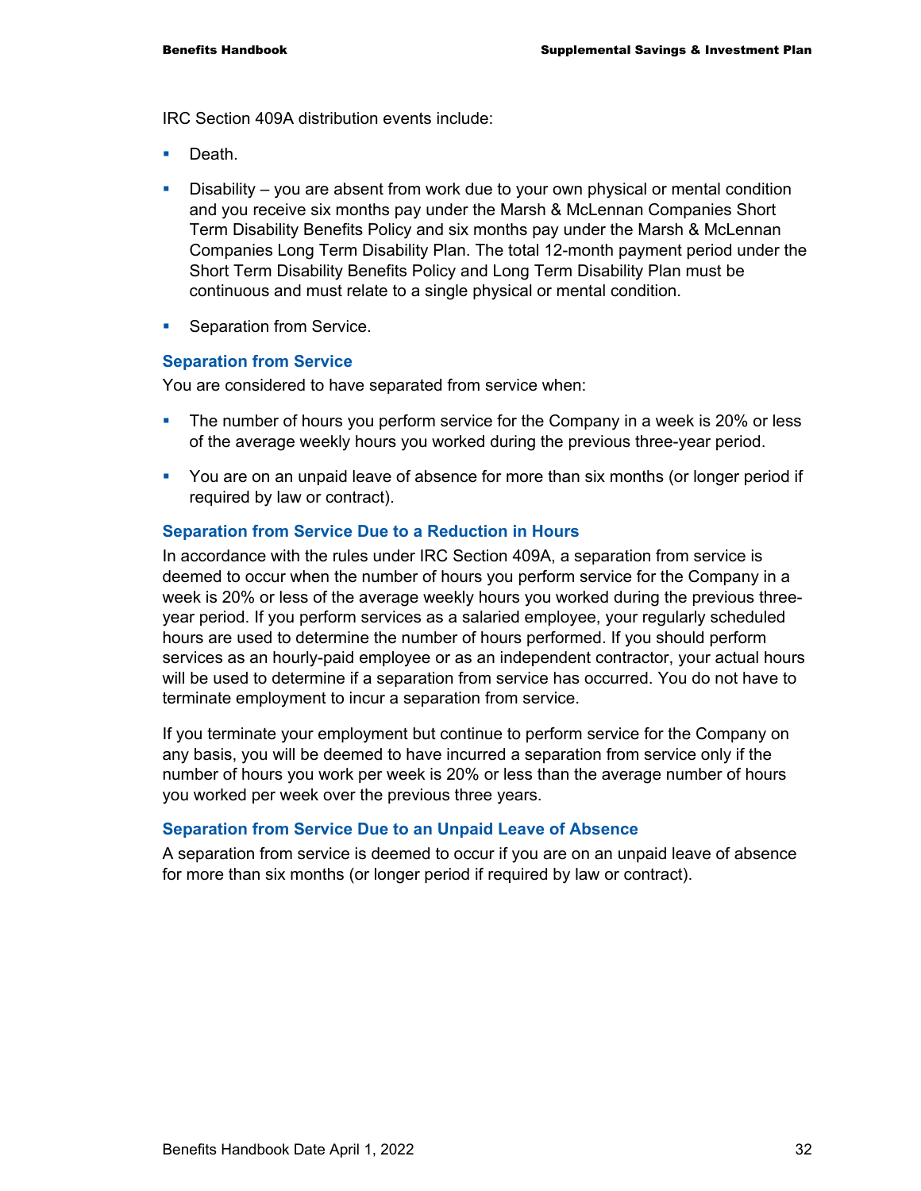IRC Section 409A distribution events include:

- Death.
- Disability – you are absent from work due to your own physical or mental condition and you receive six months pay under the Marsh & McLennan Companies Short Term Disability Benefits Policy and six months pay under the Marsh & McLennan Companies Long Term Disability Plan. The total 12-month payment period under the Short Term Disability Benefits Policy and Long Term Disability Plan must be continuous and must relate to a single physical or mental condition.
- Separation from Service.

### Separation from Service

You are considered to have separated from service when:

- The number of hours you perform service for the Company in a week is 20% or less of the average weekly hours you worked during the previous three-year period.
- You are on an unpaid leave of absence for more than six months (or longer period if required by law or contract).

### Separation from Service Due to a Reduction in Hours

In accordance with the rules under IRC Section 409A, a separation from service is deemed to occur when the number of hours you perform service for the Company in a week is 20% or less of the average weekly hours you worked during the previous three-year period. If you perform services as a salaried employee, your regularly scheduled hours are used to determine the number of hours performed. If you should perform services as an hourly-paid employee or as an independent contractor, your actual hours will be used to determine if a separation from service has occurred. You do not have to terminate employment to incur a separation from service.

If you terminate your employment but continue to perform service for the Company on any basis, you will be deemed to have incurred a separation from service only if the number of hours you work per week is 20% or less than the average number of hours you worked per week over the previous three years.

### Separation from Service Due to an Unpaid Leave of Absence

A separation from service is deemed to occur if you are on an unpaid leave of absence for more than six months (or longer period if required by law or contract).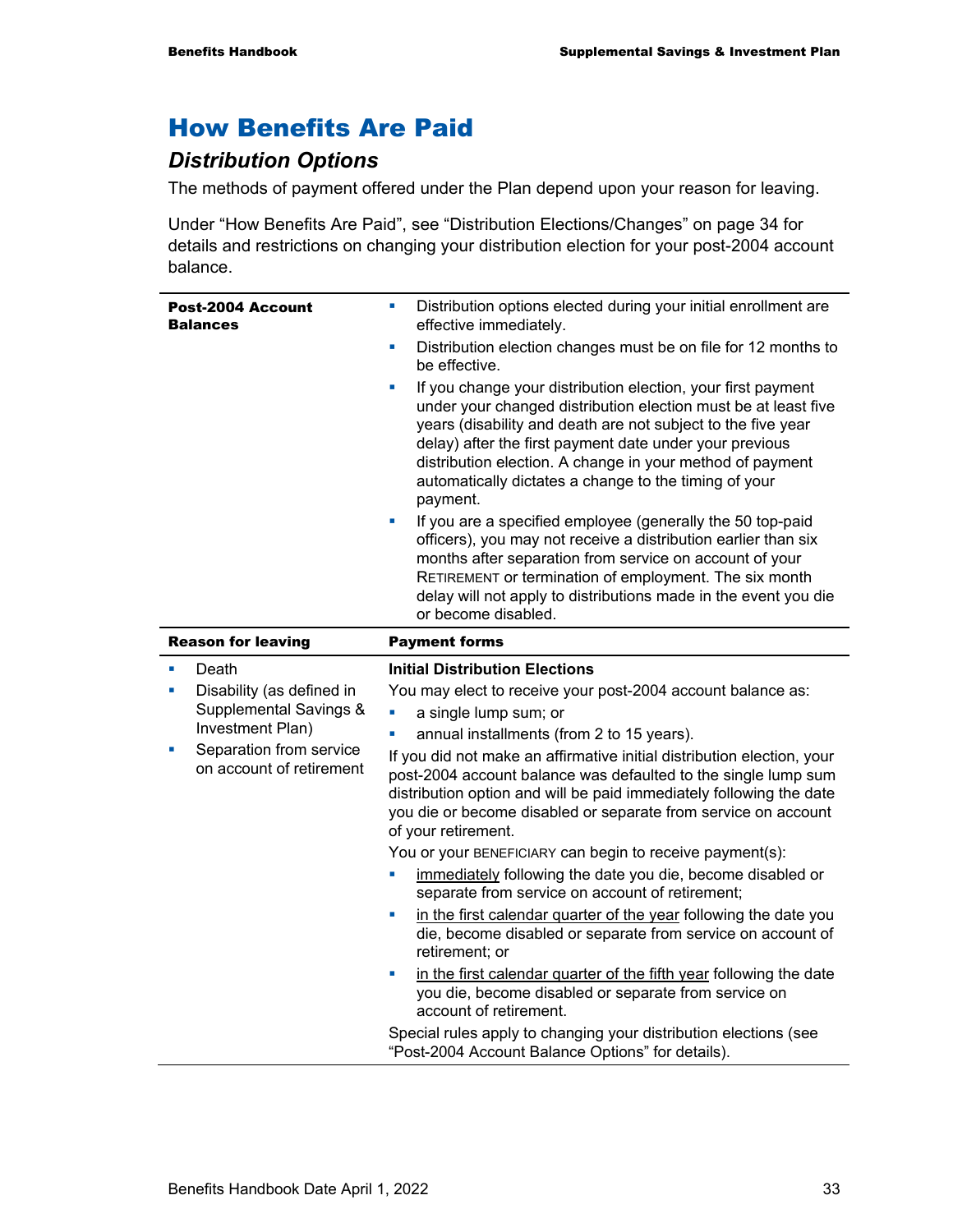# How Benefits Are Paid

## *Distribution Options*

The methods of payment offered under the Plan depend upon your reason for leaving.

Under "How Benefits Are Paid", see "Distribution Elections/Changes" on page 34 for details and restrictions on changing your distribution election for your post-2004 account balance.

| **Post-2004 Account Balances** | • Distribution options elected during your initial enrollment are effective immediately.<br>• Distribution election changes must be on file for 12 months to be effective.<br>• If you change your distribution election, your first payment under your changed distribution election must be at least five years (disability and death are not subject to the five year delay) after the first payment date under your previous distribution election. A change in your method of payment automatically dictates a change to the timing of your payment.<br>• If you are a specified employee (generally the 50 top-paid officers), you may not receive a distribution earlier than six months after separation from service on account of your RETIREMENT or termination of employment. The six month delay will not apply to distributions made in the event you die or become disabled. |
|---|---|
| **Reason for leaving** | **Payment forms** |
| • Death<br>• Disability (as defined in Supplemental Savings & Investment Plan)<br>• Separation from service on account of retirement | **Initial Distribution Elections**<br>You may elect to receive your post-2004 account balance as:<br>• a single lump sum; or<br>• annual installments (from 2 to 15 years).<br>If you did not make an affirmative initial distribution election, your post-2004 account balance was defaulted to the single lump sum distribution option and will be paid immediately following the date you die or become disabled or separate from service on account of your retirement.<br>You or your BENEFICIARY can begin to receive payment(s):<br>• immediately following the date you die, become disabled or separate from service on account of retirement;<br>• in the first calendar quarter of the year following the date you die, become disabled or separate from service on account of retirement; or<br>• in the first calendar quarter of the fifth year following the date you die, become disabled or separate from service on account of retirement.<br>Special rules apply to changing your distribution elections (see "Post-2004 Account Balance Options" for details). |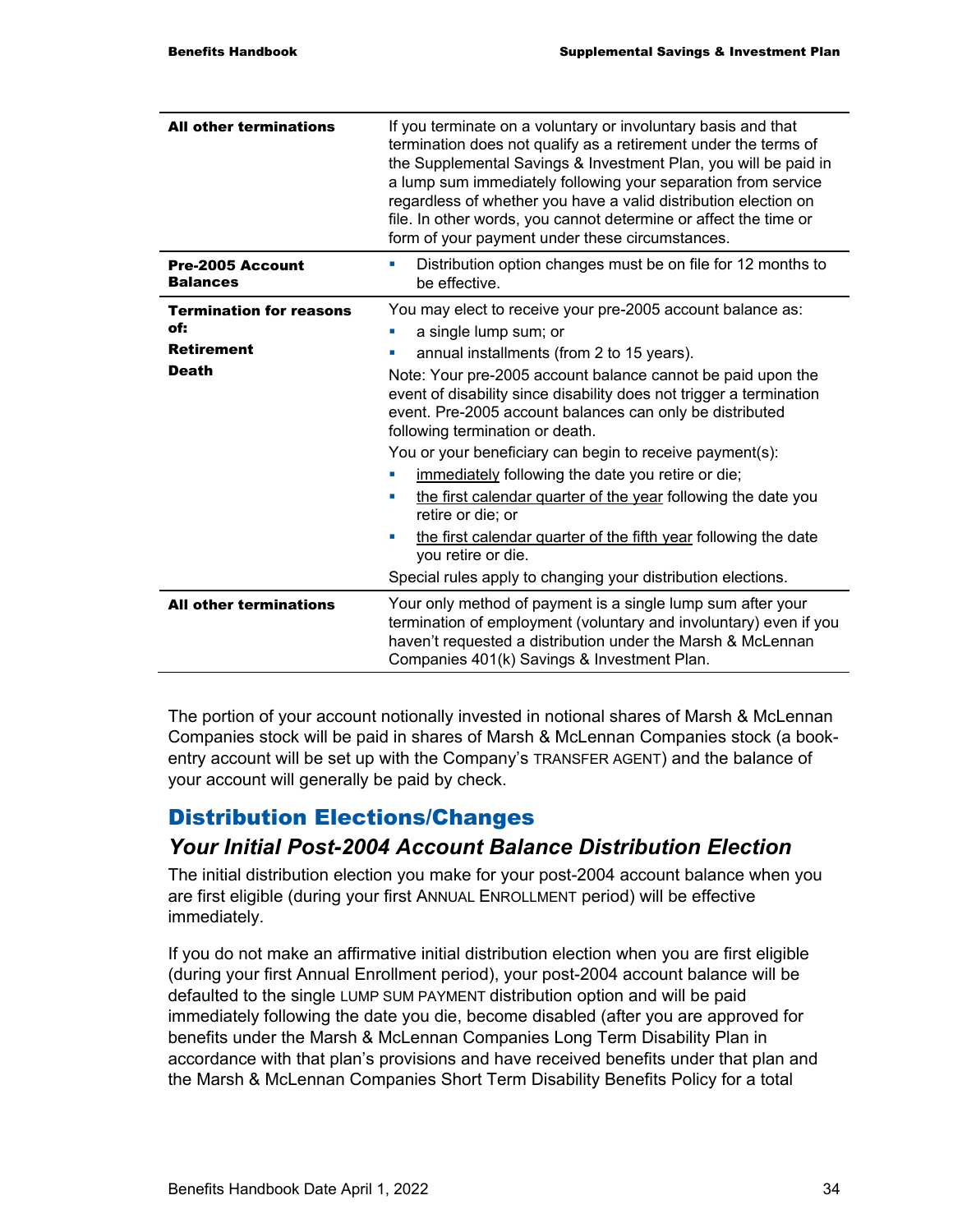| | |
|---|---|
| **All other terminations** | If you terminate on a voluntary or involuntary basis and that termination does not qualify as a retirement under the terms of the Supplemental Savings & Investment Plan, you will be paid in a lump sum immediately following your separation from service regardless of whether you have a valid distribution election on file. In other words, you cannot determine or affect the time or form of your payment under these circumstances. |
| **Pre-2005 Account Balances** | ▪ Distribution option changes must be on file for 12 months to be effective. |
| **Termination for reasons of:** <br> **Retirement** <br> **Death** | You may elect to receive your pre-2005 account balance as: <br> ▪ a single lump sum; or <br> ▪ annual installments (from 2 to 15 years). <br> Note: Your pre-2005 account balance cannot be paid upon the event of disability since disability does not trigger a termination event. Pre-2005 account balances can only be distributed following termination or death. <br> You or your beneficiary can begin to receive payment(s): <br> ▪ immediately following the date you retire or die; <br> ▪ the first calendar quarter of the year following the date you retire or die; or <br> ▪ the first calendar quarter of the fifth year following the date you retire or die. <br> Special rules apply to changing your distribution elections. |
| **All other terminations** | Your only method of payment is a single lump sum after your termination of employment (voluntary and involuntary) even if you haven't requested a distribution under the Marsh & McLennan Companies 401(k) Savings & Investment Plan. |

The portion of your account notionally invested in notional shares of Marsh & McLennan Companies stock will be paid in shares of Marsh & McLennan Companies stock (a book-entry account will be set up with the Company's TRANSFER AGENT) and the balance of your account will generally be paid by check.

## Distribution Elections/Changes

### *Your Initial Post-2004 Account Balance Distribution Election*

The initial distribution election you make for your post-2004 account balance when you are first eligible (during your first ANNUAL ENROLLMENT period) will be effective immediately.

If you do not make an affirmative initial distribution election when you are first eligible (during your first Annual Enrollment period), your post-2004 account balance will be defaulted to the single LUMP SUM PAYMENT distribution option and will be paid immediately following the date you die, become disabled (after you are approved for benefits under the Marsh & McLennan Companies Long Term Disability Plan in accordance with that plan's provisions and have received benefits under that plan and the Marsh & McLennan Companies Short Term Disability Benefits Policy for a total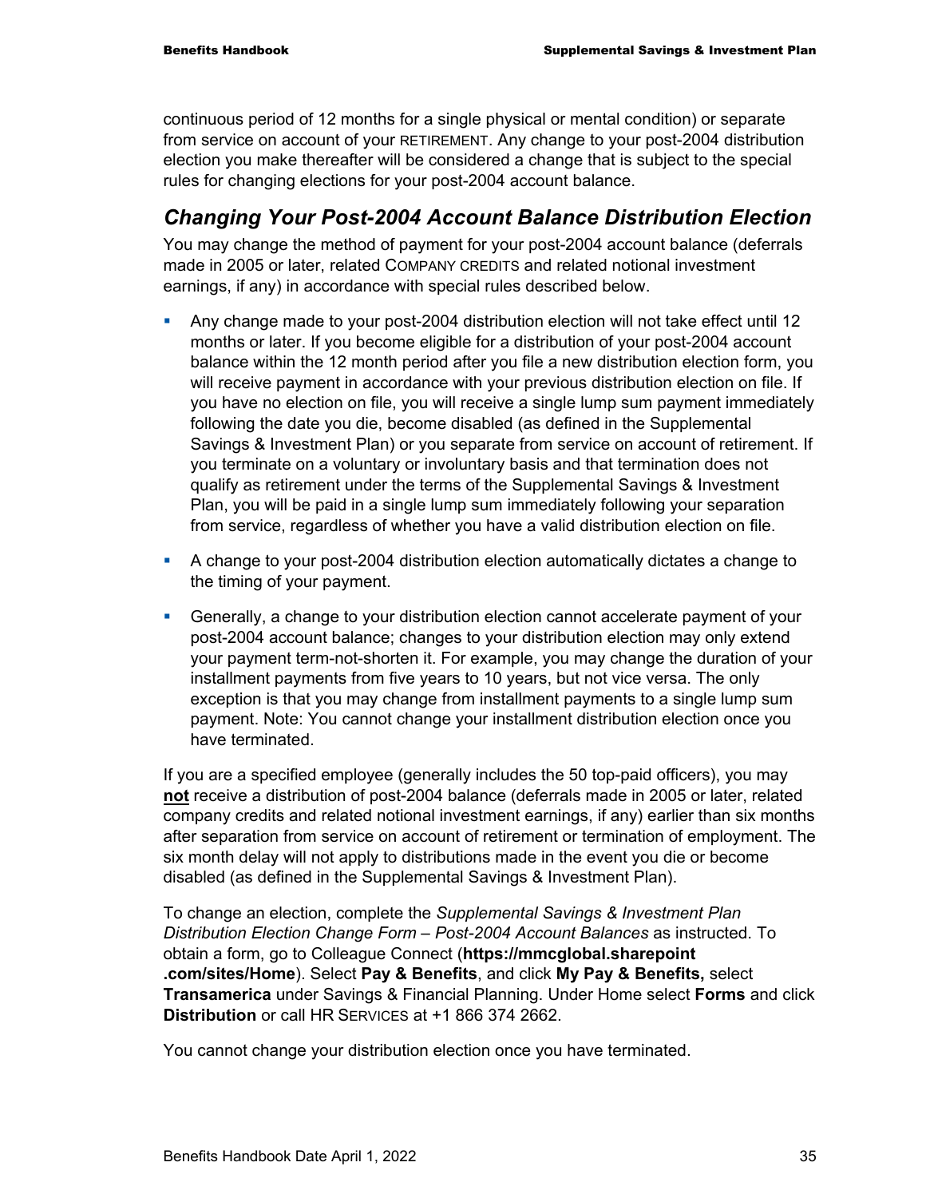continuous period of 12 months for a single physical or mental condition) or separate from service on account of your RETIREMENT. Any change to your post-2004 distribution election you make thereafter will be considered a change that is subject to the special rules for changing elections for your post-2004 account balance.

## *Changing Your Post-2004 Account Balance Distribution Election*

You may change the method of payment for your post-2004 account balance (deferrals made in 2005 or later, related COMPANY CREDITS and related notional investment earnings, if any) in accordance with special rules described below.

- Any change made to your post-2004 distribution election will not take effect until 12 months or later. If you become eligible for a distribution of your post-2004 account balance within the 12 month period after you file a new distribution election form, you will receive payment in accordance with your previous distribution election on file. If you have no election on file, you will receive a single lump sum payment immediately following the date you die, become disabled (as defined in the Supplemental Savings & Investment Plan) or you separate from service on account of retirement. If you terminate on a voluntary or involuntary basis and that termination does not qualify as retirement under the terms of the Supplemental Savings & Investment Plan, you will be paid in a single lump sum immediately following your separation from service, regardless of whether you have a valid distribution election on file.
- A change to your post-2004 distribution election automatically dictates a change to the timing of your payment.
- Generally, a change to your distribution election cannot accelerate payment of your post-2004 account balance; changes to your distribution election may only extend your payment term-not-shorten it. For example, you may change the duration of your installment payments from five years to 10 years, but not vice versa. The only exception is that you may change from installment payments to a single lump sum payment. Note: You cannot change your installment distribution election once you have terminated.

If you are a specified employee (generally includes the 50 top-paid officers), you may **not** receive a distribution of post-2004 balance (deferrals made in 2005 or later, related company credits and related notional investment earnings, if any) earlier than six months after separation from service on account of retirement or termination of employment. The six month delay will not apply to distributions made in the event you die or become disabled (as defined in the Supplemental Savings & Investment Plan).

To change an election, complete the *Supplemental Savings & Investment Plan Distribution Election Change Form – Post-2004 Account Balances* as instructed. To obtain a form, go to Colleague Connect (**https://mmcglobal.sharepoint.com/sites/Home**). Select **Pay & Benefits**, and click **My Pay & Benefits,** select **Transamerica** under Savings & Financial Planning. Under Home select **Forms** and click **Distribution** or call HR SERVICES at +1 866 374 2662.

You cannot change your distribution election once you have terminated.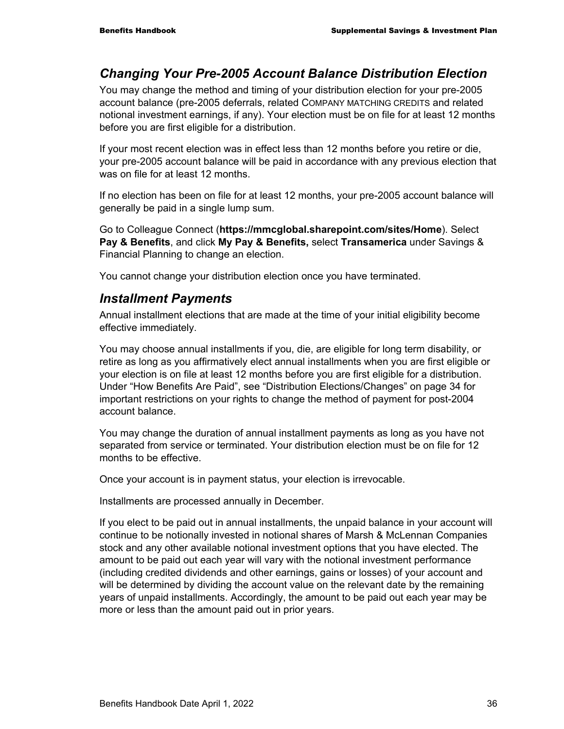## *Changing Your Pre-2005 Account Balance Distribution Election*

You may change the method and timing of your distribution election for your pre-2005 account balance (pre-2005 deferrals, related COMPANY MATCHING CREDITS and related notional investment earnings, if any). Your election must be on file for at least 12 months before you are first eligible for a distribution.

If your most recent election was in effect less than 12 months before you retire or die, your pre-2005 account balance will be paid in accordance with any previous election that was on file for at least 12 months.

If no election has been on file for at least 12 months, your pre-2005 account balance will generally be paid in a single lump sum.

Go to Colleague Connect (**https://mmcglobal.sharepoint.com/sites/Home**). Select **Pay & Benefits**, and click **My Pay & Benefits,** select **Transamerica** under Savings & Financial Planning to change an election.

You cannot change your distribution election once you have terminated.

## *Installment Payments*

Annual installment elections that are made at the time of your initial eligibility become effective immediately.

You may choose annual installments if you, die, are eligible for long term disability, or retire as long as you affirmatively elect annual installments when you are first eligible or your election is on file at least 12 months before you are first eligible for a distribution. Under "How Benefits Are Paid", see "Distribution Elections/Changes" on page 34 for important restrictions on your rights to change the method of payment for post-2004 account balance.

You may change the duration of annual installment payments as long as you have not separated from service or terminated. Your distribution election must be on file for 12 months to be effective.

Once your account is in payment status, your election is irrevocable.

Installments are processed annually in December.

If you elect to be paid out in annual installments, the unpaid balance in your account will continue to be notionally invested in notional shares of Marsh & McLennan Companies stock and any other available notional investment options that you have elected. The amount to be paid out each year will vary with the notional investment performance (including credited dividends and other earnings, gains or losses) of your account and will be determined by dividing the account value on the relevant date by the remaining years of unpaid installments. Accordingly, the amount to be paid out each year may be more or less than the amount paid out in prior years.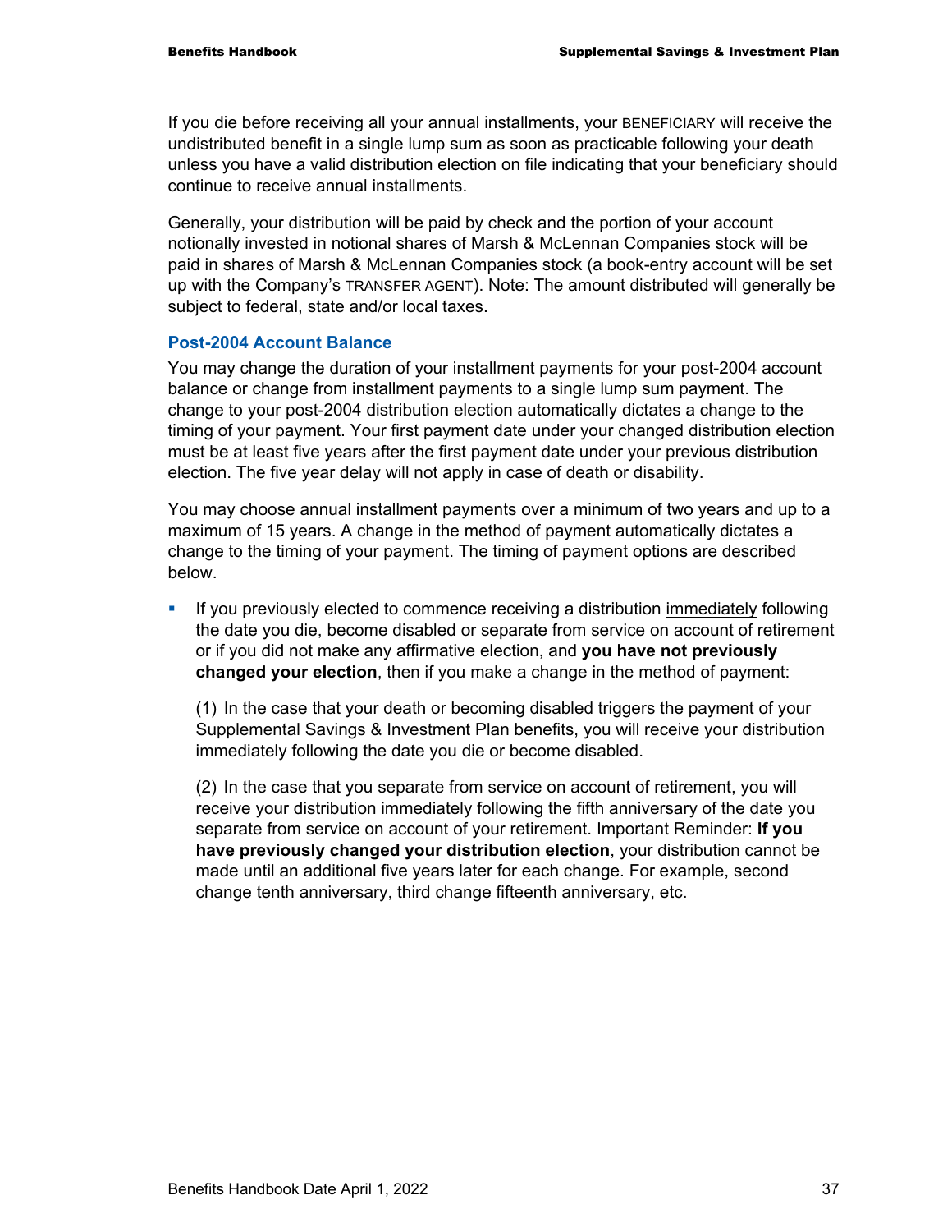If you die before receiving all your annual installments, your BENEFICIARY will receive the undistributed benefit in a single lump sum as soon as practicable following your death unless you have a valid distribution election on file indicating that your beneficiary should continue to receive annual installments.

Generally, your distribution will be paid by check and the portion of your account notionally invested in notional shares of Marsh & McLennan Companies stock will be paid in shares of Marsh & McLennan Companies stock (a book-entry account will be set up with the Company's TRANSFER AGENT). Note: The amount distributed will generally be subject to federal, state and/or local taxes.

### Post-2004 Account Balance

You may change the duration of your installment payments for your post-2004 account balance or change from installment payments to a single lump sum payment. The change to your post-2004 distribution election automatically dictates a change to the timing of your payment. Your first payment date under your changed distribution election must be at least five years after the first payment date under your previous distribution election. The five year delay will not apply in case of death or disability.

You may choose annual installment payments over a minimum of two years and up to a maximum of 15 years. A change in the method of payment automatically dictates a change to the timing of your payment. The timing of payment options are described below.

- If you previously elected to commence receiving a distribution <u>immediately</u> following the date you die, become disabled or separate from service on account of retirement or if you did not make any affirmative election, and **you have not previously changed your election**, then if you make a change in the method of payment:

  (1) In the case that your death or becoming disabled triggers the payment of your Supplemental Savings & Investment Plan benefits, you will receive your distribution immediately following the date you die or become disabled.

  (2) In the case that you separate from service on account of retirement, you will receive your distribution immediately following the fifth anniversary of the date you separate from service on account of your retirement. Important Reminder: **If you have previously changed your distribution election**, your distribution cannot be made until an additional five years later for each change. For example, second change tenth anniversary, third change fifteenth anniversary, etc.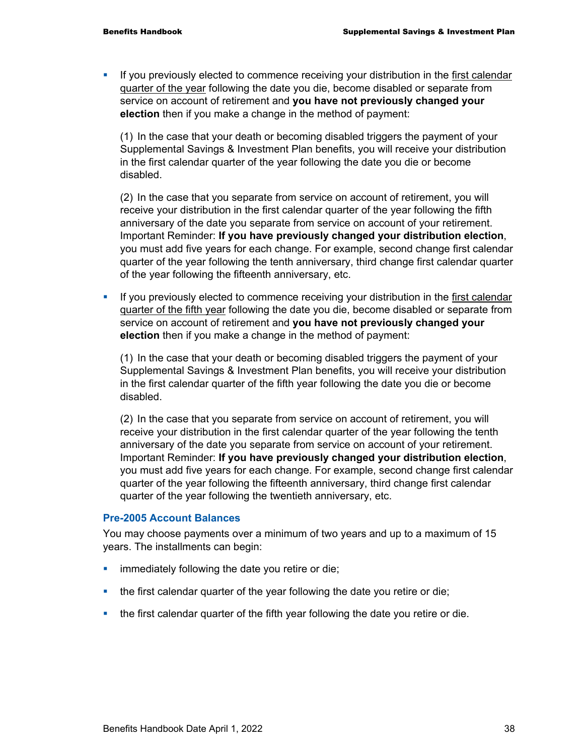- If you previously elected to commence receiving your distribution in the first calendar quarter of the year following the date you die, become disabled or separate from service on account of retirement and **you have not previously changed your election** then if you make a change in the method of payment:

  (1) In the case that your death or becoming disabled triggers the payment of your Supplemental Savings & Investment Plan benefits, you will receive your distribution in the first calendar quarter of the year following the date you die or become disabled.

  (2) In the case that you separate from service on account of retirement, you will receive your distribution in the first calendar quarter of the year following the fifth anniversary of the date you separate from service on account of your retirement. Important Reminder: **If you have previously changed your distribution election**, you must add five years for each change. For example, second change first calendar quarter of the year following the tenth anniversary, third change first calendar quarter of the year following the fifteenth anniversary, etc.

- If you previously elected to commence receiving your distribution in the first calendar quarter of the fifth year following the date you die, become disabled or separate from service on account of retirement and **you have not previously changed your election** then if you make a change in the method of payment:

  (1) In the case that your death or becoming disabled triggers the payment of your Supplemental Savings & Investment Plan benefits, you will receive your distribution in the first calendar quarter of the fifth year following the date you die or become disabled.

  (2) In the case that you separate from service on account of retirement, you will receive your distribution in the first calendar quarter of the year following the tenth anniversary of the date you separate from service on account of your retirement. Important Reminder: **If you have previously changed your distribution election**, you must add five years for each change. For example, second change first calendar quarter of the year following the fifteenth anniversary, third change first calendar quarter of the year following the twentieth anniversary, etc.

### Pre-2005 Account Balances

You may choose payments over a minimum of two years and up to a maximum of 15 years. The installments can begin:

- immediately following the date you retire or die;
- the first calendar quarter of the year following the date you retire or die;
- the first calendar quarter of the fifth year following the date you retire or die.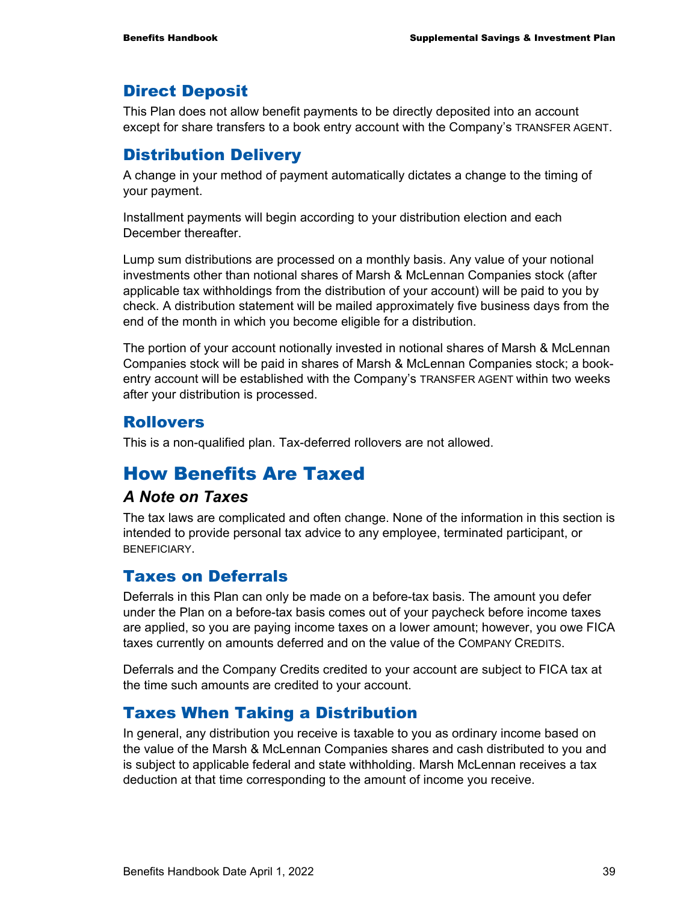## Direct Deposit

This Plan does not allow benefit payments to be directly deposited into an account except for share transfers to a book entry account with the Company's TRANSFER AGENT.

## Distribution Delivery

A change in your method of payment automatically dictates a change to the timing of your payment.

Installment payments will begin according to your distribution election and each December thereafter.

Lump sum distributions are processed on a monthly basis. Any value of your notional investments other than notional shares of Marsh & McLennan Companies stock (after applicable tax withholdings from the distribution of your account) will be paid to you by check. A distribution statement will be mailed approximately five business days from the end of the month in which you become eligible for a distribution.

The portion of your account notionally invested in notional shares of Marsh & McLennan Companies stock will be paid in shares of Marsh & McLennan Companies stock; a book-entry account will be established with the Company's TRANSFER AGENT within two weeks after your distribution is processed.

## Rollovers

This is a non-qualified plan. Tax-deferred rollovers are not allowed.

# How Benefits Are Taxed

### *A Note on Taxes*

The tax laws are complicated and often change. None of the information in this section is intended to provide personal tax advice to any employee, terminated participant, or BENEFICIARY.

## Taxes on Deferrals

Deferrals in this Plan can only be made on a before-tax basis. The amount you defer under the Plan on a before-tax basis comes out of your paycheck before income taxes are applied, so you are paying income taxes on a lower amount; however, you owe FICA taxes currently on amounts deferred and on the value of the COMPANY CREDITS.

Deferrals and the Company Credits credited to your account are subject to FICA tax at the time such amounts are credited to your account.

## Taxes When Taking a Distribution

In general, any distribution you receive is taxable to you as ordinary income based on the value of the Marsh & McLennan Companies shares and cash distributed to you and is subject to applicable federal and state withholding. Marsh McLennan receives a tax deduction at that time corresponding to the amount of income you receive.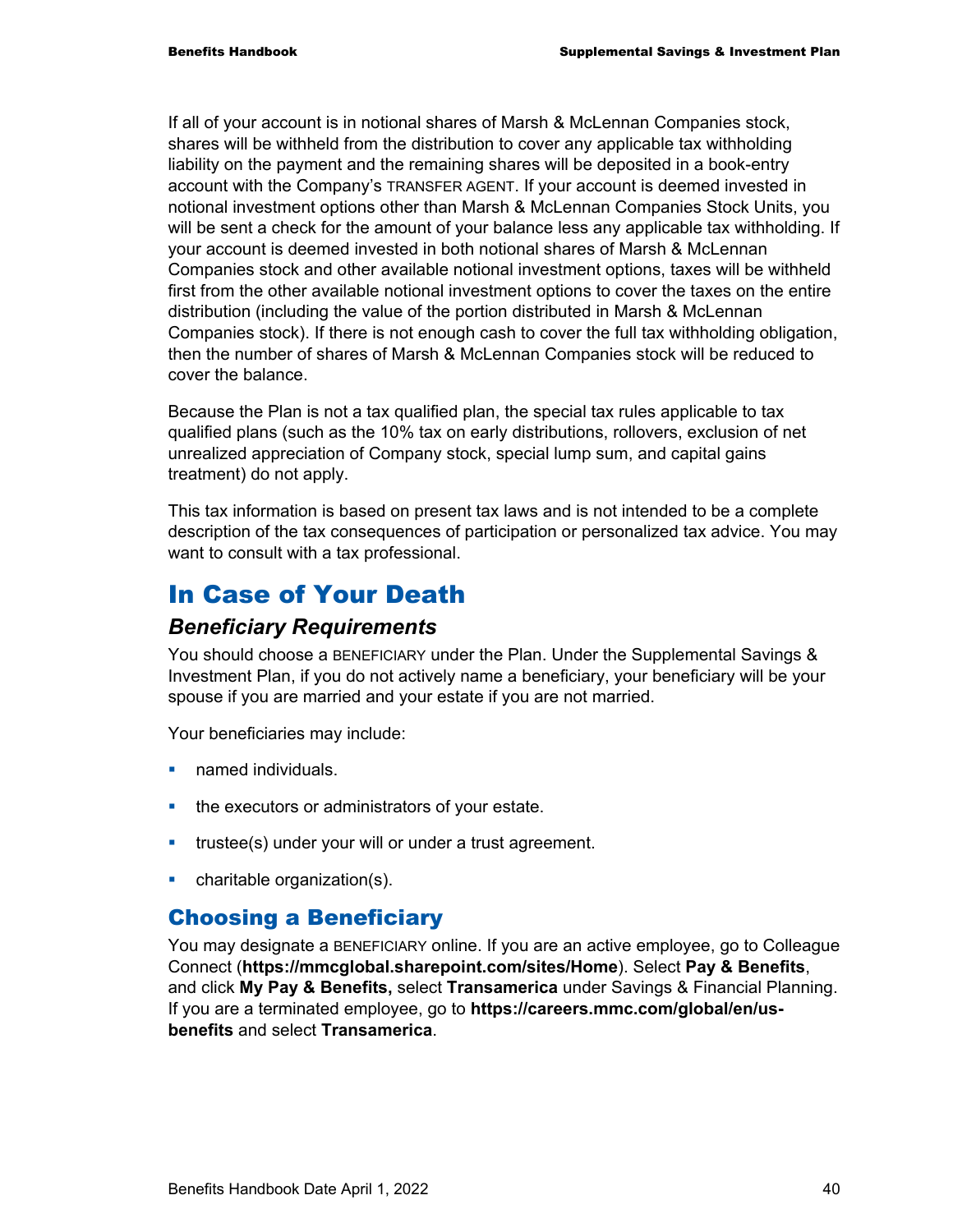If all of your account is in notional shares of Marsh & McLennan Companies stock, shares will be withheld from the distribution to cover any applicable tax withholding liability on the payment and the remaining shares will be deposited in a book-entry account with the Company's TRANSFER AGENT. If your account is deemed invested in notional investment options other than Marsh & McLennan Companies Stock Units, you will be sent a check for the amount of your balance less any applicable tax withholding. If your account is deemed invested in both notional shares of Marsh & McLennan Companies stock and other available notional investment options, taxes will be withheld first from the other available notional investment options to cover the taxes on the entire distribution (including the value of the portion distributed in Marsh & McLennan Companies stock). If there is not enough cash to cover the full tax withholding obligation, then the number of shares of Marsh & McLennan Companies stock will be reduced to cover the balance.

Because the Plan is not a tax qualified plan, the special tax rules applicable to tax qualified plans (such as the 10% tax on early distributions, rollovers, exclusion of net unrealized appreciation of Company stock, special lump sum, and capital gains treatment) do not apply.

This tax information is based on present tax laws and is not intended to be a complete description of the tax consequences of participation or personalized tax advice. You may want to consult with a tax professional.

# In Case of Your Death

### *Beneficiary Requirements*

You should choose a BENEFICIARY under the Plan. Under the Supplemental Savings & Investment Plan, if you do not actively name a beneficiary, your beneficiary will be your spouse if you are married and your estate if you are not married.

Your beneficiaries may include:

- named individuals.
- the executors or administrators of your estate.
- trustee(s) under your will or under a trust agreement.
- charitable organization(s).

## Choosing a Beneficiary

You may designate a BENEFICIARY online. If you are an active employee, go to Colleague Connect (**https://mmcglobal.sharepoint.com/sites/Home**). Select **Pay & Benefits**, and click **My Pay & Benefits,** select **Transamerica** under Savings & Financial Planning. If you are a terminated employee, go to **https://careers.mmc.com/global/en/us-benefits** and select **Transamerica**.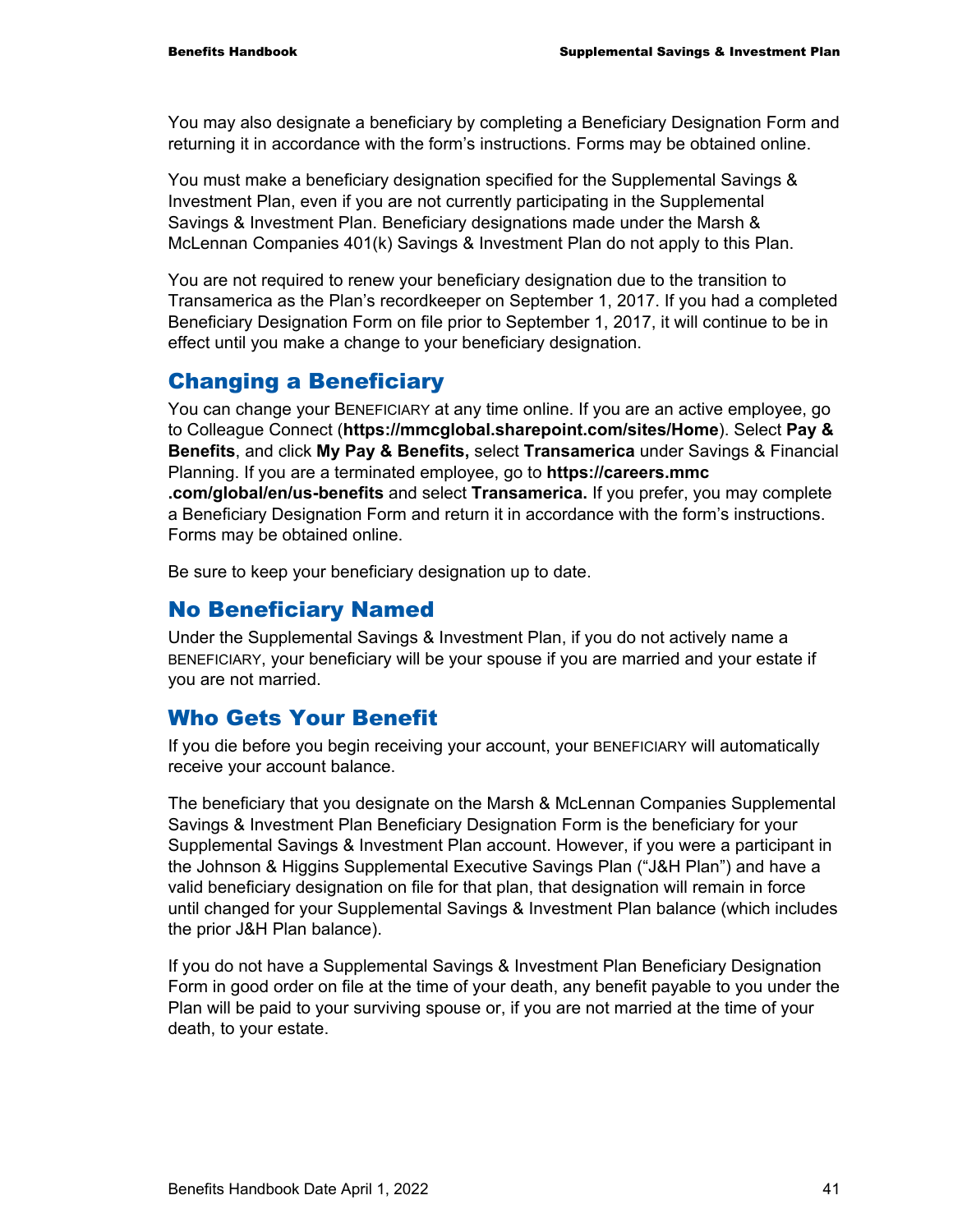You may also designate a beneficiary by completing a Beneficiary Designation Form and returning it in accordance with the form's instructions. Forms may be obtained online.

You must make a beneficiary designation specified for the Supplemental Savings & Investment Plan, even if you are not currently participating in the Supplemental Savings & Investment Plan. Beneficiary designations made under the Marsh & McLennan Companies 401(k) Savings & Investment Plan do not apply to this Plan.

You are not required to renew your beneficiary designation due to the transition to Transamerica as the Plan's recordkeeper on September 1, 2017. If you had a completed Beneficiary Designation Form on file prior to September 1, 2017, it will continue to be in effect until you make a change to your beneficiary designation.

## Changing a Beneficiary

You can change your BENEFICIARY at any time online. If you are an active employee, go to Colleague Connect (**https://mmcglobal.sharepoint.com/sites/Home**). Select **Pay & Benefits**, and click **My Pay & Benefits,** select **Transamerica** under Savings & Financial Planning. If you are a terminated employee, go to **https://careers.mmc.com/global/en/us-benefits** and select **Transamerica.** If you prefer, you may complete a Beneficiary Designation Form and return it in accordance with the form's instructions. Forms may be obtained online.

Be sure to keep your beneficiary designation up to date.

## No Beneficiary Named

Under the Supplemental Savings & Investment Plan, if you do not actively name a BENEFICIARY, your beneficiary will be your spouse if you are married and your estate if you are not married.

## Who Gets Your Benefit

If you die before you begin receiving your account, your BENEFICIARY will automatically receive your account balance.

The beneficiary that you designate on the Marsh & McLennan Companies Supplemental Savings & Investment Plan Beneficiary Designation Form is the beneficiary for your Supplemental Savings & Investment Plan account. However, if you were a participant in the Johnson & Higgins Supplemental Executive Savings Plan ("J&H Plan") and have a valid beneficiary designation on file for that plan, that designation will remain in force until changed for your Supplemental Savings & Investment Plan balance (which includes the prior J&H Plan balance).

If you do not have a Supplemental Savings & Investment Plan Beneficiary Designation Form in good order on file at the time of your death, any benefit payable to you under the Plan will be paid to your surviving spouse or, if you are not married at the time of your death, to your estate.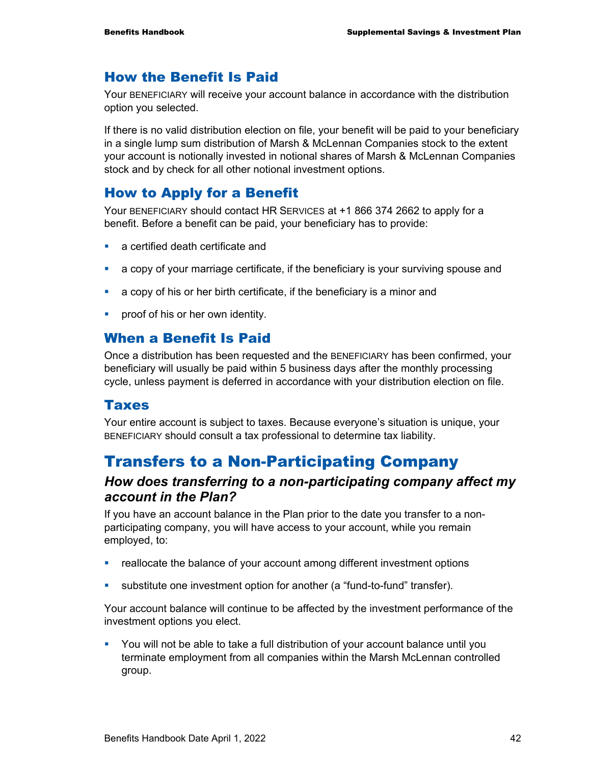## How the Benefit Is Paid

Your BENEFICIARY will receive your account balance in accordance with the distribution option you selected.

If there is no valid distribution election on file, your benefit will be paid to your beneficiary in a single lump sum distribution of Marsh & McLennan Companies stock to the extent your account is notionally invested in notional shares of Marsh & McLennan Companies stock and by check for all other notional investment options.

## How to Apply for a Benefit

Your BENEFICIARY should contact HR SERVICES at +1 866 374 2662 to apply for a benefit. Before a benefit can be paid, your beneficiary has to provide:

- a certified death certificate and
- a copy of your marriage certificate, if the beneficiary is your surviving spouse and
- a copy of his or her birth certificate, if the beneficiary is a minor and
- proof of his or her own identity.

## When a Benefit Is Paid

Once a distribution has been requested and the BENEFICIARY has been confirmed, your beneficiary will usually be paid within 5 business days after the monthly processing cycle, unless payment is deferred in accordance with your distribution election on file.

## Taxes

Your entire account is subject to taxes. Because everyone's situation is unique, your BENEFICIARY should consult a tax professional to determine tax liability.

# Transfers to a Non-Participating Company

### *How does transferring to a non-participating company affect my account in the Plan?*

If you have an account balance in the Plan prior to the date you transfer to a non-participating company, you will have access to your account, while you remain employed, to:

- reallocate the balance of your account among different investment options
- substitute one investment option for another (a "fund-to-fund" transfer).

Your account balance will continue to be affected by the investment performance of the investment options you elect.

- You will not be able to take a full distribution of your account balance until you terminate employment from all companies within the Marsh McLennan controlled group.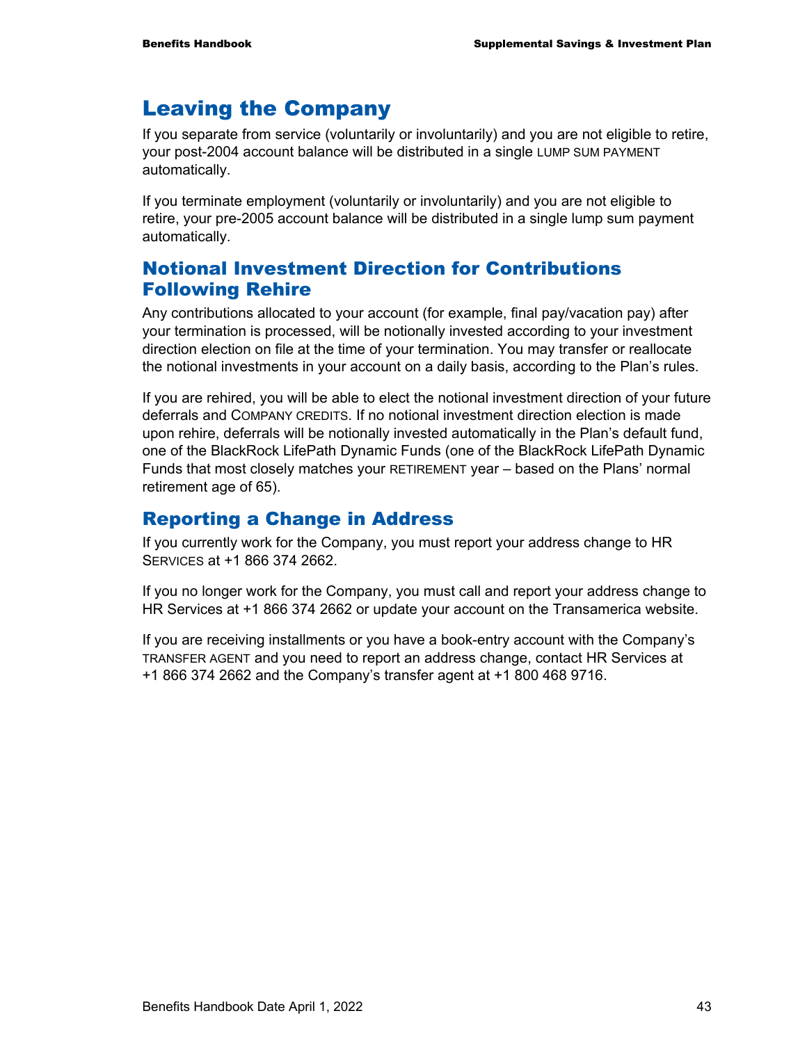# Leaving the Company

If you separate from service (voluntarily or involuntarily) and you are not eligible to retire, your post-2004 account balance will be distributed in a single LUMP SUM PAYMENT automatically.

If you terminate employment (voluntarily or involuntarily) and you are not eligible to retire, your pre-2005 account balance will be distributed in a single lump sum payment automatically.

## Notional Investment Direction for Contributions Following Rehire

Any contributions allocated to your account (for example, final pay/vacation pay) after your termination is processed, will be notionally invested according to your investment direction election on file at the time of your termination. You may transfer or reallocate the notional investments in your account on a daily basis, according to the Plan's rules.

If you are rehired, you will be able to elect the notional investment direction of your future deferrals and COMPANY CREDITS. If no notional investment direction election is made upon rehire, deferrals will be notionally invested automatically in the Plan's default fund, one of the BlackRock LifePath Dynamic Funds (one of the BlackRock LifePath Dynamic Funds that most closely matches your RETIREMENT year – based on the Plans' normal retirement age of 65).

## Reporting a Change in Address

If you currently work for the Company, you must report your address change to HR SERVICES at +1 866 374 2662.

If you no longer work for the Company, you must call and report your address change to HR Services at +1 866 374 2662 or update your account on the Transamerica website.

If you are receiving installments or you have a book-entry account with the Company's TRANSFER AGENT and you need to report an address change, contact HR Services at +1 866 374 2662 and the Company's transfer agent at +1 800 468 9716.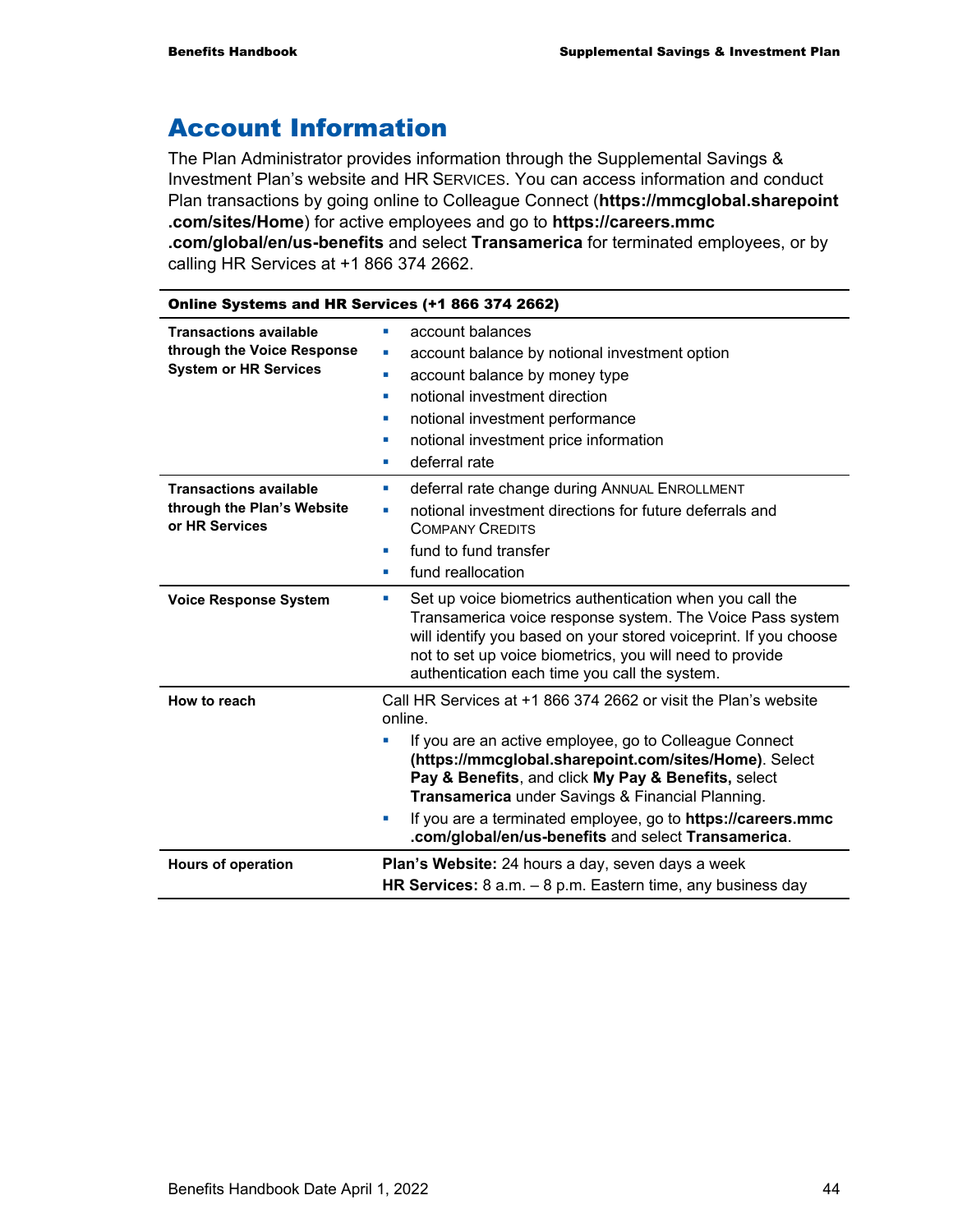# Account Information

The Plan Administrator provides information through the Supplemental Savings & Investment Plan's website and HR SERVICES. You can access information and conduct Plan transactions by going online to Colleague Connect (**https://mmcglobal.sharepoint .com/sites/Home**) for active employees and go to **https://careers.mmc .com/global/en/us-benefits** and select **Transamerica** for terminated employees, or by calling HR Services at +1 866 374 2662.

| **Online Systems and HR Services (+1 866 374 2662)** | |
|---|---|
| **Transactions available through the Voice Response System or HR Services** | ▪ account balances<br>▪ account balance by notional investment option<br>▪ account balance by money type<br>▪ notional investment direction<br>▪ notional investment performance<br>▪ notional investment price information<br>▪ deferral rate |
| **Transactions available through the Plan's Website or HR Services** | ▪ deferral rate change during ANNUAL ENROLLMENT<br>▪ notional investment directions for future deferrals and COMPANY CREDITS<br>▪ fund to fund transfer<br>▪ fund reallocation |
| **Voice Response System** | ▪ Set up voice biometrics authentication when you call the Transamerica voice response system. The Voice Pass system will identify you based on your stored voiceprint. If you choose not to set up voice biometrics, you will need to provide authentication each time you call the system. |
| **How to reach** | Call HR Services at +1 866 374 2662 or visit the Plan's website online.<br>▪ If you are an active employee, go to Colleague Connect **(https://mmcglobal.sharepoint.com/sites/Home)**. Select **Pay & Benefits**, and click **My Pay & Benefits,** select **Transamerica** under Savings & Financial Planning.<br>▪ If you are a terminated employee, go to **https://careers.mmc .com/global/en/us-benefits** and select **Transamerica**. |
| **Hours of operation** | **Plan's Website:** 24 hours a day, seven days a week<br>**HR Services:** 8 a.m. – 8 p.m. Eastern time, any business day |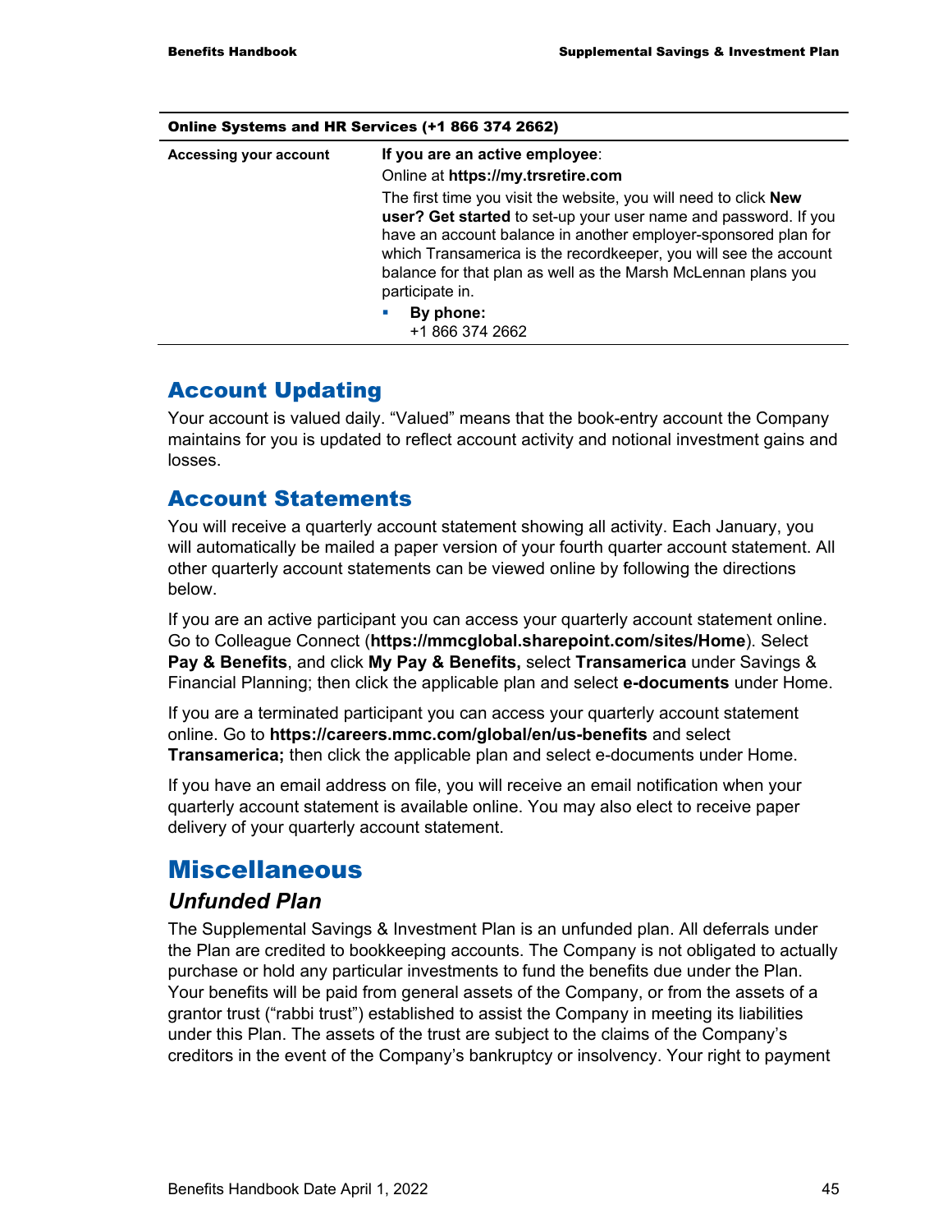| Online Systems and HR Services (+1 866 374 2662) | |
|---|---|
| **Accessing your account** | **If you are an active employee**:<br>Online at **https://my.trsretire.com**<br>The first time you visit the website, you will need to click **New user? Get started** to set-up your user name and password. If you have an account balance in another employer-sponsored plan for which Transamerica is the recordkeeper, you will see the account balance for that plan as well as the Marsh McLennan plans you participate in.<br>▪ **By phone:** +1 866 374 2662 |

## Account Updating

Your account is valued daily. "Valued" means that the book-entry account the Company maintains for you is updated to reflect account activity and notional investment gains and losses.

## Account Statements

You will receive a quarterly account statement showing all activity. Each January, you will automatically be mailed a paper version of your fourth quarter account statement. All other quarterly account statements can be viewed online by following the directions below.

If you are an active participant you can access your quarterly account statement online. Go to Colleague Connect (**https://mmcglobal.sharepoint.com/sites/Home**). Select **Pay & Benefits**, and click **My Pay & Benefits,** select **Transamerica** under Savings & Financial Planning; then click the applicable plan and select **e-documents** under Home.

If you are a terminated participant you can access your quarterly account statement online. Go to **https://careers.mmc.com/global/en/us-benefits** and select **Transamerica;** then click the applicable plan and select e-documents under Home.

If you have an email address on file, you will receive an email notification when your quarterly account statement is available online. You may also elect to receive paper delivery of your quarterly account statement.

# Miscellaneous

### *Unfunded Plan*

The Supplemental Savings & Investment Plan is an unfunded plan. All deferrals under the Plan are credited to bookkeeping accounts. The Company is not obligated to actually purchase or hold any particular investments to fund the benefits due under the Plan. Your benefits will be paid from general assets of the Company, or from the assets of a grantor trust ("rabbi trust") established to assist the Company in meeting its liabilities under this Plan. The assets of the trust are subject to the claims of the Company's creditors in the event of the Company's bankruptcy or insolvency. Your right to payment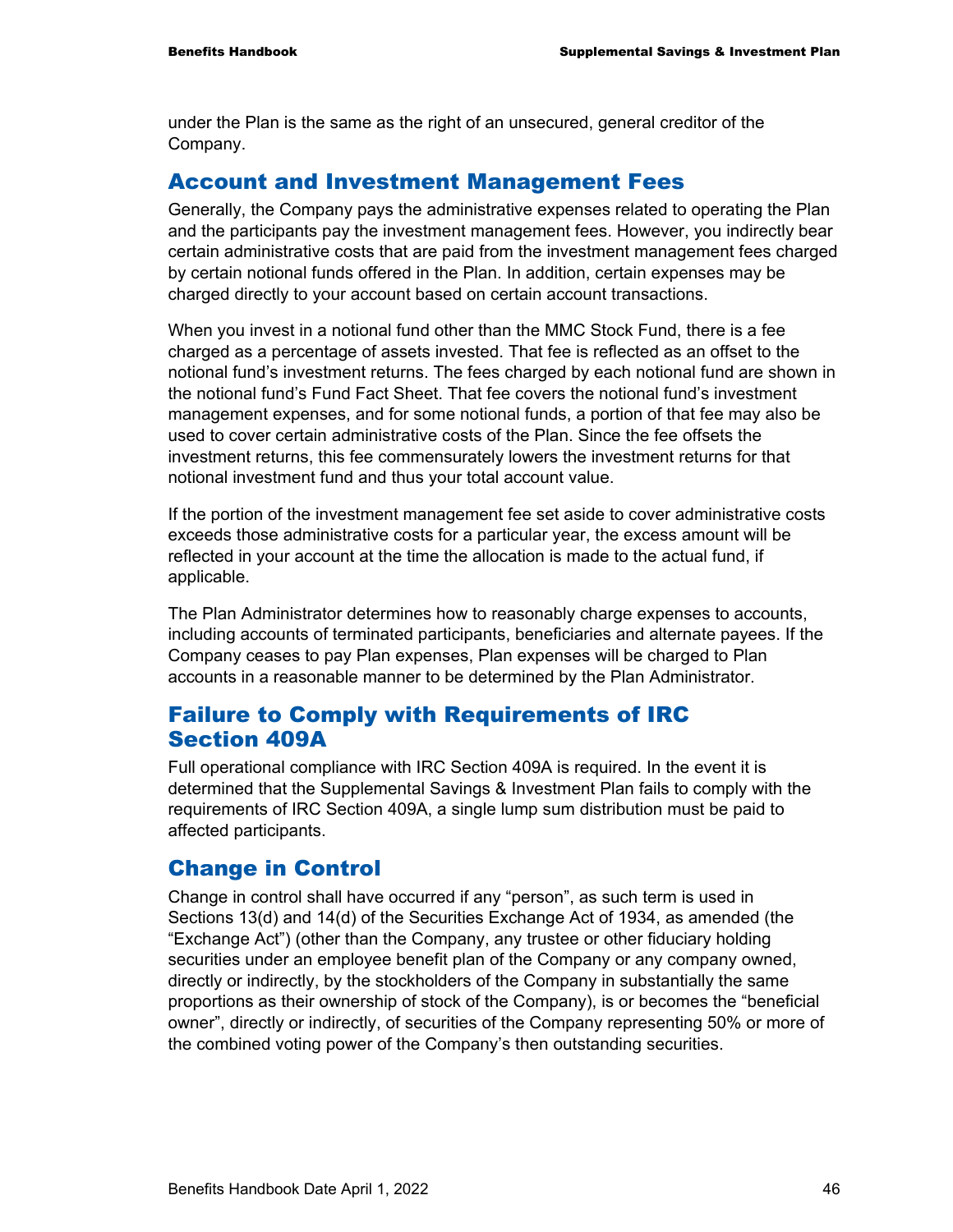under the Plan is the same as the right of an unsecured, general creditor of the Company.

## Account and Investment Management Fees

Generally, the Company pays the administrative expenses related to operating the Plan and the participants pay the investment management fees. However, you indirectly bear certain administrative costs that are paid from the investment management fees charged by certain notional funds offered in the Plan. In addition, certain expenses may be charged directly to your account based on certain account transactions.

When you invest in a notional fund other than the MMC Stock Fund, there is a fee charged as a percentage of assets invested. That fee is reflected as an offset to the notional fund's investment returns. The fees charged by each notional fund are shown in the notional fund's Fund Fact Sheet. That fee covers the notional fund's investment management expenses, and for some notional funds, a portion of that fee may also be used to cover certain administrative costs of the Plan. Since the fee offsets the investment returns, this fee commensurately lowers the investment returns for that notional investment fund and thus your total account value.

If the portion of the investment management fee set aside to cover administrative costs exceeds those administrative costs for a particular year, the excess amount will be reflected in your account at the time the allocation is made to the actual fund, if applicable.

The Plan Administrator determines how to reasonably charge expenses to accounts, including accounts of terminated participants, beneficiaries and alternate payees. If the Company ceases to pay Plan expenses, Plan expenses will be charged to Plan accounts in a reasonable manner to be determined by the Plan Administrator.

## Failure to Comply with Requirements of IRC Section 409A

Full operational compliance with IRC Section 409A is required. In the event it is determined that the Supplemental Savings & Investment Plan fails to comply with the requirements of IRC Section 409A, a single lump sum distribution must be paid to affected participants.

## Change in Control

Change in control shall have occurred if any "person", as such term is used in Sections 13(d) and 14(d) of the Securities Exchange Act of 1934, as amended (the "Exchange Act") (other than the Company, any trustee or other fiduciary holding securities under an employee benefit plan of the Company or any company owned, directly or indirectly, by the stockholders of the Company in substantially the same proportions as their ownership of stock of the Company), is or becomes the "beneficial owner", directly or indirectly, of securities of the Company representing 50% or more of the combined voting power of the Company's then outstanding securities.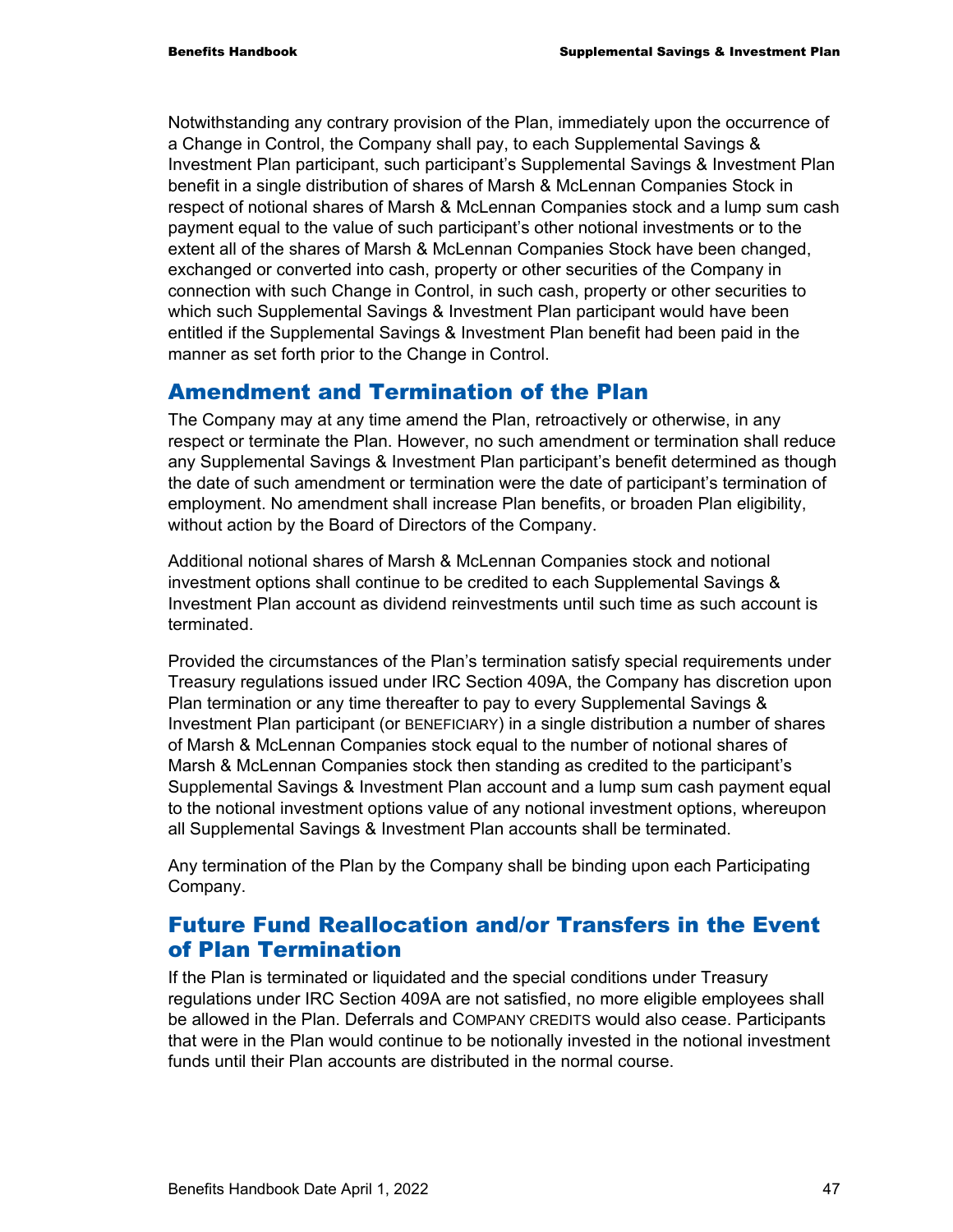Notwithstanding any contrary provision of the Plan, immediately upon the occurrence of a Change in Control, the Company shall pay, to each Supplemental Savings & Investment Plan participant, such participant's Supplemental Savings & Investment Plan benefit in a single distribution of shares of Marsh & McLennan Companies Stock in respect of notional shares of Marsh & McLennan Companies stock and a lump sum cash payment equal to the value of such participant's other notional investments or to the extent all of the shares of Marsh & McLennan Companies Stock have been changed, exchanged or converted into cash, property or other securities of the Company in connection with such Change in Control, in such cash, property or other securities to which such Supplemental Savings & Investment Plan participant would have been entitled if the Supplemental Savings & Investment Plan benefit had been paid in the manner as set forth prior to the Change in Control.

## Amendment and Termination of the Plan

The Company may at any time amend the Plan, retroactively or otherwise, in any respect or terminate the Plan. However, no such amendment or termination shall reduce any Supplemental Savings & Investment Plan participant's benefit determined as though the date of such amendment or termination were the date of participant's termination of employment. No amendment shall increase Plan benefits, or broaden Plan eligibility, without action by the Board of Directors of the Company.

Additional notional shares of Marsh & McLennan Companies stock and notional investment options shall continue to be credited to each Supplemental Savings & Investment Plan account as dividend reinvestments until such time as such account is terminated.

Provided the circumstances of the Plan's termination satisfy special requirements under Treasury regulations issued under IRC Section 409A, the Company has discretion upon Plan termination or any time thereafter to pay to every Supplemental Savings & Investment Plan participant (or BENEFICIARY) in a single distribution a number of shares of Marsh & McLennan Companies stock equal to the number of notional shares of Marsh & McLennan Companies stock then standing as credited to the participant's Supplemental Savings & Investment Plan account and a lump sum cash payment equal to the notional investment options value of any notional investment options, whereupon all Supplemental Savings & Investment Plan accounts shall be terminated.

Any termination of the Plan by the Company shall be binding upon each Participating Company.

## Future Fund Reallocation and/or Transfers in the Event of Plan Termination

If the Plan is terminated or liquidated and the special conditions under Treasury regulations under IRC Section 409A are not satisfied, no more eligible employees shall be allowed in the Plan. Deferrals and COMPANY CREDITS would also cease. Participants that were in the Plan would continue to be notionally invested in the notional investment funds until their Plan accounts are distributed in the normal course.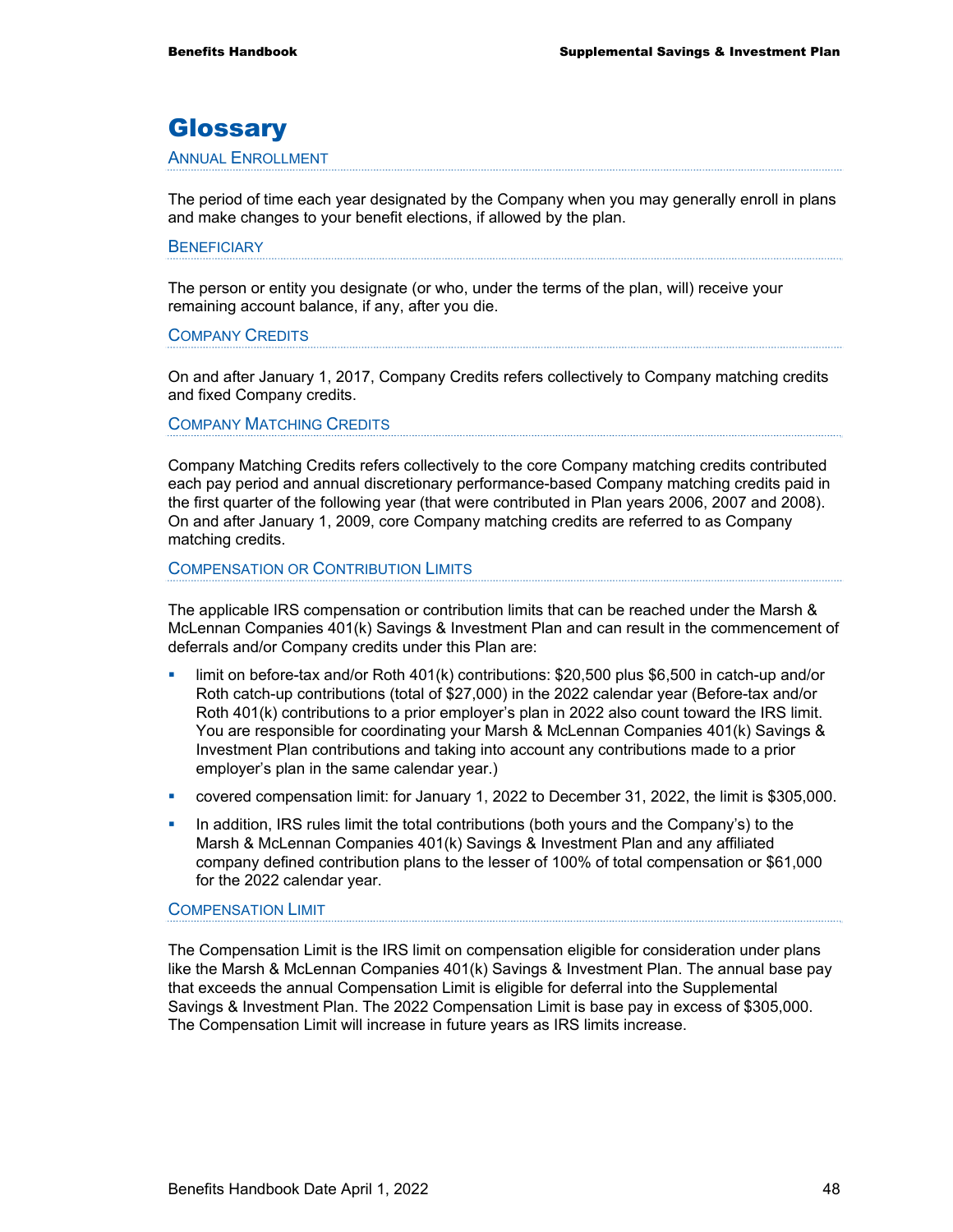# Glossary

### Annual Enrollment

The period of time each year designated by the Company when you may generally enroll in plans and make changes to your benefit elections, if allowed by the plan.

### Beneficiary

The person or entity you designate (or who, under the terms of the plan, will) receive your remaining account balance, if any, after you die.

### Company Credits

On and after January 1, 2017, Company Credits refers collectively to Company matching credits and fixed Company credits.

### Company Matching Credits

Company Matching Credits refers collectively to the core Company matching credits contributed each pay period and annual discretionary performance-based Company matching credits paid in the first quarter of the following year (that were contributed in Plan years 2006, 2007 and 2008). On and after January 1, 2009, core Company matching credits are referred to as Company matching credits.

### Compensation or Contribution Limits

The applicable IRS compensation or contribution limits that can be reached under the Marsh & McLennan Companies 401(k) Savings & Investment Plan and can result in the commencement of deferrals and/or Company credits under this Plan are:

- limit on before-tax and/or Roth 401(k) contributions: $20,500 plus $6,500 in catch-up and/or Roth catch-up contributions (total of $27,000) in the 2022 calendar year (Before-tax and/or Roth 401(k) contributions to a prior employer's plan in 2022 also count toward the IRS limit. You are responsible for coordinating your Marsh & McLennan Companies 401(k) Savings & Investment Plan contributions and taking into account any contributions made to a prior employer's plan in the same calendar year.)
- covered compensation limit: for January 1, 2022 to December 31, 2022, the limit is $305,000.
- In addition, IRS rules limit the total contributions (both yours and the Company's) to the Marsh & McLennan Companies 401(k) Savings & Investment Plan and any affiliated company defined contribution plans to the lesser of 100% of total compensation or $61,000 for the 2022 calendar year.

### Compensation Limit

The Compensation Limit is the IRS limit on compensation eligible for consideration under plans like the Marsh & McLennan Companies 401(k) Savings & Investment Plan. The annual base pay that exceeds the annual Compensation Limit is eligible for deferral into the Supplemental Savings & Investment Plan. The 2022 Compensation Limit is base pay in excess of $305,000. The Compensation Limit will increase in future years as IRS limits increase.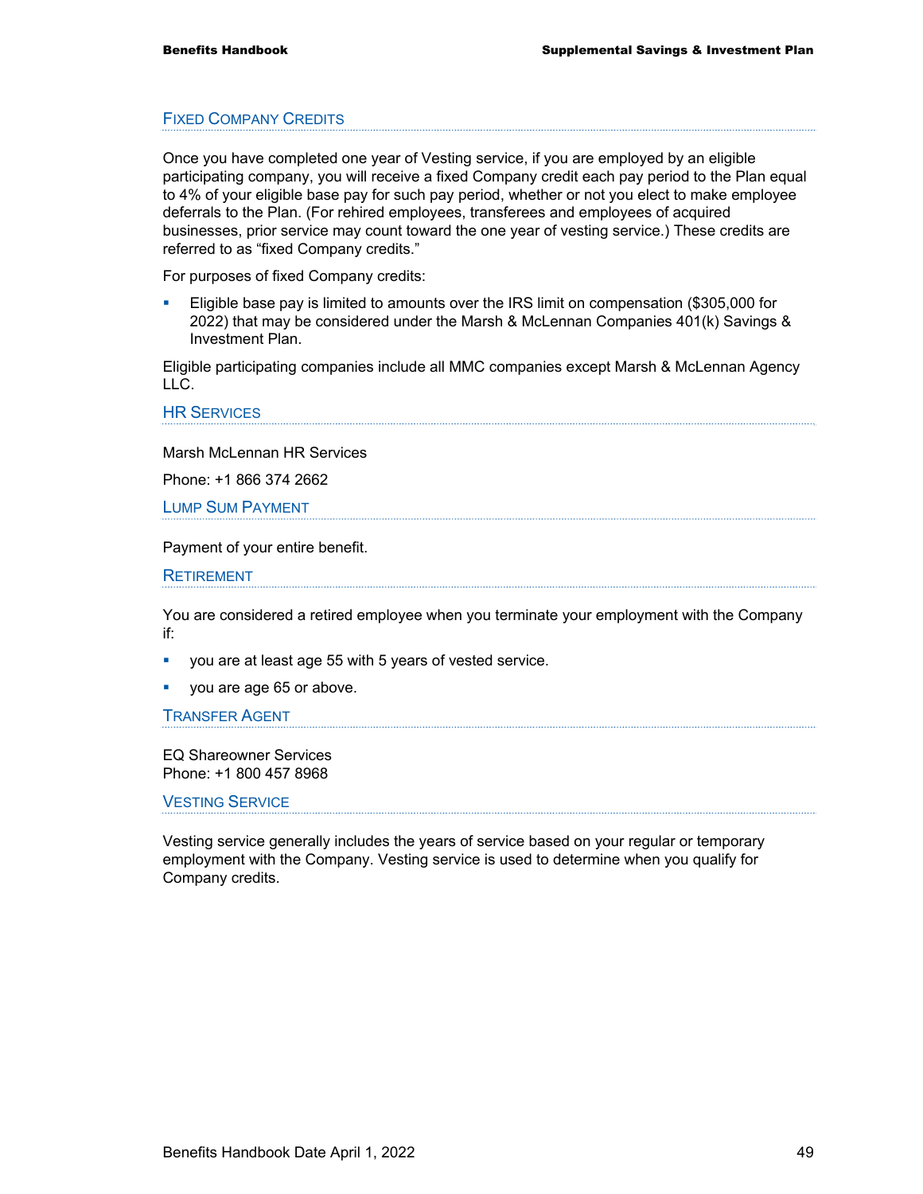### Fixed Company Credits

Once you have completed one year of Vesting service, if you are employed by an eligible participating company, you will receive a fixed Company credit each pay period to the Plan equal to 4% of your eligible base pay for such pay period, whether or not you elect to make employee deferrals to the Plan. (For rehired employees, transferees and employees of acquired businesses, prior service may count toward the one year of vesting service.) These credits are referred to as "fixed Company credits."

For purposes of fixed Company credits:

- Eligible base pay is limited to amounts over the IRS limit on compensation ($305,000 for 2022) that may be considered under the Marsh & McLennan Companies 401(k) Savings & Investment Plan.

Eligible participating companies include all MMC companies except Marsh & McLennan Agency LLC.

### HR Services

Marsh McLennan HR Services

Phone: +1 866 374 2662

### Lump Sum Payment

Payment of your entire benefit.

### Retirement

You are considered a retired employee when you terminate your employment with the Company if:

- you are at least age 55 with 5 years of vested service.
- you are age 65 or above.

### Transfer Agent

EQ Shareowner Services
Phone: +1 800 457 8968

### Vesting Service

Vesting service generally includes the years of service based on your regular or temporary employment with the Company. Vesting service is used to determine when you qualify for Company credits.